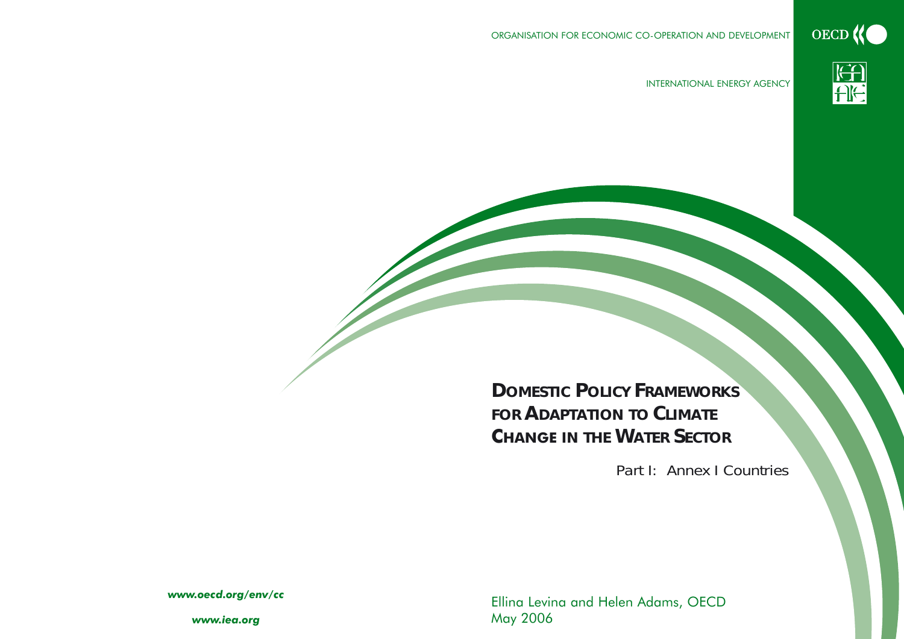ORGANISATION FOR ECONOMIC CO-OPERATION AND DEVELOPMENT

OECD

INTERNATIONAL ENERGY AGENCY

# DOMESTIC POLICY FRAMEWORKS FOR ADAPTATION TO CLIMATE CHANGE IN THE WATER SECTOR

Part I: Annex I Countries

***www.oecd.org/env/cc***

***www.iea.org***

Ellina Levina and Helen Adams, OECD
May 2006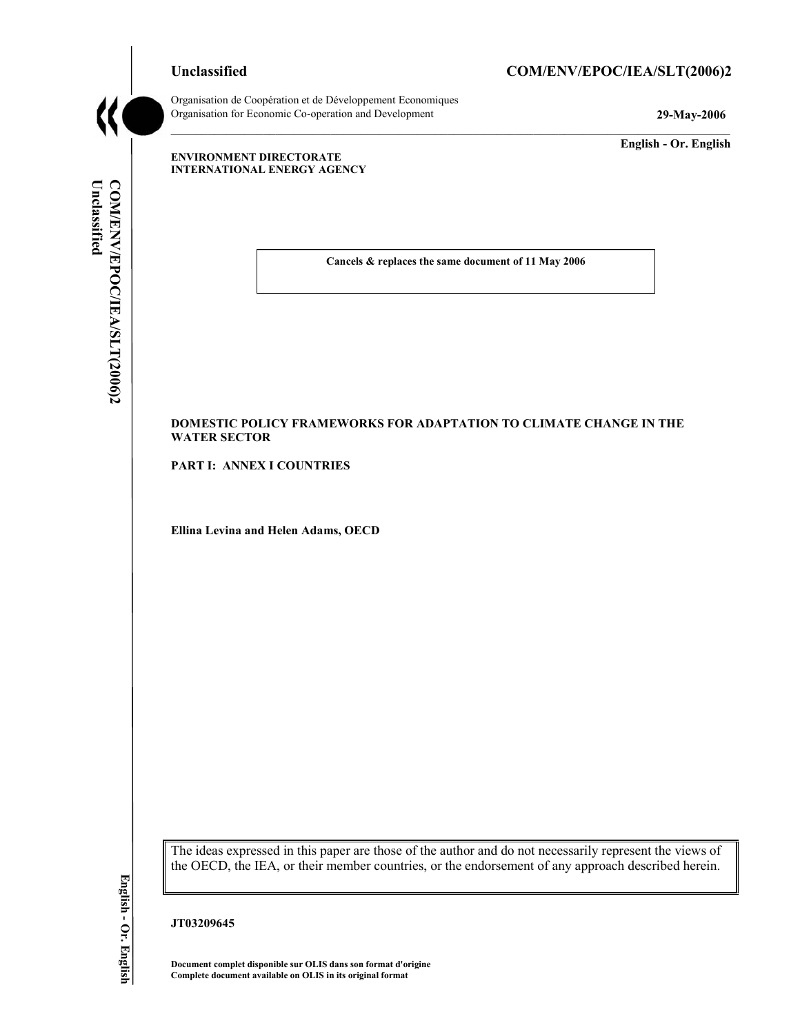Unclassified

# COM/ENV/EPOC/IEA/SLT(2006)2

Organisation de Coopération et de Développement Economiques
Organisation for Economic Co-operation and Development

**29-May-2006**

**English - Or. English**

**ENVIRONMENT DIRECTORATE**
**INTERNATIONAL ENERGY AGENCY**

**Cancels & replaces the same document of 11 May 2006**

**DOMESTIC POLICY FRAMEWORKS FOR ADAPTATION TO CLIMATE CHANGE IN THE WATER SECTOR**

**PART I: ANNEX I COUNTRIES**

**Ellina Levina and Helen Adams, OECD**

The ideas expressed in this paper are those of the author and do not necessarily represent the views of the OECD, the IEA, or their member countries, or the endorsement of any approach described herein.

**JT03209645**

**Document complet disponible sur OLIS dans son format d'origine**
**Complete document available on OLIS in its original format**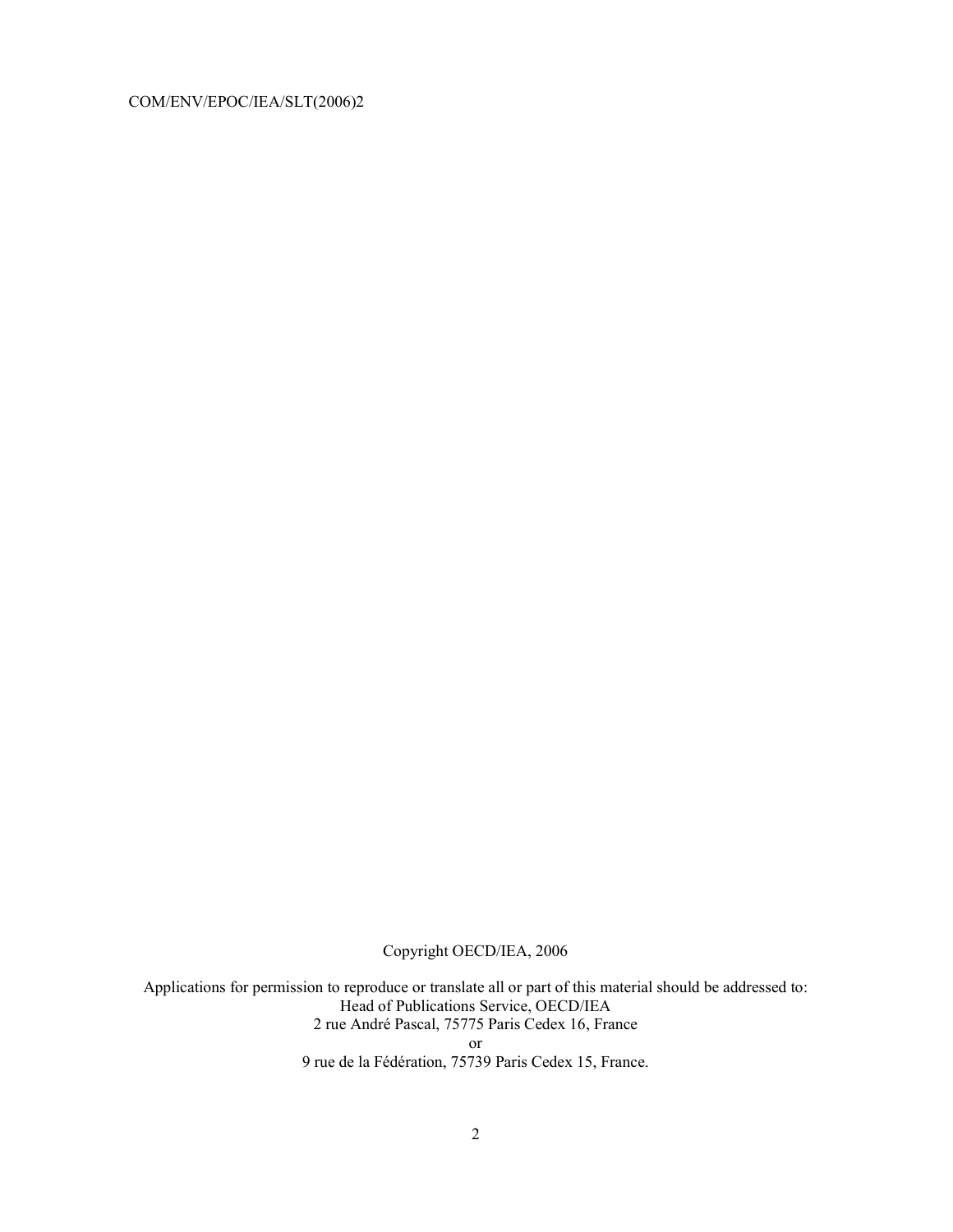Copyright OECD/IEA, 2006

Applications for permission to reproduce or translate all or part of this material should be addressed to:
Head of Publications Service, OECD/IEA
2 rue André Pascal, 75775 Paris Cedex 16, France
or
9 rue de la Fédération, 75739 Paris Cedex 15, France.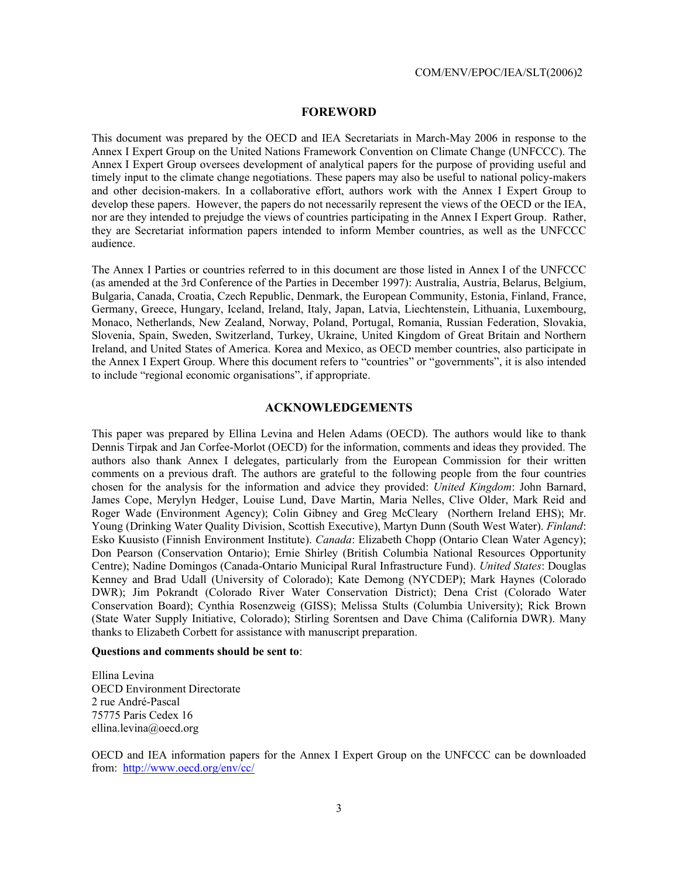## FOREWORD

This document was prepared by the OECD and IEA Secretariats in March-May 2006 in response to the Annex I Expert Group on the United Nations Framework Convention on Climate Change (UNFCCC). The Annex I Expert Group oversees development of analytical papers for the purpose of providing useful and timely input to the climate change negotiations. These papers may also be useful to national policy-makers and other decision-makers. In a collaborative effort, authors work with the Annex I Expert Group to develop these papers. However, the papers do not necessarily represent the views of the OECD or the IEA, nor are they intended to prejudge the views of countries participating in the Annex I Expert Group. Rather, they are Secretariat information papers intended to inform Member countries, as well as the UNFCCC audience.

The Annex I Parties or countries referred to in this document are those listed in Annex I of the UNFCCC (as amended at the 3rd Conference of the Parties in December 1997): Australia, Austria, Belarus, Belgium, Bulgaria, Canada, Croatia, Czech Republic, Denmark, the European Community, Estonia, Finland, France, Germany, Greece, Hungary, Iceland, Ireland, Italy, Japan, Latvia, Liechtenstein, Lithuania, Luxembourg, Monaco, Netherlands, New Zealand, Norway, Poland, Portugal, Romania, Russian Federation, Slovakia, Slovenia, Spain, Sweden, Switzerland, Turkey, Ukraine, United Kingdom of Great Britain and Northern Ireland, and United States of America. Korea and Mexico, as OECD member countries, also participate in the Annex I Expert Group. Where this document refers to "countries" or "governments", it is also intended to include "regional economic organisations", if appropriate.

## ACKNOWLEDGEMENTS

This paper was prepared by Ellina Levina and Helen Adams (OECD). The authors would like to thank Dennis Tirpak and Jan Corfee-Morlot (OECD) for the information, comments and ideas they provided. The authors also thank Annex I delegates, particularly from the European Commission for their written comments on a previous draft. The authors are grateful to the following people from the four countries chosen for the analysis for the information and advice they provided: *United Kingdom*: John Barnard, James Cope, Merylyn Hedger, Louise Lund, Dave Martin, Maria Nelles, Clive Older, Mark Reid and Roger Wade (Environment Agency); Colin Gibney and Greg McCleary (Northern Ireland EHS); Mr. Young (Drinking Water Quality Division, Scottish Executive), Martyn Dunn (South West Water). *Finland*: Esko Kuusisto (Finnish Environment Institute). *Canada*: Elizabeth Chopp (Ontario Clean Water Agency); Don Pearson (Conservation Ontario); Ernie Shirley (British Columbia National Resources Opportunity Centre); Nadine Domingos (Canada-Ontario Municipal Rural Infrastructure Fund). *United States*: Douglas Kenney and Brad Udall (University of Colorado); Kate Demong (NYCDEP); Mark Haynes (Colorado DWR); Jim Pokrandt (Colorado River Water Conservation District); Dena Crist (Colorado Water Conservation Board); Cynthia Rosenzweig (GISS); Melissa Stults (Columbia University); Rick Brown (State Water Supply Initiative, Colorado); Stirling Sorentsen and Dave Chima (California DWR). Many thanks to Elizabeth Corbett for assistance with manuscript preparation.

**Questions and comments should be sent to**:

Ellina Levina
OECD Environment Directorate
2 rue André-Pascal
75775 Paris Cedex 16
ellina.levina@oecd.org

OECD and IEA information papers for the Annex I Expert Group on the UNFCCC can be downloaded from: http://www.oecd.org/env/cc/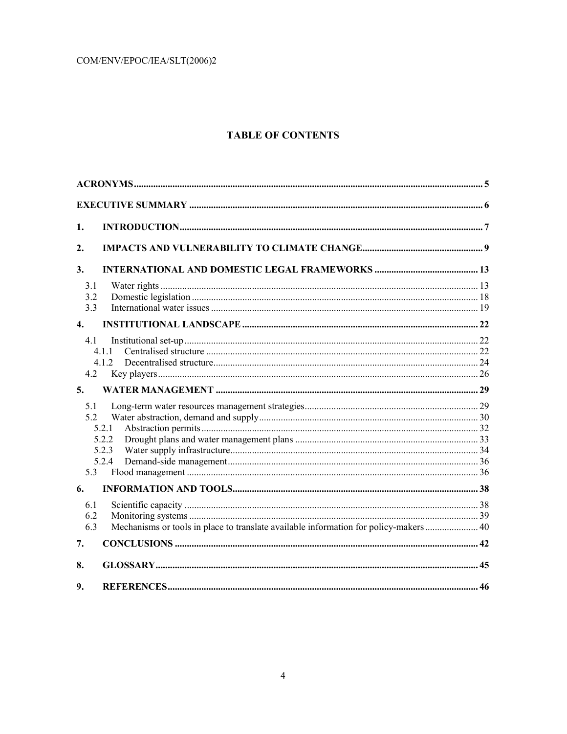# TABLE OF CONTENTS

- ACRONYMS ..... 5
- EXECUTIVE SUMMARY ..... 6
- 1. INTRODUCTION ..... 7
- 2. IMPACTS AND VULNERABILITY TO CLIMATE CHANGE ..... 9
- 3. INTERNATIONAL AND DOMESTIC LEGAL FRAMEWORKS ..... 13
  - 3.1 Water rights ..... 13
  - 3.2 Domestic legislation ..... 18
  - 3.3 International water issues ..... 19
- 4. INSTITUTIONAL LANDSCAPE ..... 22
  - 4.1 Institutional set-up ..... 22
    - 4.1.1 Centralised structure ..... 22
    - 4.1.2 Decentralised structure ..... 24
  - 4.2 Key players ..... 26
- 5. WATER MANAGEMENT ..... 29
  - 5.1 Long-term water resources management strategies ..... 29
  - 5.2 Water abstraction, demand and supply ..... 30
    - 5.2.1 Abstraction permits ..... 32
    - 5.2.2 Drought plans and water management plans ..... 33
    - 5.2.3 Water supply infrastructure ..... 34
    - 5.2.4 Demand-side management ..... 36
  - 5.3 Flood management ..... 36
- 6. INFORMATION AND TOOLS ..... 38
  - 6.1 Scientific capacity ..... 38
  - 6.2 Monitoring systems ..... 39
  - 6.3 Mechanisms or tools in place to translate available information for policy-makers ..... 40
- 7. CONCLUSIONS ..... 42
- 8. GLOSSARY ..... 45
- 9. REFERENCES ..... 46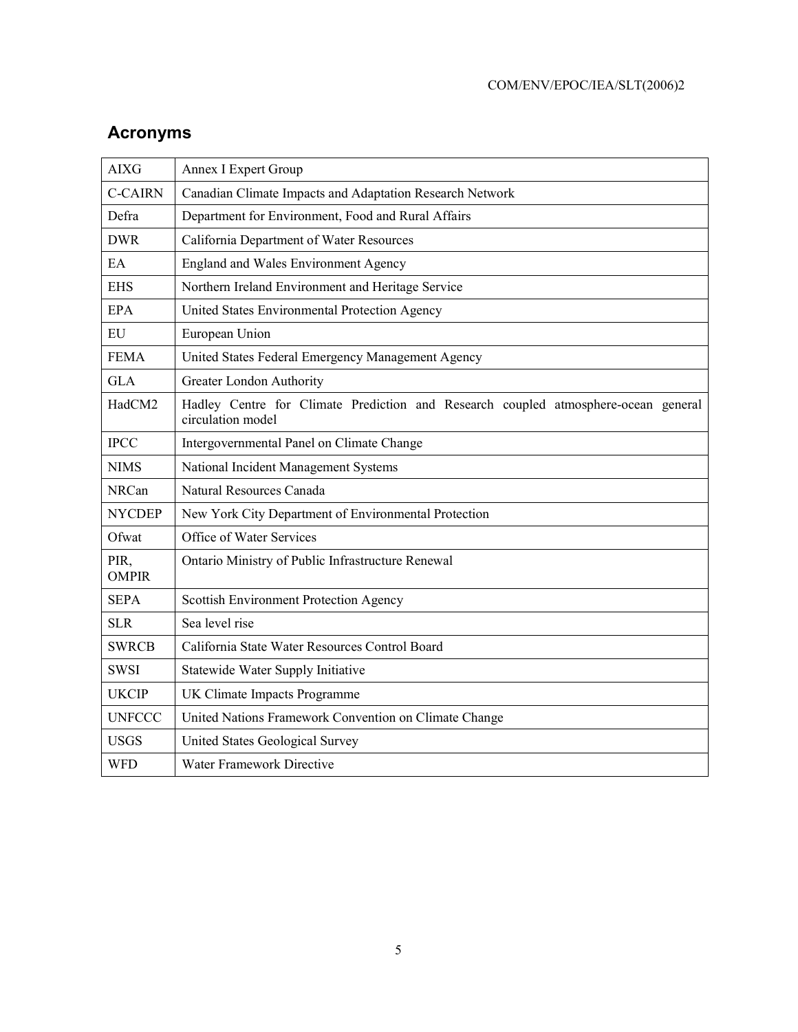## Acronyms

| | |
|---|---|
| AIXG | Annex I Expert Group |
| C-CAIRN | Canadian Climate Impacts and Adaptation Research Network |
| Defra | Department for Environment, Food and Rural Affairs |
| DWR | California Department of Water Resources |
| EA | England and Wales Environment Agency |
| EHS | Northern Ireland Environment and Heritage Service |
| EPA | United States Environmental Protection Agency |
| EU | European Union |
| FEMA | United States Federal Emergency Management Agency |
| GLA | Greater London Authority |
| HadCM2 | Hadley Centre for Climate Prediction and Research coupled atmosphere-ocean general circulation model |
| IPCC | Intergovernmental Panel on Climate Change |
| NIMS | National Incident Management Systems |
| NRCan | Natural Resources Canada |
| NYCDEP | New York City Department of Environmental Protection |
| Ofwat | Office of Water Services |
| PIR, OMPIR | Ontario Ministry of Public Infrastructure Renewal |
| SEPA | Scottish Environment Protection Agency |
| SLR | Sea level rise |
| SWRCB | California State Water Resources Control Board |
| SWSI | Statewide Water Supply Initiative |
| UKCIP | UK Climate Impacts Programme |
| UNFCCC | United Nations Framework Convention on Climate Change |
| USGS | United States Geological Survey |
| WFD | Water Framework Directive |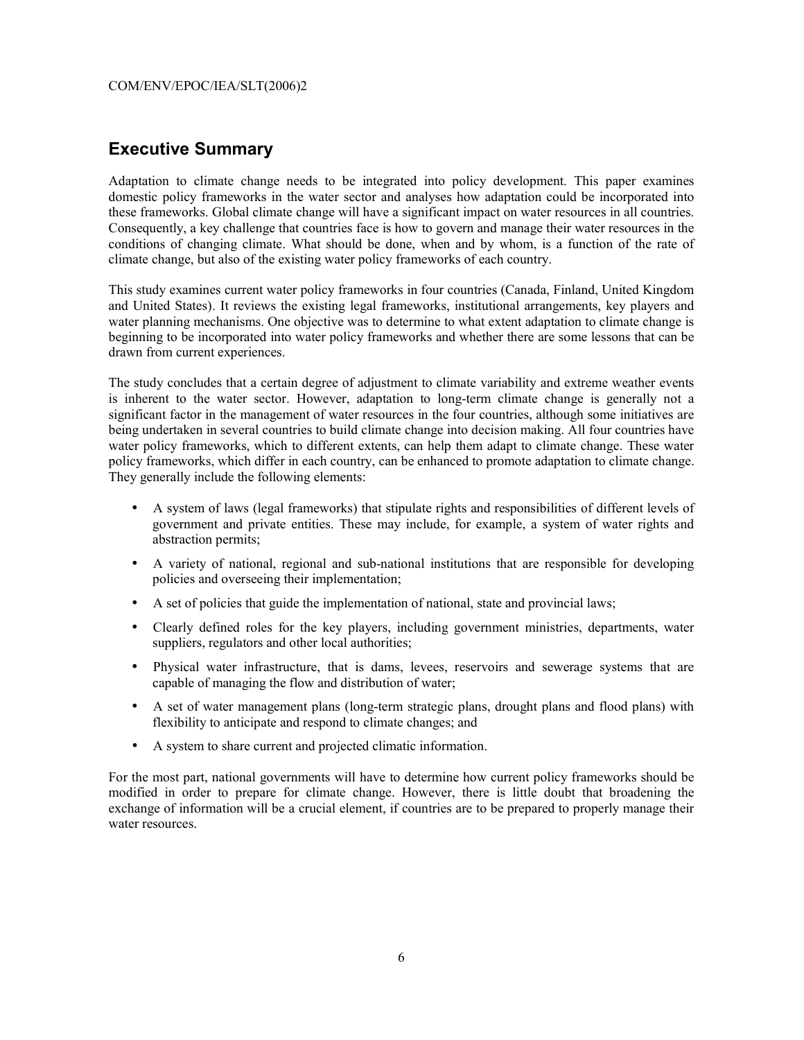## Executive Summary

Adaptation to climate change needs to be integrated into policy development. This paper examines domestic policy frameworks in the water sector and analyses how adaptation could be incorporated into these frameworks. Global climate change will have a significant impact on water resources in all countries. Consequently, a key challenge that countries face is how to govern and manage their water resources in the conditions of changing climate. What should be done, when and by whom, is a function of the rate of climate change, but also of the existing water policy frameworks of each country.

This study examines current water policy frameworks in four countries (Canada, Finland, United Kingdom and United States). It reviews the existing legal frameworks, institutional arrangements, key players and water planning mechanisms. One objective was to determine to what extent adaptation to climate change is beginning to be incorporated into water policy frameworks and whether there are some lessons that can be drawn from current experiences.

The study concludes that a certain degree of adjustment to climate variability and extreme weather events is inherent to the water sector. However, adaptation to long-term climate change is generally not a significant factor in the management of water resources in the four countries, although some initiatives are being undertaken in several countries to build climate change into decision making. All four countries have water policy frameworks, which to different extents, can help them adapt to climate change. These water policy frameworks, which differ in each country, can be enhanced to promote adaptation to climate change. They generally include the following elements:

- A system of laws (legal frameworks) that stipulate rights and responsibilities of different levels of government and private entities. These may include, for example, a system of water rights and abstraction permits;
- A variety of national, regional and sub-national institutions that are responsible for developing policies and overseeing their implementation;
- A set of policies that guide the implementation of national, state and provincial laws;
- Clearly defined roles for the key players, including government ministries, departments, water suppliers, regulators and other local authorities;
- Physical water infrastructure, that is dams, levees, reservoirs and sewerage systems that are capable of managing the flow and distribution of water;
- A set of water management plans (long-term strategic plans, drought plans and flood plans) with flexibility to anticipate and respond to climate changes; and
- A system to share current and projected climatic information.

For the most part, national governments will have to determine how current policy frameworks should be modified in order to prepare for climate change. However, there is little doubt that broadening the exchange of information will be a crucial element, if countries are to be prepared to properly manage their water resources.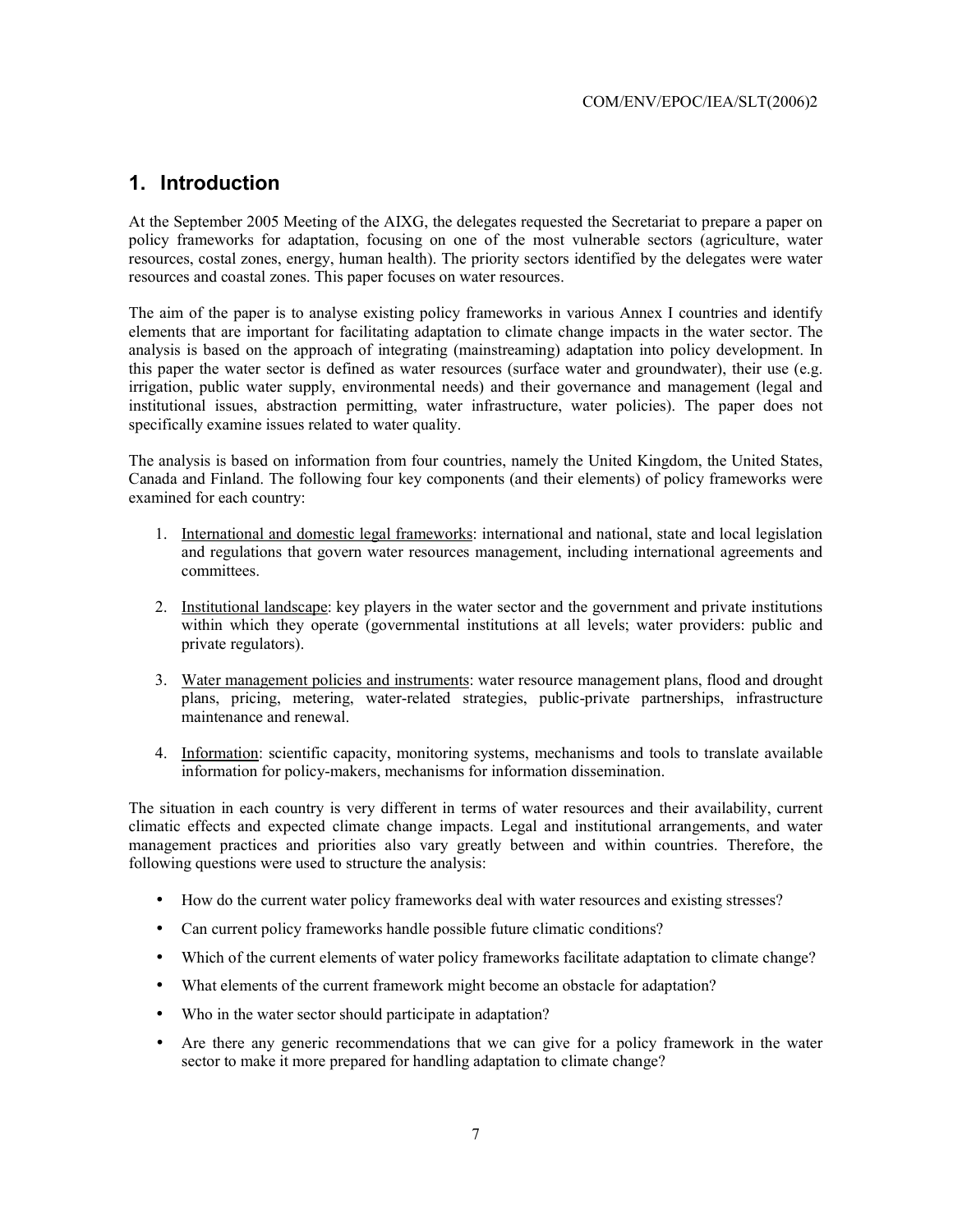## 1. Introduction

At the September 2005 Meeting of the AIXG, the delegates requested the Secretariat to prepare a paper on policy frameworks for adaptation, focusing on one of the most vulnerable sectors (agriculture, water resources, costal zones, energy, human health). The priority sectors identified by the delegates were water resources and coastal zones. This paper focuses on water resources.

The aim of the paper is to analyse existing policy frameworks in various Annex I countries and identify elements that are important for facilitating adaptation to climate change impacts in the water sector. The analysis is based on the approach of integrating (mainstreaming) adaptation into policy development. In this paper the water sector is defined as water resources (surface water and groundwater), their use (e.g. irrigation, public water supply, environmental needs) and their governance and management (legal and institutional issues, abstraction permitting, water infrastructure, water policies). The paper does not specifically examine issues related to water quality.

The analysis is based on information from four countries, namely the United Kingdom, the United States, Canada and Finland. The following four key components (and their elements) of policy frameworks were examined for each country:

1. International and domestic legal frameworks: international and national, state and local legislation and regulations that govern water resources management, including international agreements and committees.

2. Institutional landscape: key players in the water sector and the government and private institutions within which they operate (governmental institutions at all levels; water providers: public and private regulators).

3. Water management policies and instruments: water resource management plans, flood and drought plans, pricing, metering, water-related strategies, public-private partnerships, infrastructure maintenance and renewal.

4. Information: scientific capacity, monitoring systems, mechanisms and tools to translate available information for policy-makers, mechanisms for information dissemination.

The situation in each country is very different in terms of water resources and their availability, current climatic effects and expected climate change impacts. Legal and institutional arrangements, and water management practices and priorities also vary greatly between and within countries. Therefore, the following questions were used to structure the analysis:

- How do the current water policy frameworks deal with water resources and existing stresses?
- Can current policy frameworks handle possible future climatic conditions?
- Which of the current elements of water policy frameworks facilitate adaptation to climate change?
- What elements of the current framework might become an obstacle for adaptation?
- Who in the water sector should participate in adaptation?
- Are there any generic recommendations that we can give for a policy framework in the water sector to make it more prepared for handling adaptation to climate change?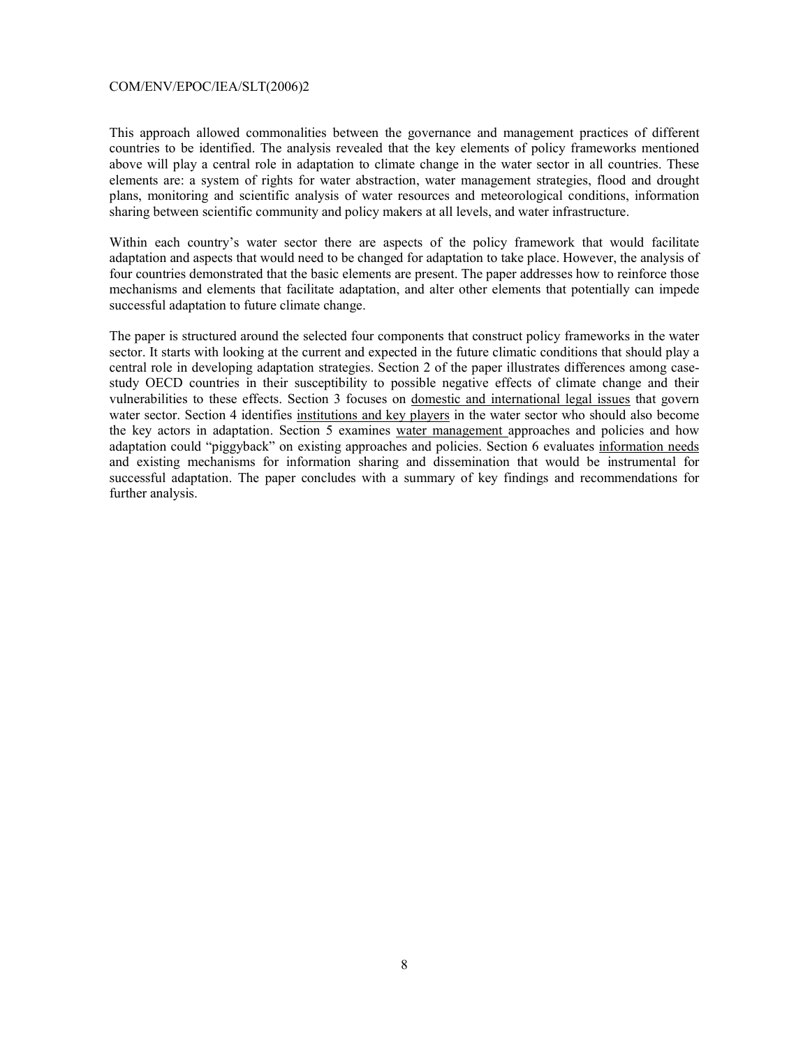This approach allowed commonalities between the governance and management practices of different countries to be identified. The analysis revealed that the key elements of policy frameworks mentioned above will play a central role in adaptation to climate change in the water sector in all countries. These elements are: a system of rights for water abstraction, water management strategies, flood and drought plans, monitoring and scientific analysis of water resources and meteorological conditions, information sharing between scientific community and policy makers at all levels, and water infrastructure.

Within each country's water sector there are aspects of the policy framework that would facilitate adaptation and aspects that would need to be changed for adaptation to take place. However, the analysis of four countries demonstrated that the basic elements are present. The paper addresses how to reinforce those mechanisms and elements that facilitate adaptation, and alter other elements that potentially can impede successful adaptation to future climate change.

The paper is structured around the selected four components that construct policy frameworks in the water sector. It starts with looking at the current and expected in the future climatic conditions that should play a central role in developing adaptation strategies. Section 2 of the paper illustrates differences among case-study OECD countries in their susceptibility to possible negative effects of climate change and their vulnerabilities to these effects. Section 3 focuses on <u>domestic and international legal issues</u> that govern water sector. Section 4 identifies <u>institutions and key players</u> in the water sector who should also become the key actors in adaptation. Section 5 examines <u>water management</u> approaches and policies and how adaptation could "piggyback" on existing approaches and policies. Section 6 evaluates <u>information needs</u> and existing mechanisms for information sharing and dissemination that would be instrumental for successful adaptation. The paper concludes with a summary of key findings and recommendations for further analysis.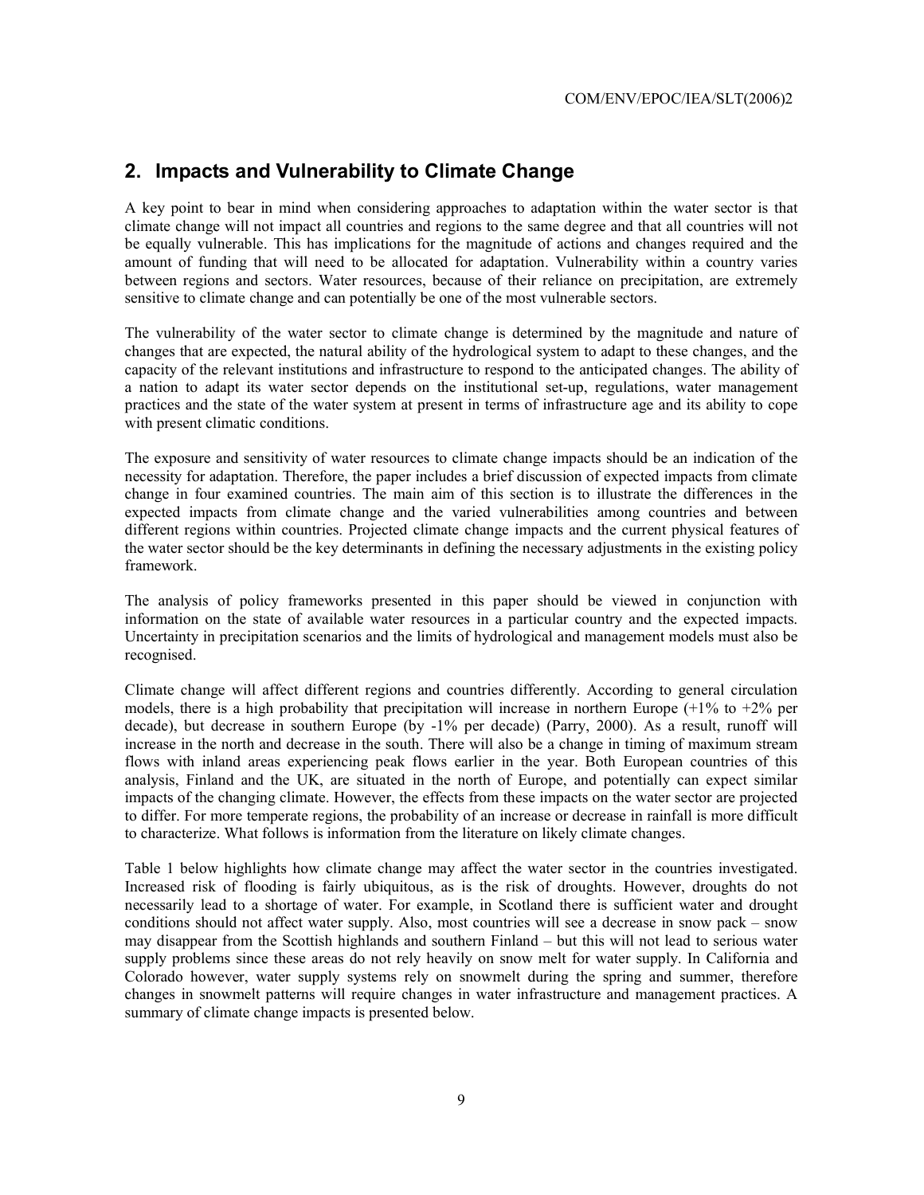## 2. Impacts and Vulnerability to Climate Change

A key point to bear in mind when considering approaches to adaptation within the water sector is that climate change will not impact all countries and regions to the same degree and that all countries will not be equally vulnerable. This has implications for the magnitude of actions and changes required and the amount of funding that will need to be allocated for adaptation. Vulnerability within a country varies between regions and sectors. Water resources, because of their reliance on precipitation, are extremely sensitive to climate change and can potentially be one of the most vulnerable sectors.

The vulnerability of the water sector to climate change is determined by the magnitude and nature of changes that are expected, the natural ability of the hydrological system to adapt to these changes, and the capacity of the relevant institutions and infrastructure to respond to the anticipated changes. The ability of a nation to adapt its water sector depends on the institutional set-up, regulations, water management practices and the state of the water system at present in terms of infrastructure age and its ability to cope with present climatic conditions.

The exposure and sensitivity of water resources to climate change impacts should be an indication of the necessity for adaptation. Therefore, the paper includes a brief discussion of expected impacts from climate change in four examined countries. The main aim of this section is to illustrate the differences in the expected impacts from climate change and the varied vulnerabilities among countries and between different regions within countries. Projected climate change impacts and the current physical features of the water sector should be the key determinants in defining the necessary adjustments in the existing policy framework.

The analysis of policy frameworks presented in this paper should be viewed in conjunction with information on the state of available water resources in a particular country and the expected impacts. Uncertainty in precipitation scenarios and the limits of hydrological and management models must also be recognised.

Climate change will affect different regions and countries differently. According to general circulation models, there is a high probability that precipitation will increase in northern Europe (+1% to +2% per decade), but decrease in southern Europe (by -1% per decade) (Parry, 2000). As a result, runoff will increase in the north and decrease in the south. There will also be a change in timing of maximum stream flows with inland areas experiencing peak flows earlier in the year. Both European countries of this analysis, Finland and the UK, are situated in the north of Europe, and potentially can expect similar impacts of the changing climate. However, the effects from these impacts on the water sector are projected to differ. For more temperate regions, the probability of an increase or decrease in rainfall is more difficult to characterize. What follows is information from the literature on likely climate changes.

Table 1 below highlights how climate change may affect the water sector in the countries investigated. Increased risk of flooding is fairly ubiquitous, as is the risk of droughts. However, droughts do not necessarily lead to a shortage of water. For example, in Scotland there is sufficient water and drought conditions should not affect water supply. Also, most countries will see a decrease in snow pack – snow may disappear from the Scottish highlands and southern Finland – but this will not lead to serious water supply problems since these areas do not rely heavily on snow melt for water supply. In California and Colorado however, water supply systems rely on snowmelt during the spring and summer, therefore changes in snowmelt patterns will require changes in water infrastructure and management practices. A summary of climate change impacts is presented below.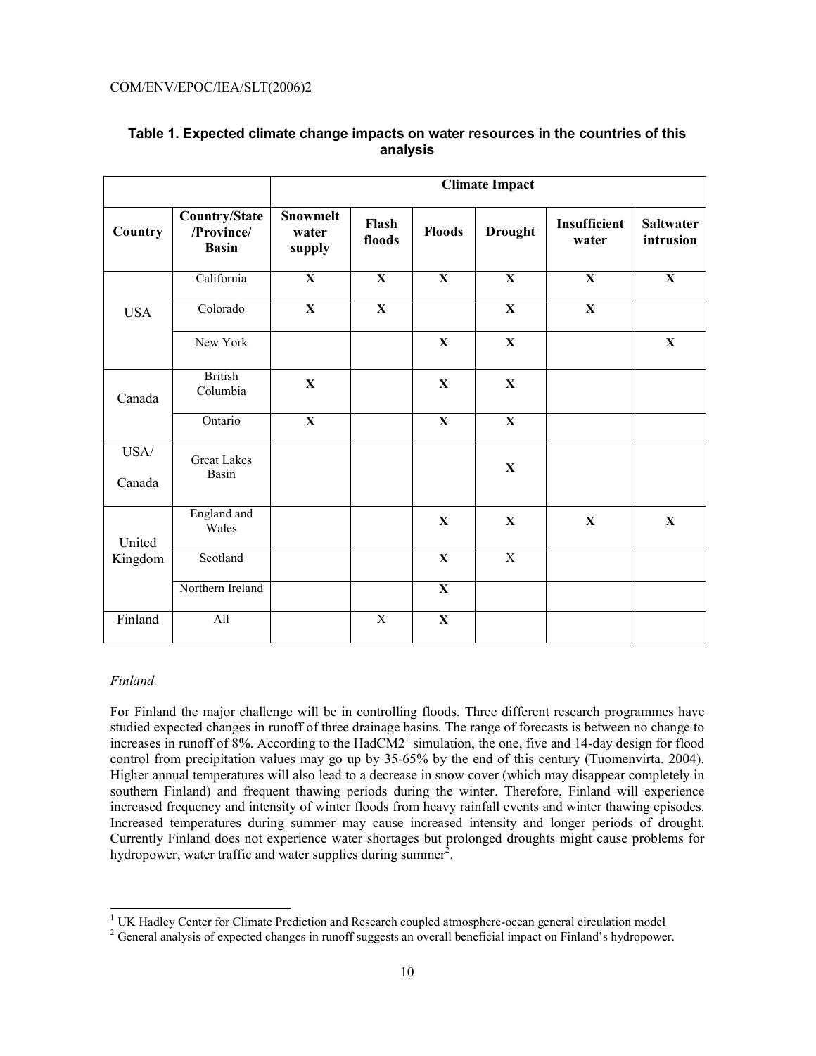**Table 1. Expected climate change impacts on water resources in the countries of this analysis**

| | | Climate Impact | | | | | |
|---|---|---|---|---|---|---|---|
| **Country** | **Country/State /Province/ Basin** | **Snowmelt water supply** | **Flash floods** | **Floods** | **Drought** | **Insufficient water** | **Saltwater intrusion** |
| USA | California | **X** | **X** | **X** | **X** | **X** | **X** |
| | Colorado | **X** | **X** | | **X** | **X** | |
| | New York | | | **X** | **X** | | **X** |
| Canada | British Columbia | **X** | | **X** | **X** | | |
| | Ontario | **X** | | **X** | **X** | | |
| USA/ Canada | Great Lakes Basin | | | | **X** | | |
| United Kingdom | England and Wales | | | **X** | **X** | **X** | **X** |
| | Scotland | | | **X** | X | | |
| | Northern Ireland | | | **X** | | | |
| Finland | All | | X | **X** | | | |

*Finland*

For Finland the major challenge will be in controlling floods. Three different research programmes have studied expected changes in runoff of three drainage basins. The range of forecasts is between no change to increases in runoff of 8%. According to the HadCM2[1] simulation, the one, five and 14-day design for flood control from precipitation values may go up by 35-65% by the end of this century (Tuomenvirta, 2004). Higher annual temperatures will also lead to a decrease in snow cover (which may disappear completely in southern Finland) and frequent thawing periods during the winter. Therefore, Finland will experience increased frequency and intensity of winter floods from heavy rainfall events and winter thawing episodes. Increased temperatures during summer may cause increased intensity and longer periods of drought. Currently Finland does not experience water shortages but prolonged droughts might cause problems for hydropower, water traffic and water supplies during summer[2].

[1] UK Hadley Center for Climate Prediction and Research coupled atmosphere-ocean general circulation model

[2] General analysis of expected changes in runoff suggests an overall beneficial impact on Finland's hydropower.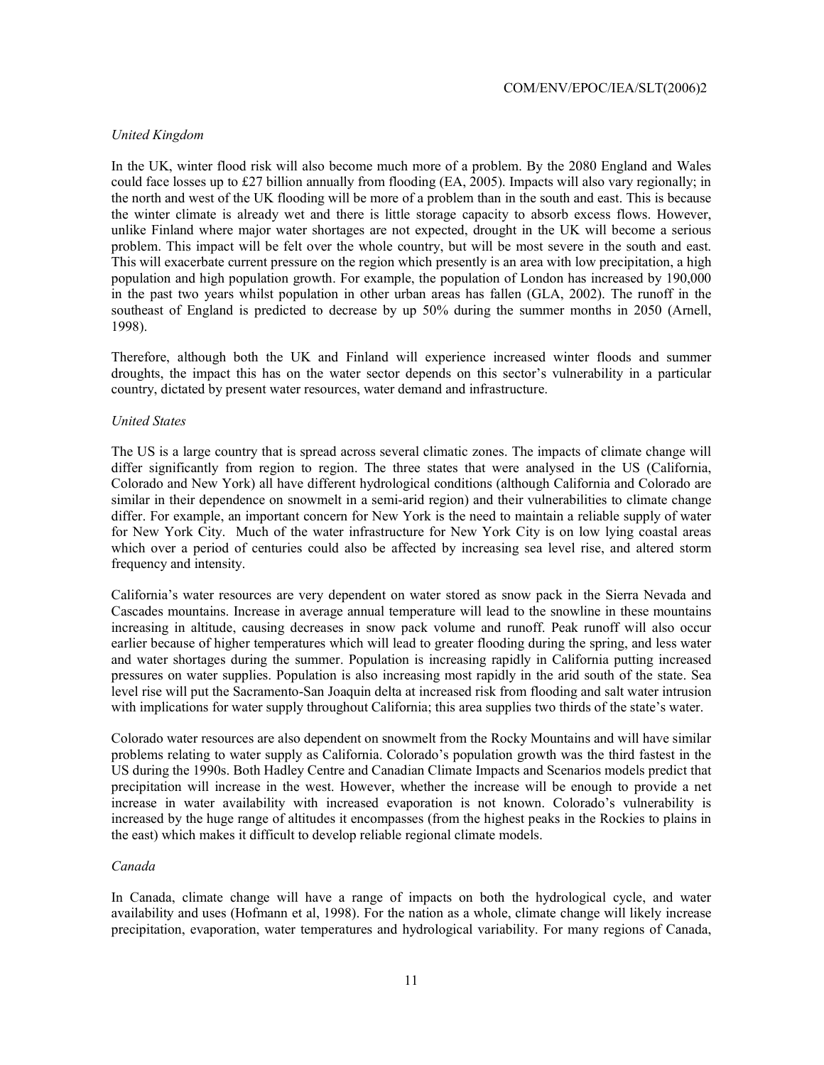*United Kingdom*

In the UK, winter flood risk will also become much more of a problem. By the 2080 England and Wales could face losses up to £27 billion annually from flooding (EA, 2005). Impacts will also vary regionally; in the north and west of the UK flooding will be more of a problem than in the south and east. This is because the winter climate is already wet and there is little storage capacity to absorb excess flows. However, unlike Finland where major water shortages are not expected, drought in the UK will become a serious problem. This impact will be felt over the whole country, but will be most severe in the south and east. This will exacerbate current pressure on the region which presently is an area with low precipitation, a high population and high population growth. For example, the population of London has increased by 190,000 in the past two years whilst population in other urban areas has fallen (GLA, 2002). The runoff in the southeast of England is predicted to decrease by up 50% during the summer months in 2050 (Arnell, 1998).

Therefore, although both the UK and Finland will experience increased winter floods and summer droughts, the impact this has on the water sector depends on this sector's vulnerability in a particular country, dictated by present water resources, water demand and infrastructure.

*United States*

The US is a large country that is spread across several climatic zones. The impacts of climate change will differ significantly from region to region. The three states that were analysed in the US (California, Colorado and New York) all have different hydrological conditions (although California and Colorado are similar in their dependence on snowmelt in a semi-arid region) and their vulnerabilities to climate change differ. For example, an important concern for New York is the need to maintain a reliable supply of water for New York City. Much of the water infrastructure for New York City is on low lying coastal areas which over a period of centuries could also be affected by increasing sea level rise, and altered storm frequency and intensity.

California's water resources are very dependent on water stored as snow pack in the Sierra Nevada and Cascades mountains. Increase in average annual temperature will lead to the snowline in these mountains increasing in altitude, causing decreases in snow pack volume and runoff. Peak runoff will also occur earlier because of higher temperatures which will lead to greater flooding during the spring, and less water and water shortages during the summer. Population is increasing rapidly in California putting increased pressures on water supplies. Population is also increasing most rapidly in the arid south of the state. Sea level rise will put the Sacramento-San Joaquin delta at increased risk from flooding and salt water intrusion with implications for water supply throughout California; this area supplies two thirds of the state's water.

Colorado water resources are also dependent on snowmelt from the Rocky Mountains and will have similar problems relating to water supply as California. Colorado's population growth was the third fastest in the US during the 1990s. Both Hadley Centre and Canadian Climate Impacts and Scenarios models predict that precipitation will increase in the west. However, whether the increase will be enough to provide a net increase in water availability with increased evaporation is not known. Colorado's vulnerability is increased by the huge range of altitudes it encompasses (from the highest peaks in the Rockies to plains in the east) which makes it difficult to develop reliable regional climate models.

*Canada*

In Canada, climate change will have a range of impacts on both the hydrological cycle, and water availability and uses (Hofmann et al, 1998). For the nation as a whole, climate change will likely increase precipitation, evaporation, water temperatures and hydrological variability. For many regions of Canada,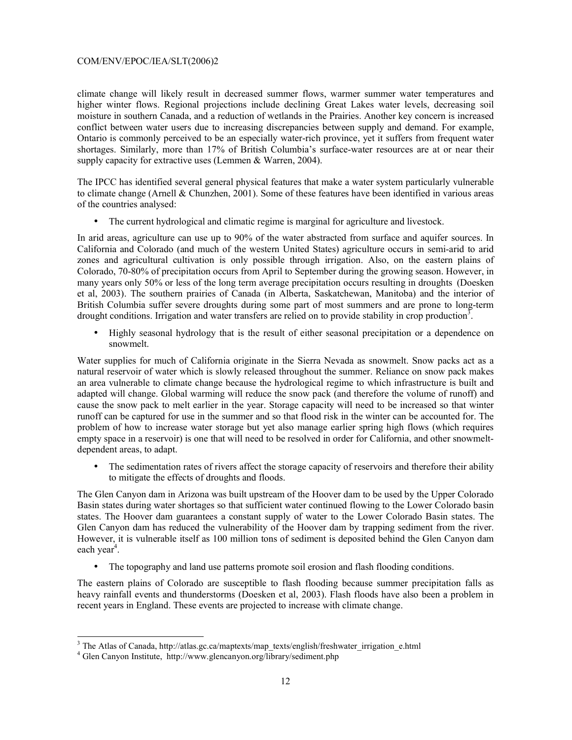climate change will likely result in decreased summer flows, warmer summer water temperatures and higher winter flows. Regional projections include declining Great Lakes water levels, decreasing soil moisture in southern Canada, and a reduction of wetlands in the Prairies. Another key concern is increased conflict between water users due to increasing discrepancies between supply and demand. For example, Ontario is commonly perceived to be an especially water-rich province, yet it suffers from frequent water shortages. Similarly, more than 17% of British Columbia's surface-water resources are at or near their supply capacity for extractive uses (Lemmen & Warren, 2004).

The IPCC has identified several general physical features that make a water system particularly vulnerable to climate change (Arnell & Chunzhen, 2001). Some of these features have been identified in various areas of the countries analysed:

- The current hydrological and climatic regime is marginal for agriculture and livestock.

In arid areas, agriculture can use up to 90% of the water abstracted from surface and aquifer sources. In California and Colorado (and much of the western United States) agriculture occurs in semi-arid to arid zones and agricultural cultivation is only possible through irrigation. Also, on the eastern plains of Colorado, 70-80% of precipitation occurs from April to September during the growing season. However, in many years only 50% or less of the long term average precipitation occurs resulting in droughts (Doesken et al, 2003). The southern prairies of Canada (in Alberta, Saskatchewan, Manitoba) and the interior of British Columbia suffer severe droughts during some part of most summers and are prone to long-term drought conditions. Irrigation and water transfers are relied on to provide stability in crop production[3].

- Highly seasonal hydrology that is the result of either seasonal precipitation or a dependence on snowmelt.

Water supplies for much of California originate in the Sierra Nevada as snowmelt. Snow packs act as a natural reservoir of water which is slowly released throughout the summer. Reliance on snow pack makes an area vulnerable to climate change because the hydrological regime to which infrastructure is built and adapted will change. Global warming will reduce the snow pack (and therefore the volume of runoff) and cause the snow pack to melt earlier in the year. Storage capacity will need to be increased so that winter runoff can be captured for use in the summer and so that flood risk in the winter can be accounted for. The problem of how to increase water storage but yet also manage earlier spring high flows (which requires empty space in a reservoir) is one that will need to be resolved in order for California, and other snowmelt-dependent areas, to adapt.

- The sedimentation rates of rivers affect the storage capacity of reservoirs and therefore their ability to mitigate the effects of droughts and floods.

The Glen Canyon dam in Arizona was built upstream of the Hoover dam to be used by the Upper Colorado Basin states during water shortages so that sufficient water continued flowing to the Lower Colorado basin states. The Hoover dam guarantees a constant supply of water to the Lower Colorado Basin states. The Glen Canyon dam has reduced the vulnerability of the Hoover dam by trapping sediment from the river. However, it is vulnerable itself as 100 million tons of sediment is deposited behind the Glen Canyon dam each year[4].

- The topography and land use patterns promote soil erosion and flash flooding conditions.

The eastern plains of Colorado are susceptible to flash flooding because summer precipitation falls as heavy rainfall events and thunderstorms (Doesken et al, 2003). Flash floods have also been a problem in recent years in England. These events are projected to increase with climate change.

---

[3] The Atlas of Canada, http://atlas.gc.ca/maptexts/map_texts/english/freshwater_irrigation_e.html

[4] Glen Canyon Institute, http://www.glencanyon.org/library/sediment.php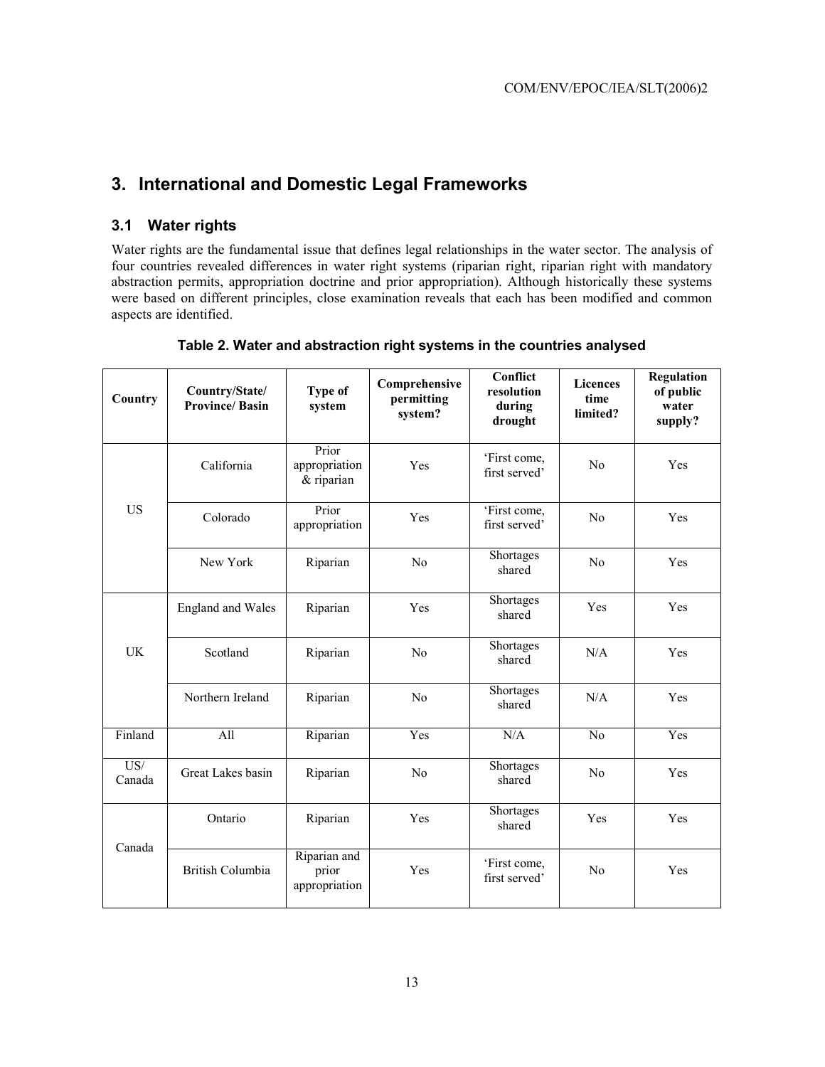## 3. International and Domestic Legal Frameworks

### 3.1 Water rights

Water rights are the fundamental issue that defines legal relationships in the water sector. The analysis of four countries revealed differences in water right systems (riparian right, riparian right with mandatory abstraction permits, appropriation doctrine and prior appropriation). Although historically these systems were based on different principles, close examination reveals that each has been modified and common aspects are identified.

**Table 2. Water and abstraction right systems in the countries analysed**

| Country | Country/State/ Province/ Basin | Type of system | Comprehensive permitting system? | Conflict resolution during drought | Licences time limited? | Regulation of public water supply? |
|---|---|---|---|---|---|---|
| US | California | Prior appropriation & riparian | Yes | 'First come, first served' | No | Yes |
| | Colorado | Prior appropriation | Yes | 'First come, first served' | No | Yes |
| | New York | Riparian | No | Shortages shared | No | Yes |
| UK | England and Wales | Riparian | Yes | Shortages shared | Yes | Yes |
| | Scotland | Riparian | No | Shortages shared | N/A | Yes |
| | Northern Ireland | Riparian | No | Shortages shared | N/A | Yes |
| Finland | All | Riparian | Yes | N/A | No | Yes |
| US/ Canada | Great Lakes basin | Riparian | No | Shortages shared | No | Yes |
| Canada | Ontario | Riparian | Yes | Shortages shared | Yes | Yes |
| | British Columbia | Riparian and prior appropriation | Yes | 'First come, first served' | No | Yes |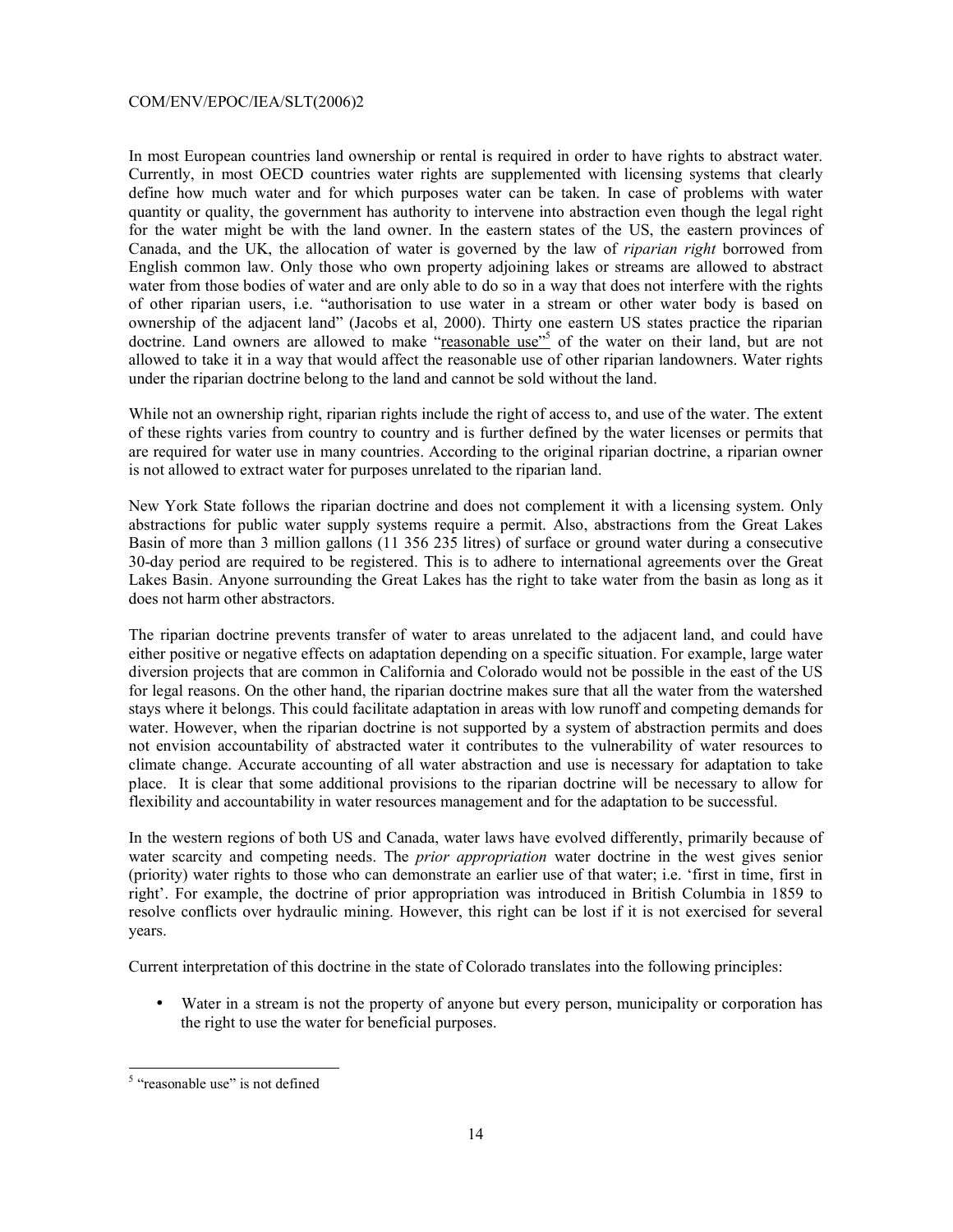In most European countries land ownership or rental is required in order to have rights to abstract water. Currently, in most OECD countries water rights are supplemented with licensing systems that clearly define how much water and for which purposes water can be taken. In case of problems with water quantity or quality, the government has authority to intervene into abstraction even though the legal right for the water might be with the land owner. In the eastern states of the US, the eastern provinces of Canada, and the UK, the allocation of water is governed by the law of *riparian right* borrowed from English common law. Only those who own property adjoining lakes or streams are allowed to abstract water from those bodies of water and are only able to do so in a way that does not interfere with the rights of other riparian users, i.e. "authorisation to use water in a stream or other water body is based on ownership of the adjacent land" (Jacobs et al, 2000). Thirty one eastern US states practice the riparian doctrine. Land owners are allowed to make "reasonable use"[5] of the water on their land, but are not allowed to take it in a way that would affect the reasonable use of other riparian landowners. Water rights under the riparian doctrine belong to the land and cannot be sold without the land.

While not an ownership right, riparian rights include the right of access to, and use of the water. The extent of these rights varies from country to country and is further defined by the water licenses or permits that are required for water use in many countries. According to the original riparian doctrine, a riparian owner is not allowed to extract water for purposes unrelated to the riparian land.

New York State follows the riparian doctrine and does not complement it with a licensing system. Only abstractions for public water supply systems require a permit. Also, abstractions from the Great Lakes Basin of more than 3 million gallons (11 356 235 litres) of surface or ground water during a consecutive 30-day period are required to be registered. This is to adhere to international agreements over the Great Lakes Basin. Anyone surrounding the Great Lakes has the right to take water from the basin as long as it does not harm other abstractors.

The riparian doctrine prevents transfer of water to areas unrelated to the adjacent land, and could have either positive or negative effects on adaptation depending on a specific situation. For example, large water diversion projects that are common in California and Colorado would not be possible in the east of the US for legal reasons. On the other hand, the riparian doctrine makes sure that all the water from the watershed stays where it belongs. This could facilitate adaptation in areas with low runoff and competing demands for water. However, when the riparian doctrine is not supported by a system of abstraction permits and does not envision accountability of abstracted water it contributes to the vulnerability of water resources to climate change. Accurate accounting of all water abstraction and use is necessary for adaptation to take place. It is clear that some additional provisions to the riparian doctrine will be necessary to allow for flexibility and accountability in water resources management and for the adaptation to be successful.

In the western regions of both US and Canada, water laws have evolved differently, primarily because of water scarcity and competing needs. The *prior appropriation* water doctrine in the west gives senior (priority) water rights to those who can demonstrate an earlier use of that water; i.e. 'first in time, first in right'. For example, the doctrine of prior appropriation was introduced in British Columbia in 1859 to resolve conflicts over hydraulic mining. However, this right can be lost if it is not exercised for several years.

Current interpretation of this doctrine in the state of Colorado translates into the following principles:

- Water in a stream is not the property of anyone but every person, municipality or corporation has the right to use the water for beneficial purposes.

---

[5] "reasonable use" is not defined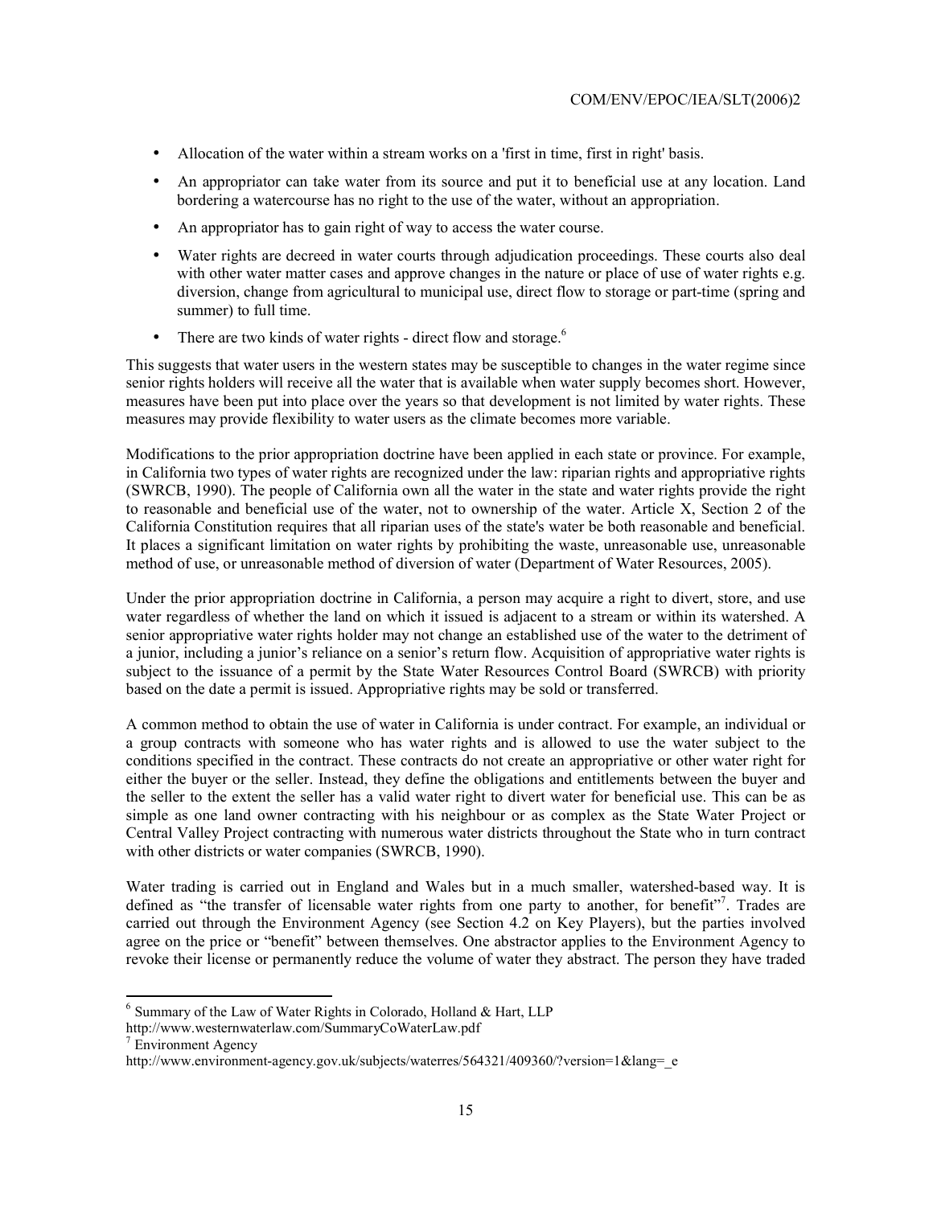- Allocation of the water within a stream works on a 'first in time, first in right' basis.
- An appropriator can take water from its source and put it to beneficial use at any location. Land bordering a watercourse has no right to the use of the water, without an appropriation.
- An appropriator has to gain right of way to access the water course.
- Water rights are decreed in water courts through adjudication proceedings. These courts also deal with other water matter cases and approve changes in the nature or place of use of water rights e.g. diversion, change from agricultural to municipal use, direct flow to storage or part-time (spring and summer) to full time.
- There are two kinds of water rights - direct flow and storage.[6]

This suggests that water users in the western states may be susceptible to changes in the water regime since senior rights holders will receive all the water that is available when water supply becomes short. However, measures have been put into place over the years so that development is not limited by water rights. These measures may provide flexibility to water users as the climate becomes more variable.

Modifications to the prior appropriation doctrine have been applied in each state or province. For example, in California two types of water rights are recognized under the law: riparian rights and appropriative rights (SWRCB, 1990). The people of California own all the water in the state and water rights provide the right to reasonable and beneficial use of the water, not to ownership of the water. Article X, Section 2 of the California Constitution requires that all riparian uses of the state's water be both reasonable and beneficial. It places a significant limitation on water rights by prohibiting the waste, unreasonable use, unreasonable method of use, or unreasonable method of diversion of water (Department of Water Resources, 2005).

Under the prior appropriation doctrine in California, a person may acquire a right to divert, store, and use water regardless of whether the land on which it issued is adjacent to a stream or within its watershed. A senior appropriative water rights holder may not change an established use of the water to the detriment of a junior, including a junior's reliance on a senior's return flow. Acquisition of appropriative water rights is subject to the issuance of a permit by the State Water Resources Control Board (SWRCB) with priority based on the date a permit is issued. Appropriative rights may be sold or transferred.

A common method to obtain the use of water in California is under contract. For example, an individual or a group contracts with someone who has water rights and is allowed to use the water subject to the conditions specified in the contract. These contracts do not create an appropriative or other water right for either the buyer or the seller. Instead, they define the obligations and entitlements between the buyer and the seller to the extent the seller has a valid water right to divert water for beneficial use. This can be as simple as one land owner contracting with his neighbour or as complex as the State Water Project or Central Valley Project contracting with numerous water districts throughout the State who in turn contract with other districts or water companies (SWRCB, 1990).

Water trading is carried out in England and Wales but in a much smaller, watershed-based way. It is defined as "the transfer of licensable water rights from one party to another, for benefit"[7]. Trades are carried out through the Environment Agency (see Section 4.2 on Key Players), but the parties involved agree on the price or "benefit" between themselves. One abstractor applies to the Environment Agency to revoke their license or permanently reduce the volume of water they abstract. The person they have traded

---

[6] Summary of the Law of Water Rights in Colorado, Holland & Hart, LLP
http://www.westernwaterlaw.com/SummaryCoWaterLaw.pdf

[7] Environment Agency
http://www.environment-agency.gov.uk/subjects/waterres/564321/409360/?version=1&lang=_e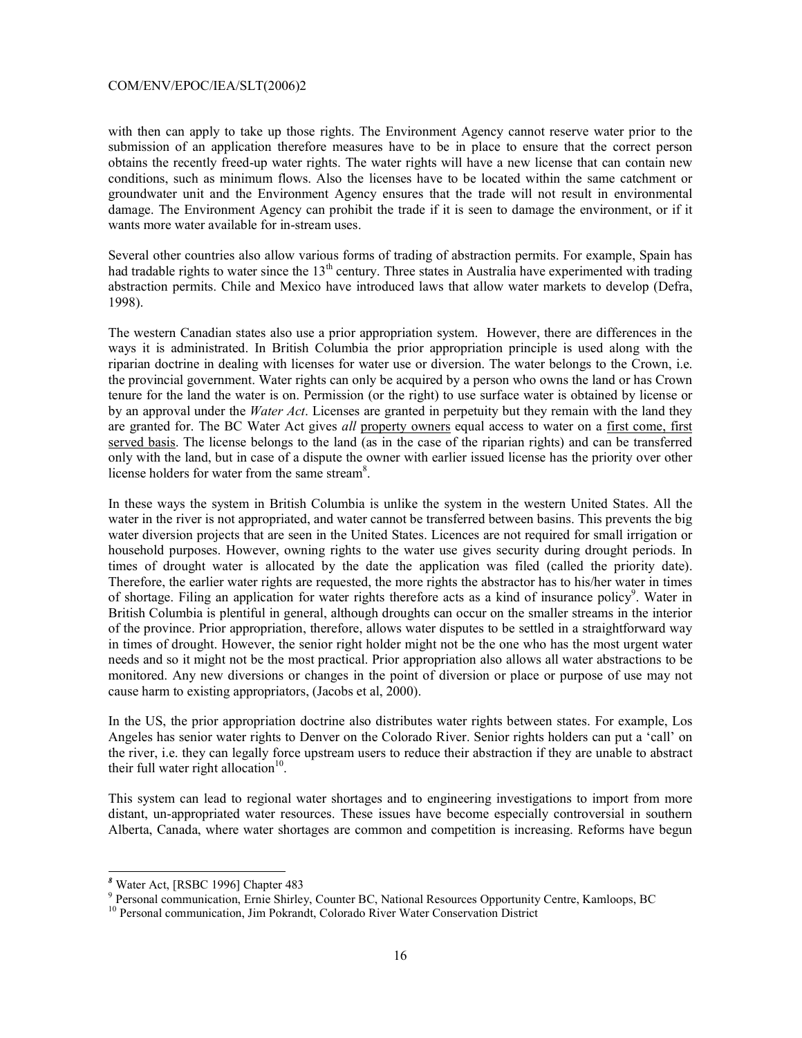with then can apply to take up those rights. The Environment Agency cannot reserve water prior to the submission of an application therefore measures have to be in place to ensure that the correct person obtains the recently freed-up water rights. The water rights will have a new license that can contain new conditions, such as minimum flows. Also the licenses have to be located within the same catchment or groundwater unit and the Environment Agency ensures that the trade will not result in environmental damage. The Environment Agency can prohibit the trade if it is seen to damage the environment, or if it wants more water available for in-stream uses.

Several other countries also allow various forms of trading of abstraction permits. For example, Spain has had tradable rights to water since the 13th century. Three states in Australia have experimented with trading abstraction permits. Chile and Mexico have introduced laws that allow water markets to develop (Defra, 1998).

The western Canadian states also use a prior appropriation system. However, there are differences in the ways it is administrated. In British Columbia the prior appropriation principle is used along with the riparian doctrine in dealing with licenses for water use or diversion. The water belongs to the Crown, i.e. the provincial government. Water rights can only be acquired by a person who owns the land or has Crown tenure for the land the water is on. Permission (or the right) to use surface water is obtained by license or by an approval under the *Water Act*. Licenses are granted in perpetuity but they remain with the land they are granted for. The BC Water Act gives *all* property owners equal access to water on a first come, first served basis. The license belongs to the land (as in the case of the riparian rights) and can be transferred only with the land, but in case of a dispute the owner with earlier issued license has the priority over other license holders for water from the same stream[8].

In these ways the system in British Columbia is unlike the system in the western United States. All the water in the river is not appropriated, and water cannot be transferred between basins. This prevents the big water diversion projects that are seen in the United States. Licences are not required for small irrigation or household purposes. However, owning rights to the water use gives security during drought periods. In times of drought water is allocated by the date the application was filed (called the priority date). Therefore, the earlier water rights are requested, the more rights the abstractor has to his/her water in times of shortage. Filing an application for water rights therefore acts as a kind of insurance policy[9]. Water in British Columbia is plentiful in general, although droughts can occur on the smaller streams in the interior of the province. Prior appropriation, therefore, allows water disputes to be settled in a straightforward way in times of drought. However, the senior right holder might not be the one who has the most urgent water needs and so it might not be the most practical. Prior appropriation also allows all water abstractions to be monitored. Any new diversions or changes in the point of diversion or place or purpose of use may not cause harm to existing appropriators, (Jacobs et al, 2000).

In the US, the prior appropriation doctrine also distributes water rights between states. For example, Los Angeles has senior water rights to Denver on the Colorado River. Senior rights holders can put a 'call' on the river, i.e. they can legally force upstream users to reduce their abstraction if they are unable to abstract their full water right allocation[10].

This system can lead to regional water shortages and to engineering investigations to import from more distant, un-appropriated water resources. These issues have become especially controversial in southern Alberta, Canada, where water shortages are common and competition is increasing. Reforms have begun

---

[8] Water Act, [RSBC 1996] Chapter 483

[9] Personal communication, Ernie Shirley, Counter BC, National Resources Opportunity Centre, Kamloops, BC

[10] Personal communication, Jim Pokrandt, Colorado River Water Conservation District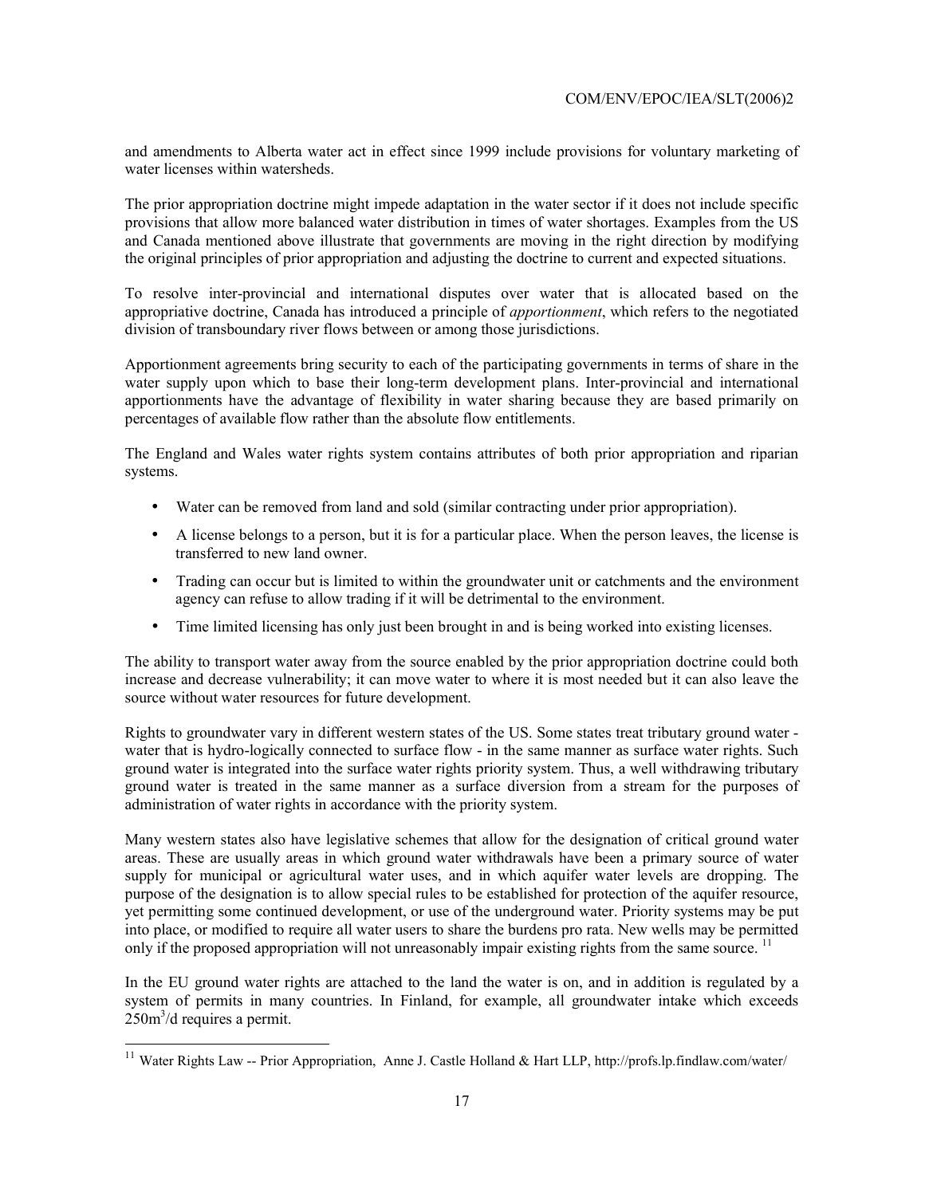and amendments to Alberta water act in effect since 1999 include provisions for voluntary marketing of water licenses within watersheds.

The prior appropriation doctrine might impede adaptation in the water sector if it does not include specific provisions that allow more balanced water distribution in times of water shortages. Examples from the US and Canada mentioned above illustrate that governments are moving in the right direction by modifying the original principles of prior appropriation and adjusting the doctrine to current and expected situations.

To resolve inter-provincial and international disputes over water that is allocated based on the appropriative doctrine, Canada has introduced a principle of *apportionment*, which refers to the negotiated division of transboundary river flows between or among those jurisdictions.

Apportionment agreements bring security to each of the participating governments in terms of share in the water supply upon which to base their long-term development plans. Inter-provincial and international apportionments have the advantage of flexibility in water sharing because they are based primarily on percentages of available flow rather than the absolute flow entitlements.

The England and Wales water rights system contains attributes of both prior appropriation and riparian systems.

- Water can be removed from land and sold (similar contracting under prior appropriation).
- A license belongs to a person, but it is for a particular place. When the person leaves, the license is transferred to new land owner.
- Trading can occur but is limited to within the groundwater unit or catchments and the environment agency can refuse to allow trading if it will be detrimental to the environment.
- Time limited licensing has only just been brought in and is being worked into existing licenses.

The ability to transport water away from the source enabled by the prior appropriation doctrine could both increase and decrease vulnerability; it can move water to where it is most needed but it can also leave the source without water resources for future development.

Rights to groundwater vary in different western states of the US. Some states treat tributary ground water - water that is hydro-logically connected to surface flow - in the same manner as surface water rights. Such ground water is integrated into the surface water rights priority system. Thus, a well withdrawing tributary ground water is treated in the same manner as a surface diversion from a stream for the purposes of administration of water rights in accordance with the priority system.

Many western states also have legislative schemes that allow for the designation of critical ground water areas. These are usually areas in which ground water withdrawals have been a primary source of water supply for municipal or agricultural water uses, and in which aquifer water levels are dropping. The purpose of the designation is to allow special rules to be established for protection of the aquifer resource, yet permitting some continued development, or use of the underground water. Priority systems may be put into place, or modified to require all water users to share the burdens pro rata. New wells may be permitted only if the proposed appropriation will not unreasonably impair existing rights from the same source. [11]

In the EU ground water rights are attached to the land the water is on, and in addition is regulated by a system of permits in many countries. In Finland, for example, all groundwater intake which exceeds $250 m^3/d$ requires a permit.

---

[11] Water Rights Law -- Prior Appropriation, Anne J. Castle Holland & Hart LLP, http://profs.lp.findlaw.com/water/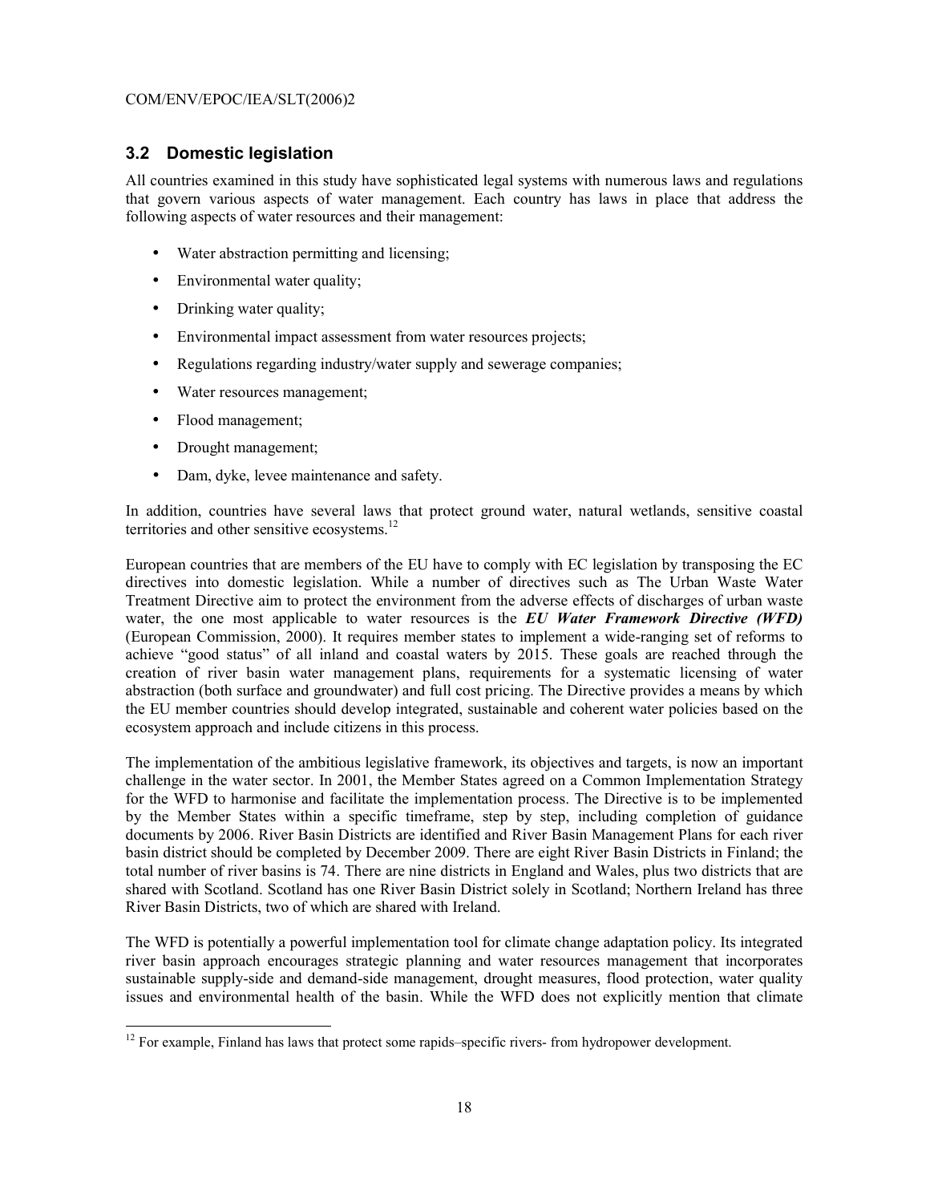## 3.2 Domestic legislation

All countries examined in this study have sophisticated legal systems with numerous laws and regulations that govern various aspects of water management. Each country has laws in place that address the following aspects of water resources and their management:

- Water abstraction permitting and licensing;
- Environmental water quality;
- Drinking water quality;
- Environmental impact assessment from water resources projects;
- Regulations regarding industry/water supply and sewerage companies;
- Water resources management;
- Flood management;
- Drought management;
- Dam, dyke, levee maintenance and safety.

In addition, countries have several laws that protect ground water, natural wetlands, sensitive coastal territories and other sensitive ecosystems.[12]

European countries that are members of the EU have to comply with EC legislation by transposing the EC directives into domestic legislation. While a number of directives such as The Urban Waste Water Treatment Directive aim to protect the environment from the adverse effects of discharges of urban waste water, the one most applicable to water resources is the ***EU Water Framework Directive (WFD)*** (European Commission, 2000). It requires member states to implement a wide-ranging set of reforms to achieve "good status" of all inland and coastal waters by 2015. These goals are reached through the creation of river basin water management plans, requirements for a systematic licensing of water abstraction (both surface and groundwater) and full cost pricing. The Directive provides a means by which the EU member countries should develop integrated, sustainable and coherent water policies based on the ecosystem approach and include citizens in this process.

The implementation of the ambitious legislative framework, its objectives and targets, is now an important challenge in the water sector. In 2001, the Member States agreed on a Common Implementation Strategy for the WFD to harmonise and facilitate the implementation process. The Directive is to be implemented by the Member States within a specific timeframe, step by step, including completion of guidance documents by 2006. River Basin Districts are identified and River Basin Management Plans for each river basin district should be completed by December 2009. There are eight River Basin Districts in Finland; the total number of river basins is 74. There are nine districts in England and Wales, plus two districts that are shared with Scotland. Scotland has one River Basin District solely in Scotland; Northern Ireland has three River Basin Districts, two of which are shared with Ireland.

The WFD is potentially a powerful implementation tool for climate change adaptation policy. Its integrated river basin approach encourages strategic planning and water resources management that incorporates sustainable supply-side and demand-side management, drought measures, flood protection, water quality issues and environmental health of the basin. While the WFD does not explicitly mention that climate

[12] For example, Finland has laws that protect some rapids–specific rivers- from hydropower development.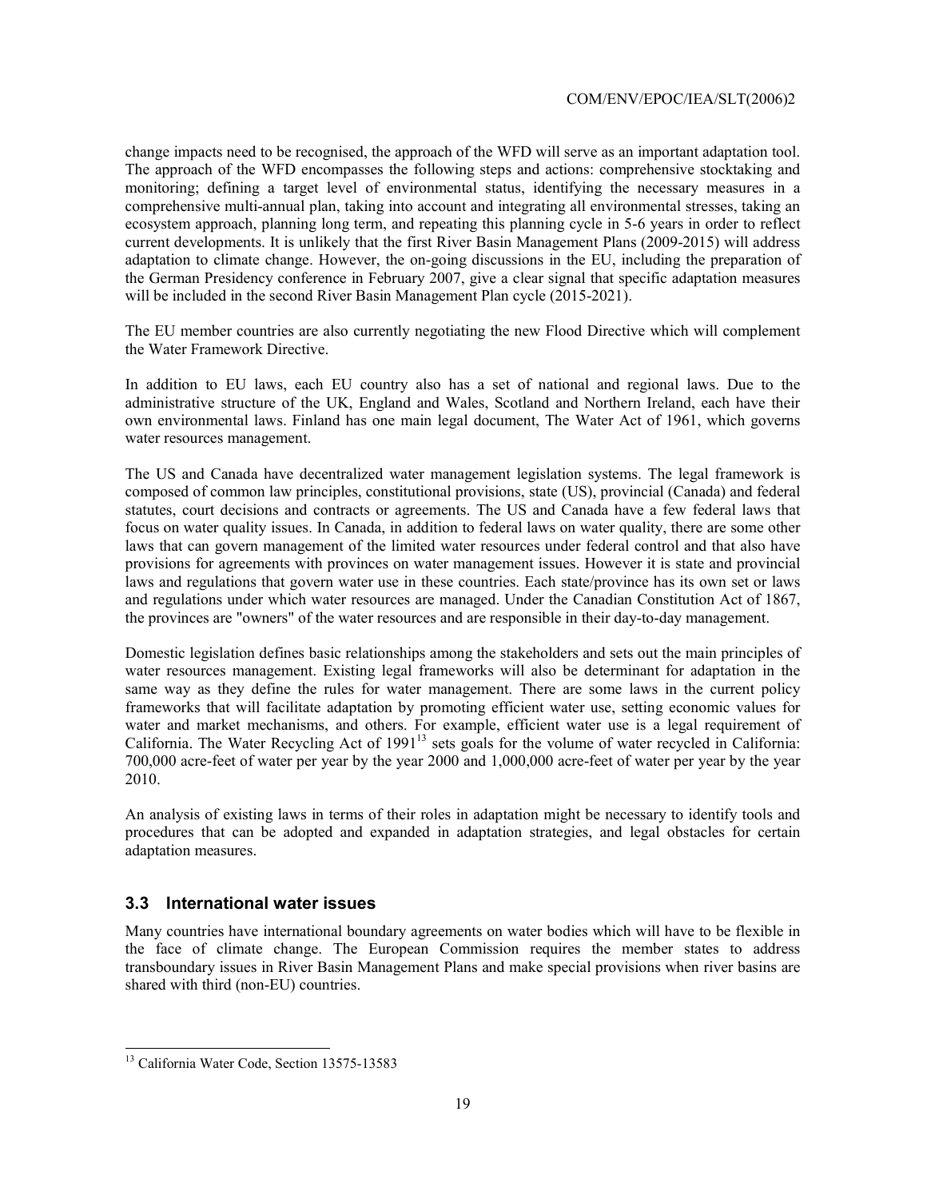change impacts need to be recognised, the approach of the WFD will serve as an important adaptation tool. The approach of the WFD encompasses the following steps and actions: comprehensive stocktaking and monitoring; defining a target level of environmental status, identifying the necessary measures in a comprehensive multi-annual plan, taking into account and integrating all environmental stresses, taking an ecosystem approach, planning long term, and repeating this planning cycle in 5-6 years in order to reflect current developments. It is unlikely that the first River Basin Management Plans (2009-2015) will address adaptation to climate change. However, the on-going discussions in the EU, including the preparation of the German Presidency conference in February 2007, give a clear signal that specific adaptation measures will be included in the second River Basin Management Plan cycle (2015-2021).

The EU member countries are also currently negotiating the new Flood Directive which will complement the Water Framework Directive.

In addition to EU laws, each EU country also has a set of national and regional laws. Due to the administrative structure of the UK, England and Wales, Scotland and Northern Ireland, each have their own environmental laws. Finland has one main legal document, The Water Act of 1961, which governs water resources management.

The US and Canada have decentralized water management legislation systems. The legal framework is composed of common law principles, constitutional provisions, state (US), provincial (Canada) and federal statutes, court decisions and contracts or agreements. The US and Canada have a few federal laws that focus on water quality issues. In Canada, in addition to federal laws on water quality, there are some other laws that can govern management of the limited water resources under federal control and that also have provisions for agreements with provinces on water management issues. However it is state and provincial laws and regulations that govern water use in these countries. Each state/province has its own set or laws and regulations under which water resources are managed. Under the Canadian Constitution Act of 1867, the provinces are "owners" of the water resources and are responsible in their day-to-day management.

Domestic legislation defines basic relationships among the stakeholders and sets out the main principles of water resources management. Existing legal frameworks will also be determinant for adaptation in the same way as they define the rules for water management. There are some laws in the current policy frameworks that will facilitate adaptation by promoting efficient water use, setting economic values for water and market mechanisms, and others. For example, efficient water use is a legal requirement of California. The Water Recycling Act of 1991[13] sets goals for the volume of water recycled in California: 700,000 acre-feet of water per year by the year 2000 and 1,000,000 acre-feet of water per year by the year 2010.

An analysis of existing laws in terms of their roles in adaptation might be necessary to identify tools and procedures that can be adopted and expanded in adaptation strategies, and legal obstacles for certain adaptation measures.

### 3.3 International water issues

Many countries have international boundary agreements on water bodies which will have to be flexible in the face of climate change. The European Commission requires the member states to address transboundary issues in River Basin Management Plans and make special provisions when river basins are shared with third (non-EU) countries.

---

[13] California Water Code, Section 13575-13583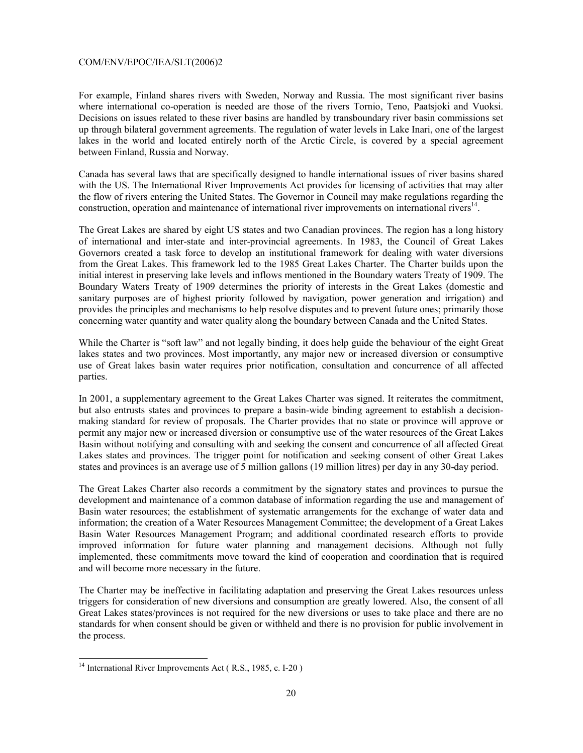For example, Finland shares rivers with Sweden, Norway and Russia. The most significant river basins where international co-operation is needed are those of the rivers Tornio, Teno, Paatsjoki and Vuoksi. Decisions on issues related to these river basins are handled by transboundary river basin commissions set up through bilateral government agreements. The regulation of water levels in Lake Inari, one of the largest lakes in the world and located entirely north of the Arctic Circle, is covered by a special agreement between Finland, Russia and Norway.

Canada has several laws that are specifically designed to handle international issues of river basins shared with the US. The International River Improvements Act provides for licensing of activities that may alter the flow of rivers entering the United States. The Governor in Council may make regulations regarding the construction, operation and maintenance of international river improvements on international rivers[14].

The Great Lakes are shared by eight US states and two Canadian provinces. The region has a long history of international and inter-state and inter-provincial agreements. In 1983, the Council of Great Lakes Governors created a task force to develop an institutional framework for dealing with water diversions from the Great Lakes. This framework led to the 1985 Great Lakes Charter. The Charter builds upon the initial interest in preserving lake levels and inflows mentioned in the Boundary waters Treaty of 1909. The Boundary Waters Treaty of 1909 determines the priority of interests in the Great Lakes (domestic and sanitary purposes are of highest priority followed by navigation, power generation and irrigation) and provides the principles and mechanisms to help resolve disputes and to prevent future ones; primarily those concerning water quantity and water quality along the boundary between Canada and the United States.

While the Charter is "soft law" and not legally binding, it does help guide the behaviour of the eight Great lakes states and two provinces. Most importantly, any major new or increased diversion or consumptive use of Great lakes basin water requires prior notification, consultation and concurrence of all affected parties.

In 2001, a supplementary agreement to the Great Lakes Charter was signed. It reiterates the commitment, but also entrusts states and provinces to prepare a basin-wide binding agreement to establish a decision-making standard for review of proposals. The Charter provides that no state or province will approve or permit any major new or increased diversion or consumptive use of the water resources of the Great Lakes Basin without notifying and consulting with and seeking the consent and concurrence of all affected Great Lakes states and provinces. The trigger point for notification and seeking consent of other Great Lakes states and provinces is an average use of 5 million gallons (19 million litres) per day in any 30-day period.

The Great Lakes Charter also records a commitment by the signatory states and provinces to pursue the development and maintenance of a common database of information regarding the use and management of Basin water resources; the establishment of systematic arrangements for the exchange of water data and information; the creation of a Water Resources Management Committee; the development of a Great Lakes Basin Water Resources Management Program; and additional coordinated research efforts to provide improved information for future water planning and management decisions. Although not fully implemented, these commitments move toward the kind of cooperation and coordination that is required and will become more necessary in the future.

The Charter may be ineffective in facilitating adaptation and preserving the Great Lakes resources unless triggers for consideration of new diversions and consumption are greatly lowered. Also, the consent of all Great Lakes states/provinces is not required for the new diversions or uses to take place and there are no standards for when consent should be given or withheld and there is no provision for public involvement in the process.

[14] International River Improvements Act ( R.S., 1985, c. I-20 )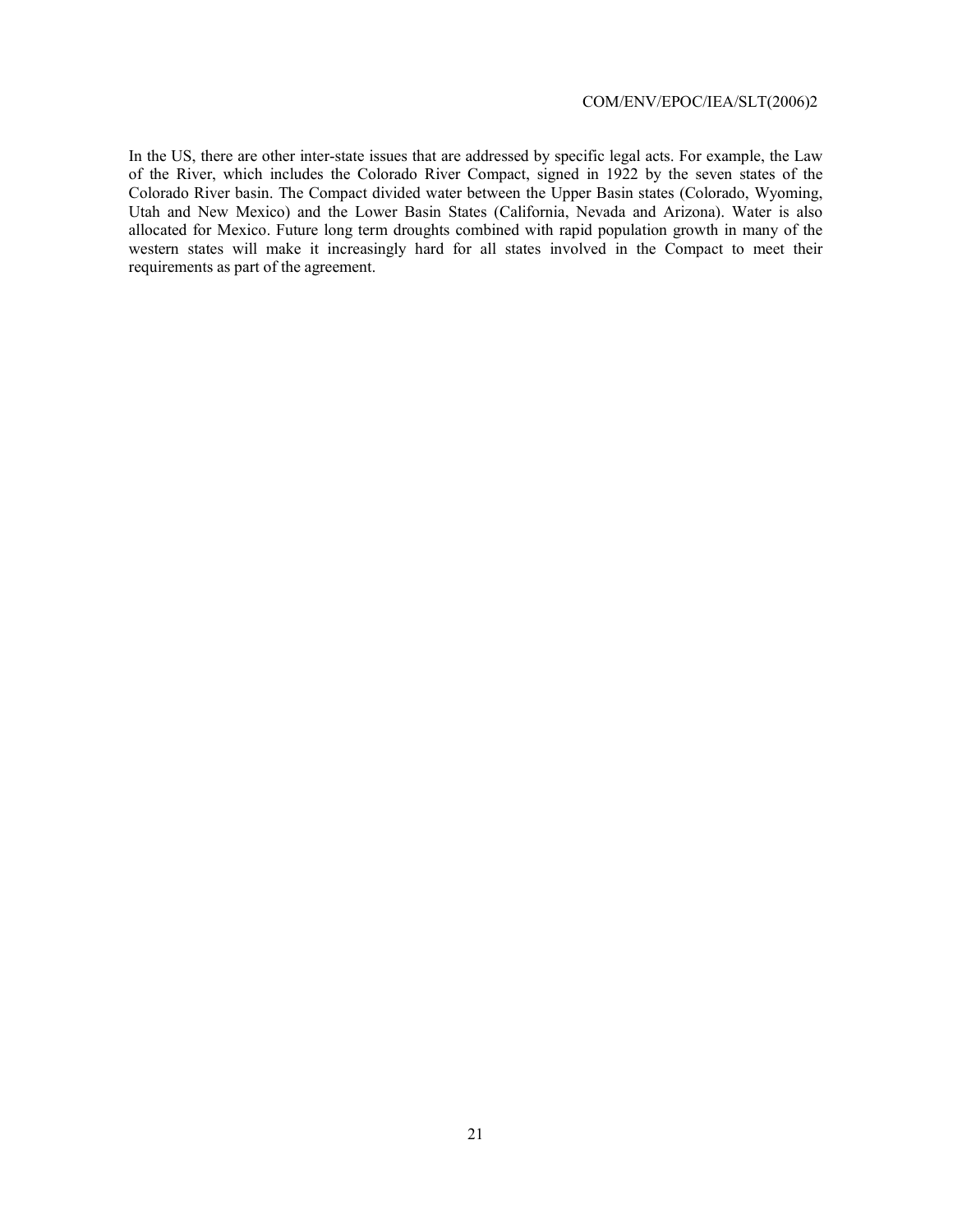In the US, there are other inter-state issues that are addressed by specific legal acts. For example, the Law of the River, which includes the Colorado River Compact, signed in 1922 by the seven states of the Colorado River basin. The Compact divided water between the Upper Basin states (Colorado, Wyoming, Utah and New Mexico) and the Lower Basin States (California, Nevada and Arizona). Water is also allocated for Mexico. Future long term droughts combined with rapid population growth in many of the western states will make it increasingly hard for all states involved in the Compact to meet their requirements as part of the agreement.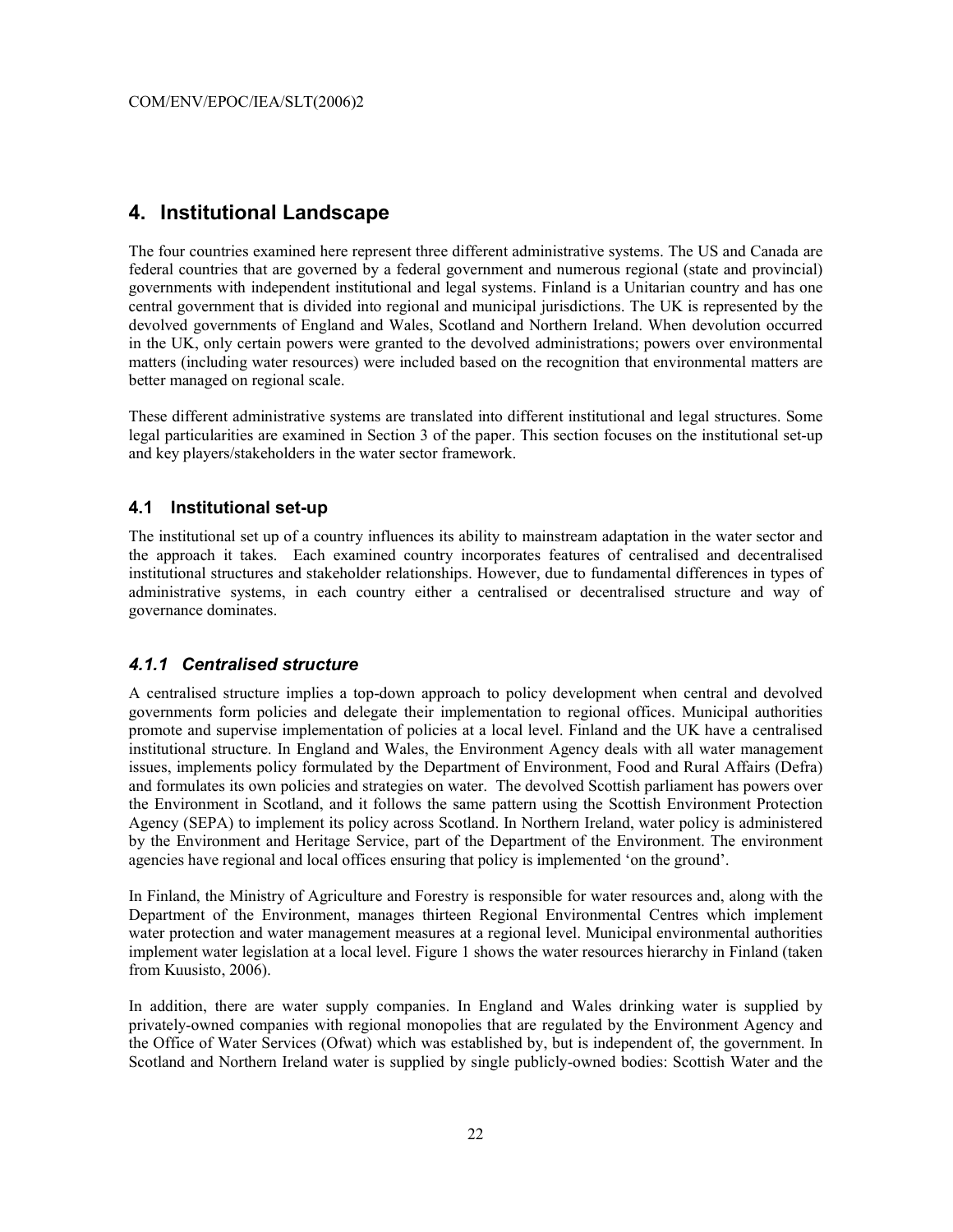# 4. Institutional Landscape

The four countries examined here represent three different administrative systems. The US and Canada are federal countries that are governed by a federal government and numerous regional (state and provincial) governments with independent institutional and legal systems. Finland is a Unitarian country and has one central government that is divided into regional and municipal jurisdictions. The UK is represented by the devolved governments of England and Wales, Scotland and Northern Ireland. When devolution occurred in the UK, only certain powers were granted to the devolved administrations; powers over environmental matters (including water resources) were included based on the recognition that environmental matters are better managed on regional scale.

These different administrative systems are translated into different institutional and legal structures. Some legal particularities are examined in Section 3 of the paper. This section focuses on the institutional set-up and key players/stakeholders in the water sector framework.

## 4.1 Institutional set-up

The institutional set up of a country influences its ability to mainstream adaptation in the water sector and the approach it takes. Each examined country incorporates features of centralised and decentralised institutional structures and stakeholder relationships. However, due to fundamental differences in types of administrative systems, in each country either a centralised or decentralised structure and way of governance dominates.

### *4.1.1 Centralised structure*

A centralised structure implies a top-down approach to policy development when central and devolved governments form policies and delegate their implementation to regional offices. Municipal authorities promote and supervise implementation of policies at a local level. Finland and the UK have a centralised institutional structure. In England and Wales, the Environment Agency deals with all water management issues, implements policy formulated by the Department of Environment, Food and Rural Affairs (Defra) and formulates its own policies and strategies on water. The devolved Scottish parliament has powers over the Environment in Scotland, and it follows the same pattern using the Scottish Environment Protection Agency (SEPA) to implement its policy across Scotland. In Northern Ireland, water policy is administered by the Environment and Heritage Service, part of the Department of the Environment. The environment agencies have regional and local offices ensuring that policy is implemented 'on the ground'.

In Finland, the Ministry of Agriculture and Forestry is responsible for water resources and, along with the Department of the Environment, manages thirteen Regional Environmental Centres which implement water protection and water management measures at a regional level. Municipal environmental authorities implement water legislation at a local level. Figure 1 shows the water resources hierarchy in Finland (taken from Kuusisto, 2006).

In addition, there are water supply companies. In England and Wales drinking water is supplied by privately-owned companies with regional monopolies that are regulated by the Environment Agency and the Office of Water Services (Ofwat) which was established by, but is independent of, the government. In Scotland and Northern Ireland water is supplied by single publicly-owned bodies: Scottish Water and the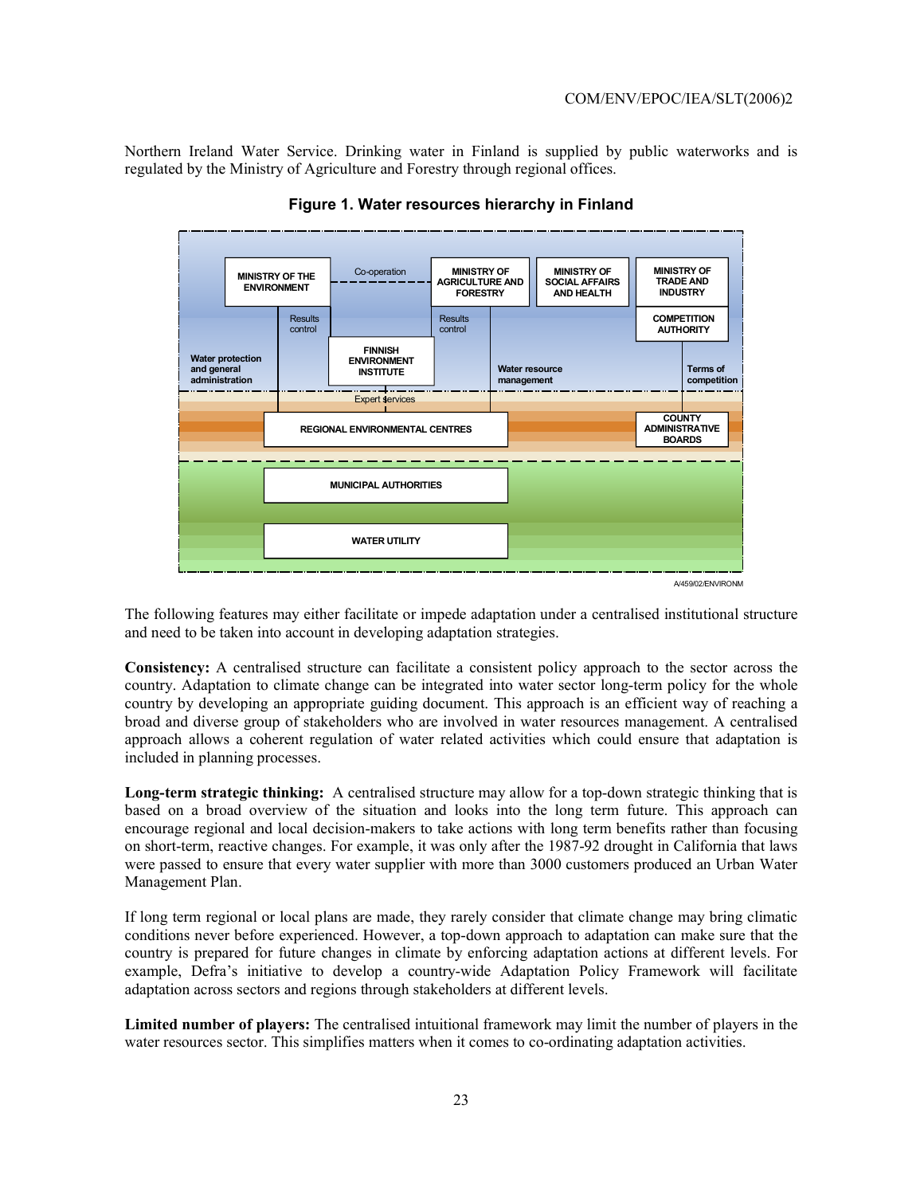Northern Ireland Water Service. Drinking water in Finland is supplied by public waterworks and is regulated by the Ministry of Agriculture and Forestry through regional offices.

**Figure 1. Water resources hierarchy in Finland**

The following features may either facilitate or impede adaptation under a centralised institutional structure and need to be taken into account in developing adaptation strategies.

**Consistency:** A centralised structure can facilitate a consistent policy approach to the sector across the country. Adaptation to climate change can be integrated into water sector long-term policy for the whole country by developing an appropriate guiding document. This approach is an efficient way of reaching a broad and diverse group of stakeholders who are involved in water resources management. A centralised approach allows a coherent regulation of water related activities which could ensure that adaptation is included in planning processes.

**Long-term strategic thinking:** A centralised structure may allow for a top-down strategic thinking that is based on a broad overview of the situation and looks into the long term future. This approach can encourage regional and local decision-makers to take actions with long term benefits rather than focusing on short-term, reactive changes. For example, it was only after the 1987-92 drought in California that laws were passed to ensure that every water supplier with more than 3000 customers produced an Urban Water Management Plan.

If long term regional or local plans are made, they rarely consider that climate change may bring climatic conditions never before experienced. However, a top-down approach to adaptation can make sure that the country is prepared for future changes in climate by enforcing adaptation actions at different levels. For example, Defra's initiative to develop a country-wide Adaptation Policy Framework will facilitate adaptation across sectors and regions through stakeholders at different levels.

**Limited number of players:** The centralised intuitional framework may limit the number of players in the water resources sector. This simplifies matters when it comes to co-ordinating adaptation activities.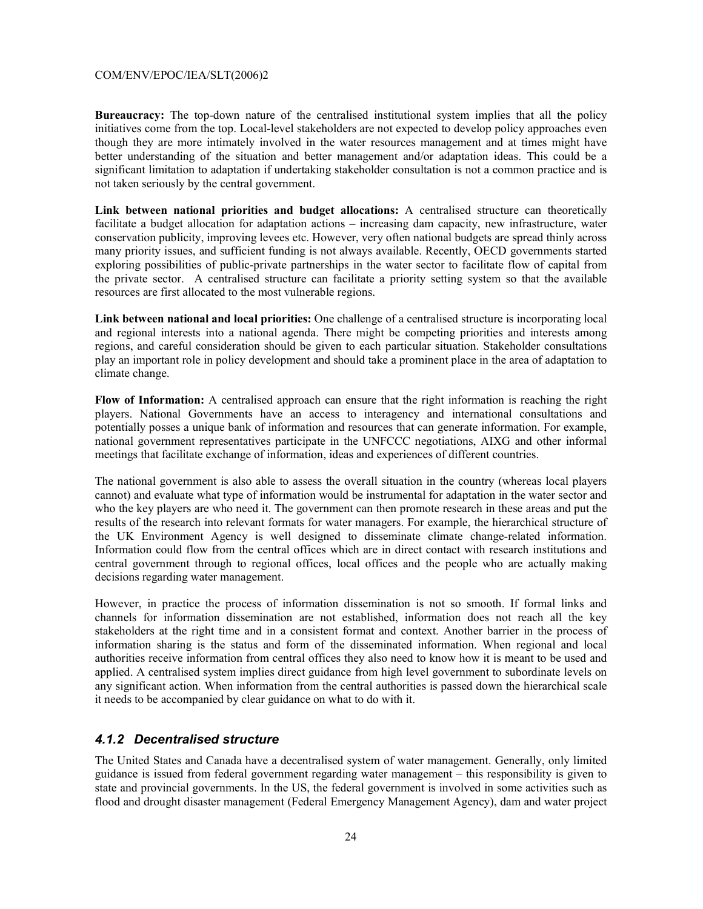**Bureaucracy:** The top-down nature of the centralised institutional system implies that all the policy initiatives come from the top. Local-level stakeholders are not expected to develop policy approaches even though they are more intimately involved in the water resources management and at times might have better understanding of the situation and better management and/or adaptation ideas. This could be a significant limitation to adaptation if undertaking stakeholder consultation is not a common practice and is not taken seriously by the central government.

**Link between national priorities and budget allocations:** A centralised structure can theoretically facilitate a budget allocation for adaptation actions – increasing dam capacity, new infrastructure, water conservation publicity, improving levees etc. However, very often national budgets are spread thinly across many priority issues, and sufficient funding is not always available. Recently, OECD governments started exploring possibilities of public-private partnerships in the water sector to facilitate flow of capital from the private sector. A centralised structure can facilitate a priority setting system so that the available resources are first allocated to the most vulnerable regions.

**Link between national and local priorities:** One challenge of a centralised structure is incorporating local and regional interests into a national agenda. There might be competing priorities and interests among regions, and careful consideration should be given to each particular situation. Stakeholder consultations play an important role in policy development and should take a prominent place in the area of adaptation to climate change.

**Flow of Information:** A centralised approach can ensure that the right information is reaching the right players. National Governments have an access to interagency and international consultations and potentially posses a unique bank of information and resources that can generate information. For example, national government representatives participate in the UNFCCC negotiations, AIXG and other informal meetings that facilitate exchange of information, ideas and experiences of different countries.

The national government is also able to assess the overall situation in the country (whereas local players cannot) and evaluate what type of information would be instrumental for adaptation in the water sector and who the key players are who need it. The government can then promote research in these areas and put the results of the research into relevant formats for water managers. For example, the hierarchical structure of the UK Environment Agency is well designed to disseminate climate change-related information. Information could flow from the central offices which are in direct contact with research institutions and central government through to regional offices, local offices and the people who are actually making decisions regarding water management.

However, in practice the process of information dissemination is not so smooth. If formal links and channels for information dissemination are not established, information does not reach all the key stakeholders at the right time and in a consistent format and context. Another barrier in the process of information sharing is the status and form of the disseminated information. When regional and local authorities receive information from central offices they also need to know how it is meant to be used and applied. A centralised system implies direct guidance from high level government to subordinate levels on any significant action. When information from the central authorities is passed down the hierarchical scale it needs to be accompanied by clear guidance on what to do with it.

### *4.1.2 Decentralised structure*

The United States and Canada have a decentralised system of water management. Generally, only limited guidance is issued from federal government regarding water management – this responsibility is given to state and provincial governments. In the US, the federal government is involved in some activities such as flood and drought disaster management (Federal Emergency Management Agency), dam and water project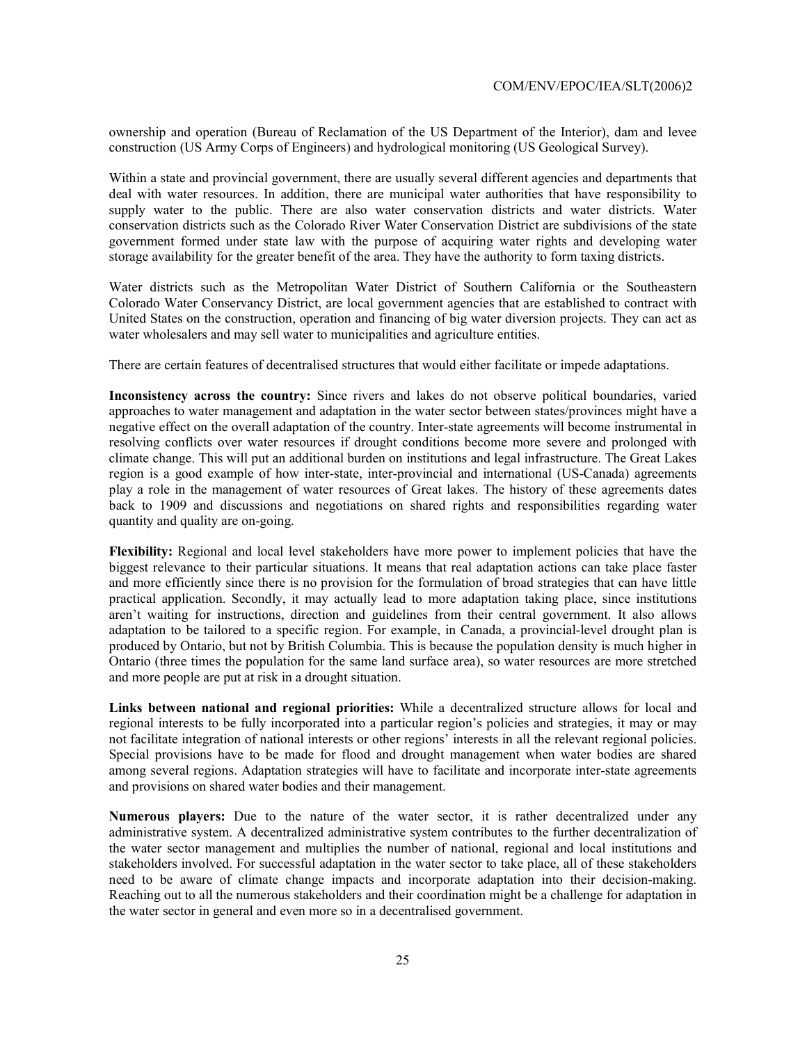ownership and operation (Bureau of Reclamation of the US Department of the Interior), dam and levee construction (US Army Corps of Engineers) and hydrological monitoring (US Geological Survey).

Within a state and provincial government, there are usually several different agencies and departments that deal with water resources. In addition, there are municipal water authorities that have responsibility to supply water to the public. There are also water conservation districts and water districts. Water conservation districts such as the Colorado River Water Conservation District are subdivisions of the state government formed under state law with the purpose of acquiring water rights and developing water storage availability for the greater benefit of the area. They have the authority to form taxing districts.

Water districts such as the Metropolitan Water District of Southern California or the Southeastern Colorado Water Conservancy District, are local government agencies that are established to contract with United States on the construction, operation and financing of big water diversion projects. They can act as water wholesalers and may sell water to municipalities and agriculture entities.

There are certain features of decentralised structures that would either facilitate or impede adaptations.

**Inconsistency across the country:** Since rivers and lakes do not observe political boundaries, varied approaches to water management and adaptation in the water sector between states/provinces might have a negative effect on the overall adaptation of the country. Inter-state agreements will become instrumental in resolving conflicts over water resources if drought conditions become more severe and prolonged with climate change. This will put an additional burden on institutions and legal infrastructure. The Great Lakes region is a good example of how inter-state, inter-provincial and international (US-Canada) agreements play a role in the management of water resources of Great lakes. The history of these agreements dates back to 1909 and discussions and negotiations on shared rights and responsibilities regarding water quantity and quality are on-going.

**Flexibility:** Regional and local level stakeholders have more power to implement policies that have the biggest relevance to their particular situations. It means that real adaptation actions can take place faster and more efficiently since there is no provision for the formulation of broad strategies that can have little practical application. Secondly, it may actually lead to more adaptation taking place, since institutions aren't waiting for instructions, direction and guidelines from their central government. It also allows adaptation to be tailored to a specific region. For example, in Canada, a provincial-level drought plan is produced by Ontario, but not by British Columbia. This is because the population density is much higher in Ontario (three times the population for the same land surface area), so water resources are more stretched and more people are put at risk in a drought situation.

**Links between national and regional priorities:** While a decentralized structure allows for local and regional interests to be fully incorporated into a particular region's policies and strategies, it may or may not facilitate integration of national interests or other regions' interests in all the relevant regional policies. Special provisions have to be made for flood and drought management when water bodies are shared among several regions. Adaptation strategies will have to facilitate and incorporate inter-state agreements and provisions on shared water bodies and their management.

**Numerous players:** Due to the nature of the water sector, it is rather decentralized under any administrative system. A decentralized administrative system contributes to the further decentralization of the water sector management and multiplies the number of national, regional and local institutions and stakeholders involved. For successful adaptation in the water sector to take place, all of these stakeholders need to be aware of climate change impacts and incorporate adaptation into their decision-making. Reaching out to all the numerous stakeholders and their coordination might be a challenge for adaptation in the water sector in general and even more so in a decentralised government.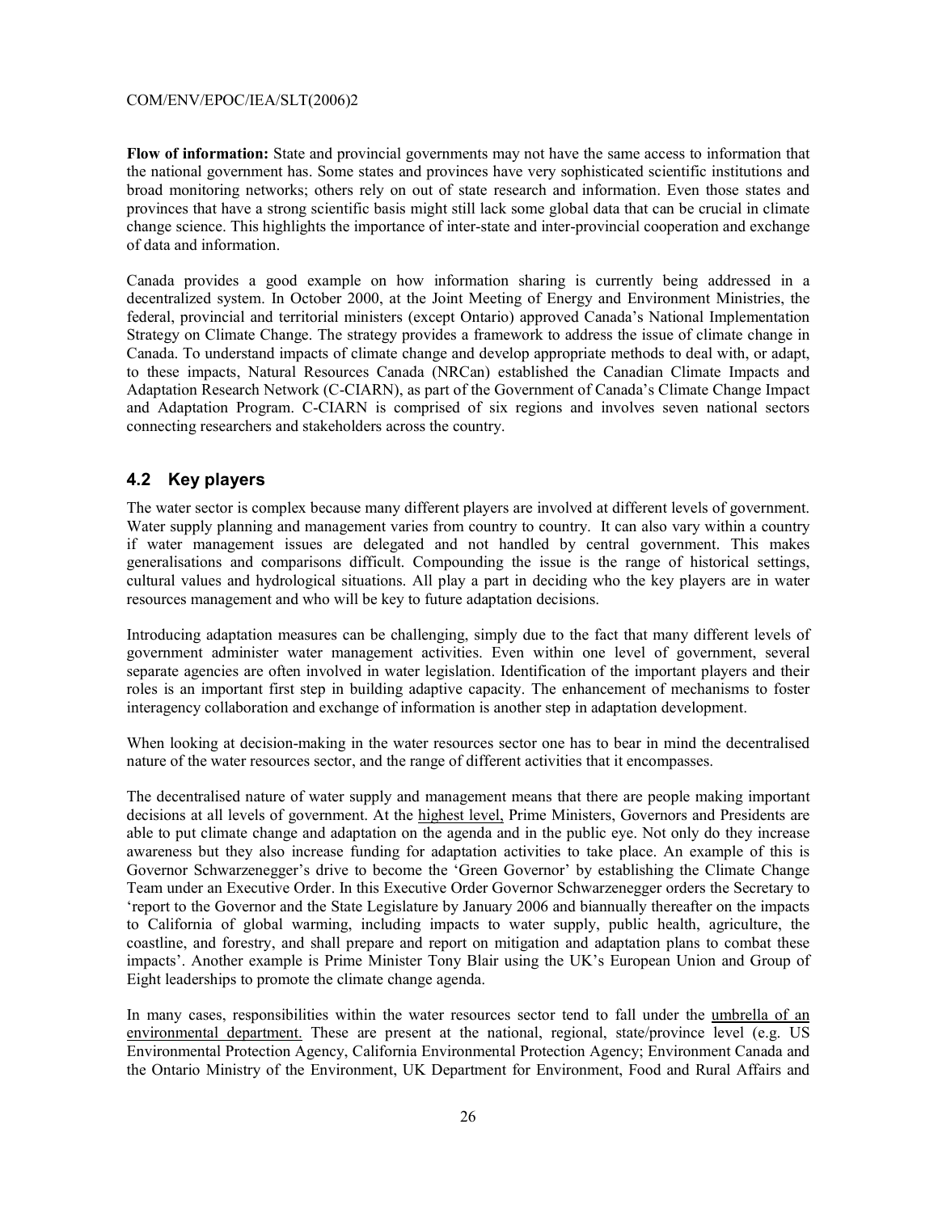**Flow of information:** State and provincial governments may not have the same access to information that the national government has. Some states and provinces have very sophisticated scientific institutions and broad monitoring networks; others rely on out of state research and information. Even those states and provinces that have a strong scientific basis might still lack some global data that can be crucial in climate change science. This highlights the importance of inter-state and inter-provincial cooperation and exchange of data and information.

Canada provides a good example on how information sharing is currently being addressed in a decentralized system. In October 2000, at the Joint Meeting of Energy and Environment Ministries, the federal, provincial and territorial ministers (except Ontario) approved Canada's National Implementation Strategy on Climate Change. The strategy provides a framework to address the issue of climate change in Canada. To understand impacts of climate change and develop appropriate methods to deal with, or adapt, to these impacts, Natural Resources Canada (NRCan) established the Canadian Climate Impacts and Adaptation Research Network (C-CIARN), as part of the Government of Canada's Climate Change Impact and Adaptation Program. C-CIARN is comprised of six regions and involves seven national sectors connecting researchers and stakeholders across the country.

## 4.2 Key players

The water sector is complex because many different players are involved at different levels of government. Water supply planning and management varies from country to country. It can also vary within a country if water management issues are delegated and not handled by central government. This makes generalisations and comparisons difficult. Compounding the issue is the range of historical settings, cultural values and hydrological situations. All play a part in deciding who the key players are in water resources management and who will be key to future adaptation decisions.

Introducing adaptation measures can be challenging, simply due to the fact that many different levels of government administer water management activities. Even within one level of government, several separate agencies are often involved in water legislation. Identification of the important players and their roles is an important first step in building adaptive capacity. The enhancement of mechanisms to foster interagency collaboration and exchange of information is another step in adaptation development.

When looking at decision-making in the water resources sector one has to bear in mind the decentralised nature of the water resources sector, and the range of different activities that it encompasses.

The decentralised nature of water supply and management means that there are people making important decisions at all levels of government. At the highest level, Prime Ministers, Governors and Presidents are able to put climate change and adaptation on the agenda and in the public eye. Not only do they increase awareness but they also increase funding for adaptation activities to take place. An example of this is Governor Schwarzenegger's drive to become the 'Green Governor' by establishing the Climate Change Team under an Executive Order. In this Executive Order Governor Schwarzenegger orders the Secretary to 'report to the Governor and the State Legislature by January 2006 and biannually thereafter on the impacts to California of global warming, including impacts to water supply, public health, agriculture, the coastline, and forestry, and shall prepare and report on mitigation and adaptation plans to combat these impacts'. Another example is Prime Minister Tony Blair using the UK's European Union and Group of Eight leaderships to promote the climate change agenda.

In many cases, responsibilities within the water resources sector tend to fall under the umbrella of an environmental department. These are present at the national, regional, state/province level (e.g. US Environmental Protection Agency, California Environmental Protection Agency; Environment Canada and the Ontario Ministry of the Environment, UK Department for Environment, Food and Rural Affairs and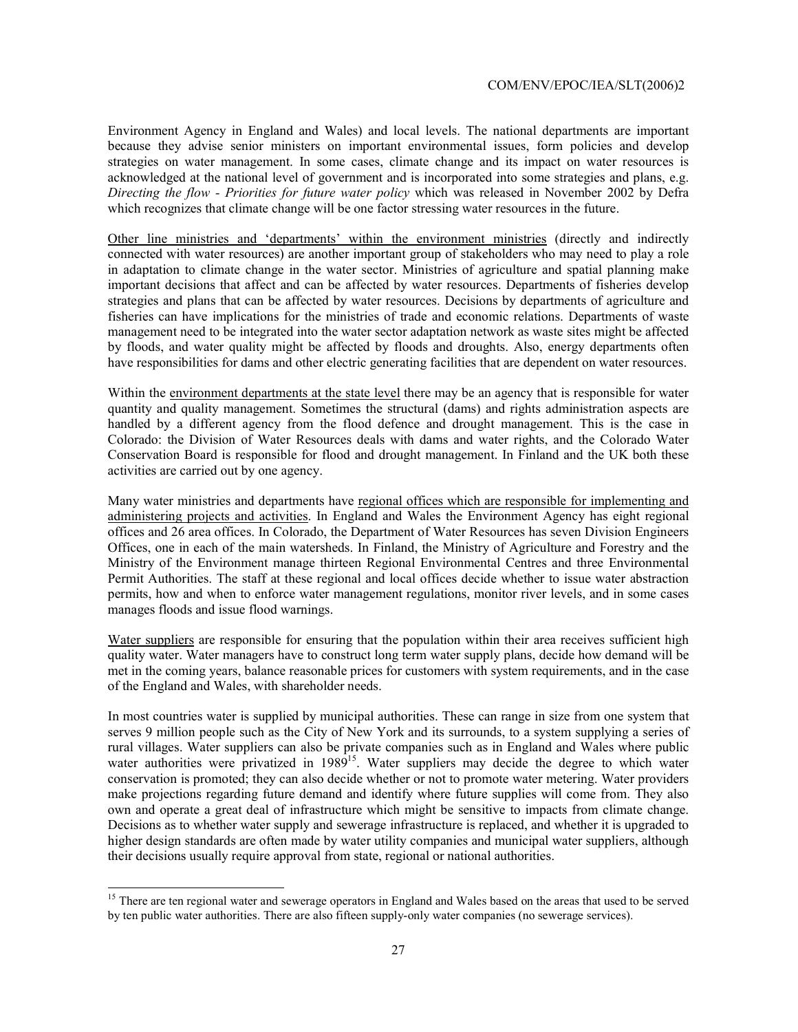Environment Agency in England and Wales) and local levels. The national departments are important because they advise senior ministers on important environmental issues, form policies and develop strategies on water management. In some cases, climate change and its impact on water resources is acknowledged at the national level of government and is incorporated into some strategies and plans, e.g. *Directing the flow - Priorities for future water policy* which was released in November 2002 by Defra which recognizes that climate change will be one factor stressing water resources in the future.

Other line ministries and 'departments' within the environment ministries (directly and indirectly connected with water resources) are another important group of stakeholders who may need to play a role in adaptation to climate change in the water sector. Ministries of agriculture and spatial planning make important decisions that affect and can be affected by water resources. Departments of fisheries develop strategies and plans that can be affected by water resources. Decisions by departments of agriculture and fisheries can have implications for the ministries of trade and economic relations. Departments of waste management need to be integrated into the water sector adaptation network as waste sites might be affected by floods, and water quality might be affected by floods and droughts. Also, energy departments often have responsibilities for dams and other electric generating facilities that are dependent on water resources.

Within the environment departments at the state level there may be an agency that is responsible for water quantity and quality management. Sometimes the structural (dams) and rights administration aspects are handled by a different agency from the flood defence and drought management. This is the case in Colorado: the Division of Water Resources deals with dams and water rights, and the Colorado Water Conservation Board is responsible for flood and drought management. In Finland and the UK both these activities are carried out by one agency.

Many water ministries and departments have regional offices which are responsible for implementing and administering projects and activities. In England and Wales the Environment Agency has eight regional offices and 26 area offices. In Colorado, the Department of Water Resources has seven Division Engineers Offices, one in each of the main watersheds. In Finland, the Ministry of Agriculture and Forestry and the Ministry of the Environment manage thirteen Regional Environmental Centres and three Environmental Permit Authorities. The staff at these regional and local offices decide whether to issue water abstraction permits, how and when to enforce water management regulations, monitor river levels, and in some cases manages floods and issue flood warnings.

Water suppliers are responsible for ensuring that the population within their area receives sufficient high quality water. Water managers have to construct long term water supply plans, decide how demand will be met in the coming years, balance reasonable prices for customers with system requirements, and in the case of the England and Wales, with shareholder needs.

In most countries water is supplied by municipal authorities. These can range in size from one system that serves 9 million people such as the City of New York and its surrounds, to a system supplying a series of rural villages. Water suppliers can also be private companies such as in England and Wales where public water authorities were privatized in 1989[15]. Water suppliers may decide the degree to which water conservation is promoted; they can also decide whether or not to promote water metering. Water providers make projections regarding future demand and identify where future supplies will come from. They also own and operate a great deal of infrastructure which might be sensitive to impacts from climate change. Decisions as to whether water supply and sewerage infrastructure is replaced, and whether it is upgraded to higher design standards are often made by water utility companies and municipal water suppliers, although their decisions usually require approval from state, regional or national authorities.

[15] There are ten regional water and sewerage operators in England and Wales based on the areas that used to be served by ten public water authorities. There are also fifteen supply-only water companies (no sewerage services).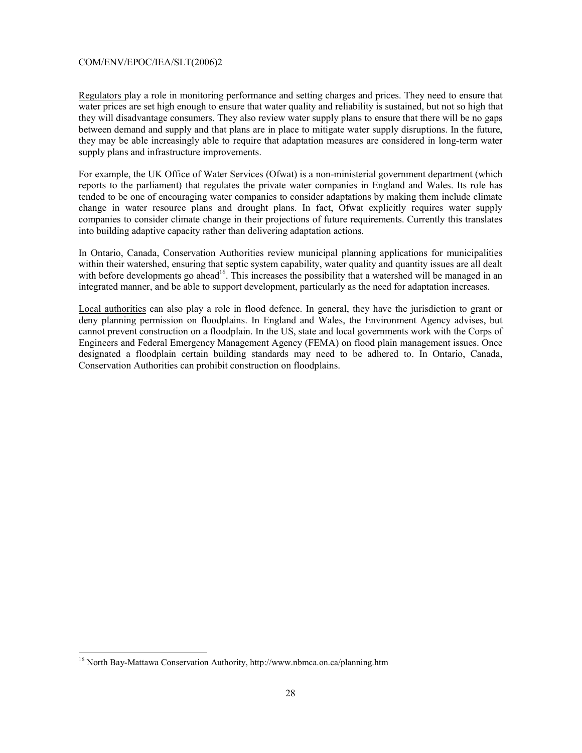Regulators play a role in monitoring performance and setting charges and prices. They need to ensure that water prices are set high enough to ensure that water quality and reliability is sustained, but not so high that they will disadvantage consumers. They also review water supply plans to ensure that there will be no gaps between demand and supply and that plans are in place to mitigate water supply disruptions. In the future, they may be able increasingly able to require that adaptation measures are considered in long-term water supply plans and infrastructure improvements.

For example, the UK Office of Water Services (Ofwat) is a non-ministerial government department (which reports to the parliament) that regulates the private water companies in England and Wales. Its role has tended to be one of encouraging water companies to consider adaptations by making them include climate change in water resource plans and drought plans. In fact, Ofwat explicitly requires water supply companies to consider climate change in their projections of future requirements. Currently this translates into building adaptive capacity rather than delivering adaptation actions.

In Ontario, Canada, Conservation Authorities review municipal planning applications for municipalities within their watershed, ensuring that septic system capability, water quality and quantity issues are all dealt with before developments go ahead[16]. This increases the possibility that a watershed will be managed in an integrated manner, and be able to support development, particularly as the need for adaptation increases.

Local authorities can also play a role in flood defence. In general, they have the jurisdiction to grant or deny planning permission on floodplains. In England and Wales, the Environment Agency advises, but cannot prevent construction on a floodplain. In the US, state and local governments work with the Corps of Engineers and Federal Emergency Management Agency (FEMA) on flood plain management issues. Once designated a floodplain certain building standards may need to be adhered to. In Ontario, Canada, Conservation Authorities can prohibit construction on floodplains.

---

[16] North Bay-Mattawa Conservation Authority, http://www.nbmca.on.ca/planning.htm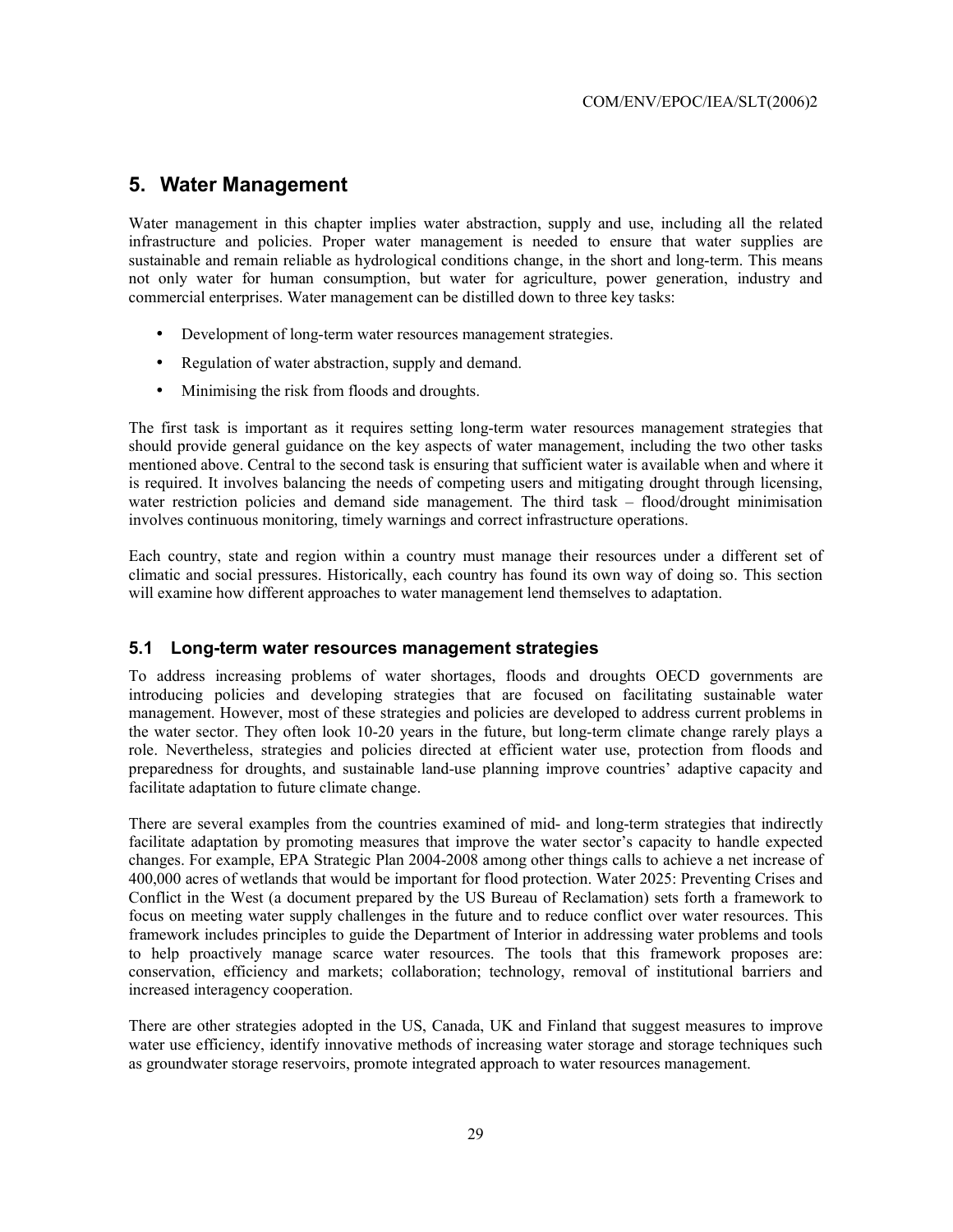# 5. Water Management

Water management in this chapter implies water abstraction, supply and use, including all the related infrastructure and policies. Proper water management is needed to ensure that water supplies are sustainable and remain reliable as hydrological conditions change, in the short and long-term. This means not only water for human consumption, but water for agriculture, power generation, industry and commercial enterprises. Water management can be distilled down to three key tasks:

- Development of long-term water resources management strategies.
- Regulation of water abstraction, supply and demand.
- Minimising the risk from floods and droughts.

The first task is important as it requires setting long-term water resources management strategies that should provide general guidance on the key aspects of water management, including the two other tasks mentioned above. Central to the second task is ensuring that sufficient water is available when and where it is required. It involves balancing the needs of competing users and mitigating drought through licensing, water restriction policies and demand side management. The third task – flood/drought minimisation involves continuous monitoring, timely warnings and correct infrastructure operations.

Each country, state and region within a country must manage their resources under a different set of climatic and social pressures. Historically, each country has found its own way of doing so. This section will examine how different approaches to water management lend themselves to adaptation.

## 5.1 Long-term water resources management strategies

To address increasing problems of water shortages, floods and droughts OECD governments are introducing policies and developing strategies that are focused on facilitating sustainable water management. However, most of these strategies and policies are developed to address current problems in the water sector. They often look 10-20 years in the future, but long-term climate change rarely plays a role. Nevertheless, strategies and policies directed at efficient water use, protection from floods and preparedness for droughts, and sustainable land-use planning improve countries' adaptive capacity and facilitate adaptation to future climate change.

There are several examples from the countries examined of mid- and long-term strategies that indirectly facilitate adaptation by promoting measures that improve the water sector's capacity to handle expected changes. For example, EPA Strategic Plan 2004-2008 among other things calls to achieve a net increase of 400,000 acres of wetlands that would be important for flood protection. Water 2025: Preventing Crises and Conflict in the West (a document prepared by the US Bureau of Reclamation) sets forth a framework to focus on meeting water supply challenges in the future and to reduce conflict over water resources. This framework includes principles to guide the Department of Interior in addressing water problems and tools to help proactively manage scarce water resources. The tools that this framework proposes are: conservation, efficiency and markets; collaboration; technology, removal of institutional barriers and increased interagency cooperation.

There are other strategies adopted in the US, Canada, UK and Finland that suggest measures to improve water use efficiency, identify innovative methods of increasing water storage and storage techniques such as groundwater storage reservoirs, promote integrated approach to water resources management.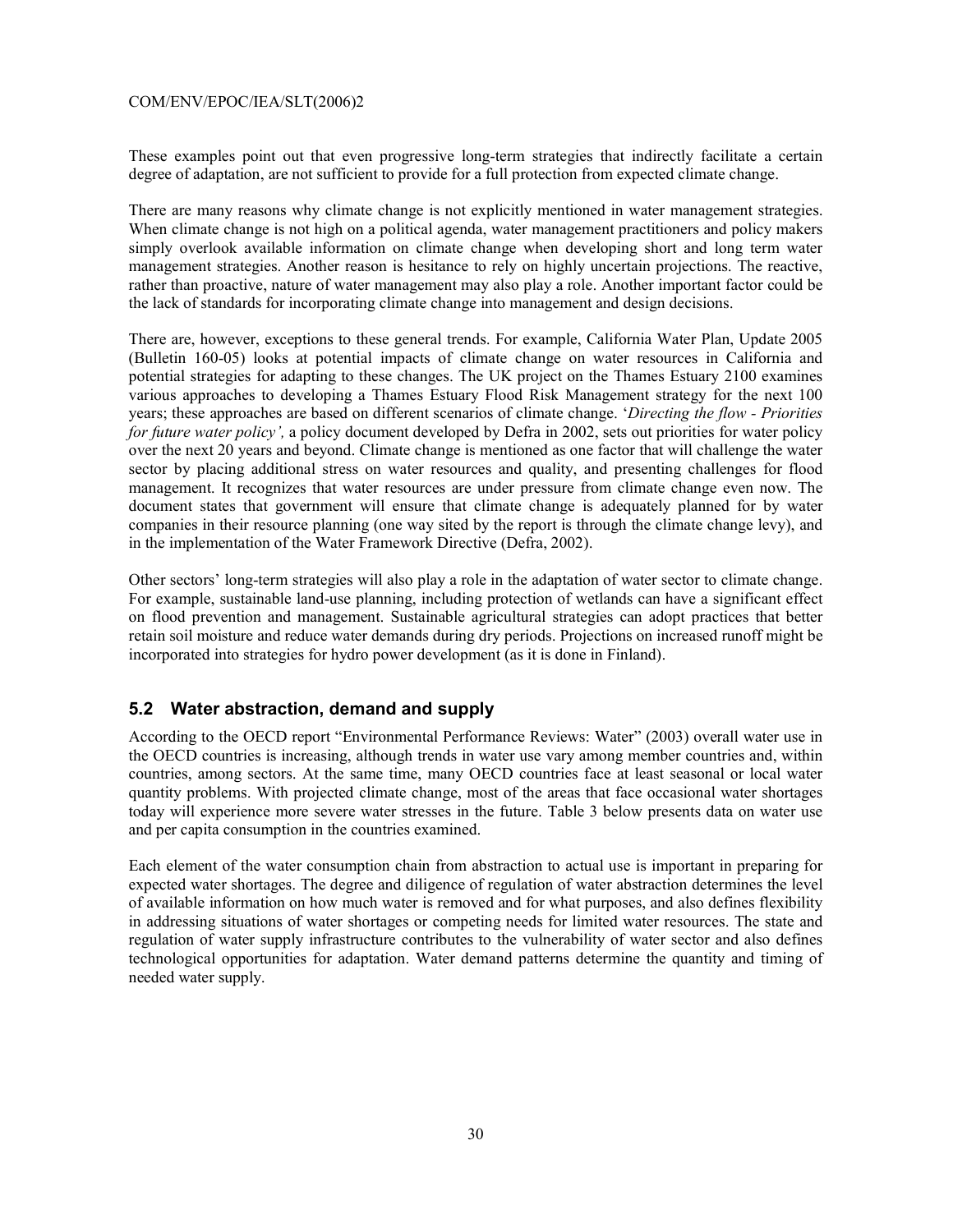These examples point out that even progressive long-term strategies that indirectly facilitate a certain degree of adaptation, are not sufficient to provide for a full protection from expected climate change.

There are many reasons why climate change is not explicitly mentioned in water management strategies. When climate change is not high on a political agenda, water management practitioners and policy makers simply overlook available information on climate change when developing short and long term water management strategies. Another reason is hesitance to rely on highly uncertain projections. The reactive, rather than proactive, nature of water management may also play a role. Another important factor could be the lack of standards for incorporating climate change into management and design decisions.

There are, however, exceptions to these general trends. For example, California Water Plan, Update 2005 (Bulletin 160-05) looks at potential impacts of climate change on water resources in California and potential strategies for adapting to these changes. The UK project on the Thames Estuary 2100 examines various approaches to developing a Thames Estuary Flood Risk Management strategy for the next 100 years; these approaches are based on different scenarios of climate change. '*Directing the flow - Priorities for future water policy',* a policy document developed by Defra in 2002, sets out priorities for water policy over the next 20 years and beyond. Climate change is mentioned as one factor that will challenge the water sector by placing additional stress on water resources and quality, and presenting challenges for flood management. It recognizes that water resources are under pressure from climate change even now. The document states that government will ensure that climate change is adequately planned for by water companies in their resource planning (one way sited by the report is through the climate change levy), and in the implementation of the Water Framework Directive (Defra, 2002).

Other sectors' long-term strategies will also play a role in the adaptation of water sector to climate change. For example, sustainable land-use planning, including protection of wetlands can have a significant effect on flood prevention and management. Sustainable agricultural strategies can adopt practices that better retain soil moisture and reduce water demands during dry periods. Projections on increased runoff might be incorporated into strategies for hydro power development (as it is done in Finland).

## 5.2 Water abstraction, demand and supply

According to the OECD report "Environmental Performance Reviews: Water" (2003) overall water use in the OECD countries is increasing, although trends in water use vary among member countries and, within countries, among sectors. At the same time, many OECD countries face at least seasonal or local water quantity problems. With projected climate change, most of the areas that face occasional water shortages today will experience more severe water stresses in the future. Table 3 below presents data on water use and per capita consumption in the countries examined.

Each element of the water consumption chain from abstraction to actual use is important in preparing for expected water shortages. The degree and diligence of regulation of water abstraction determines the level of available information on how much water is removed and for what purposes, and also defines flexibility in addressing situations of water shortages or competing needs for limited water resources. The state and regulation of water supply infrastructure contributes to the vulnerability of water sector and also defines technological opportunities for adaptation. Water demand patterns determine the quantity and timing of needed water supply.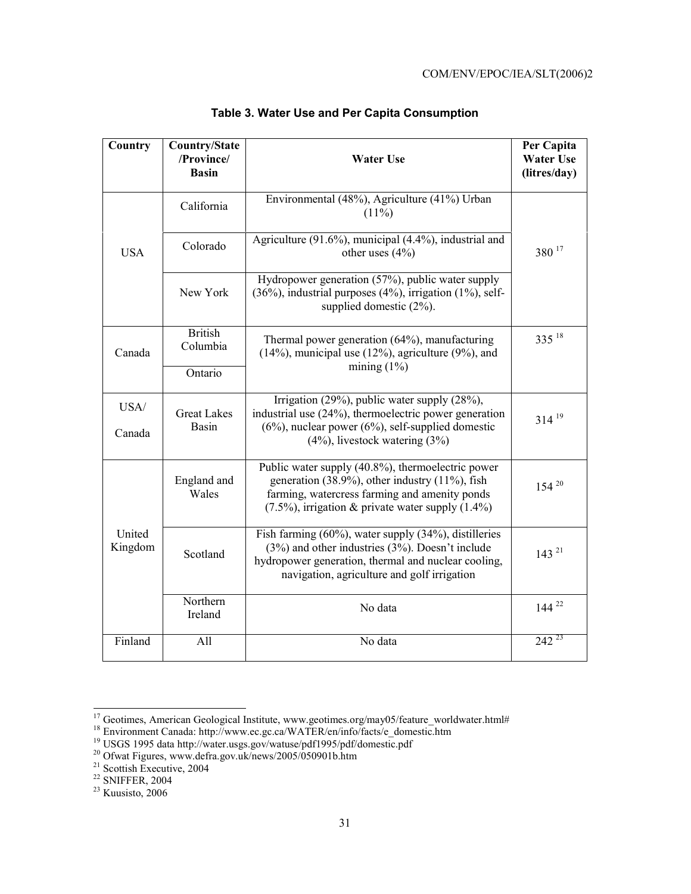**Table 3. Water Use and Per Capita Consumption**

| Country | Country/State /Province/ Basin | Water Use | Per Capita Water Use (litres/day) |
|---|---|---|---|
| USA | California | Environmental (48%), Agriculture (41%) Urban (11%) | 380 [17] |
| | Colorado | Agriculture (91.6%), municipal (4.4%), industrial and other uses (4%) | |
| | New York | Hydropower generation (57%), public water supply (36%), industrial purposes (4%), irrigation (1%), self-supplied domestic (2%). | |
| Canada | British Columbia | Thermal power generation (64%), manufacturing (14%), municipal use (12%), agriculture (9%), and mining (1%) | 335 [18] |
| | Ontario | | |
| USA/ Canada | Great Lakes Basin | Irrigation (29%), public water supply (28%), industrial use (24%), thermoelectric power generation (6%), nuclear power (6%), self-supplied domestic (4%), livestock watering (3%) | 314 [19] |
| United Kingdom | England and Wales | Public water supply (40.8%), thermoelectric power generation (38.9%), other industry (11%), fish farming, watercress farming and amenity ponds (7.5%), irrigation & private water supply (1.4%) | 154 [20] |
| | Scotland | Fish farming (60%), water supply (34%), distilleries (3%) and other industries (3%). Doesn't include hydropower generation, thermal and nuclear cooling, navigation, agriculture and golf irrigation | 143 [21] |
| | Northern Ireland | No data | 144 [22] |
| Finland | All | No data | 242 [23] |

[17] Geotimes, American Geological Institute, www.geotimes.org/may05/feature_worldwater.html#

[18] Environment Canada: http://www.ec.gc.ca/WATER/en/info/facts/e_domestic.htm

[19] USGS 1995 data http://water.usgs.gov/watuse/pdf1995/pdf/domestic.pdf

[20] Ofwat Figures, www.defra.gov.uk/news/2005/050901b.htm

[21] Scottish Executive, 2004

[22] SNIFFER, 2004

[23] Kuusisto, 2006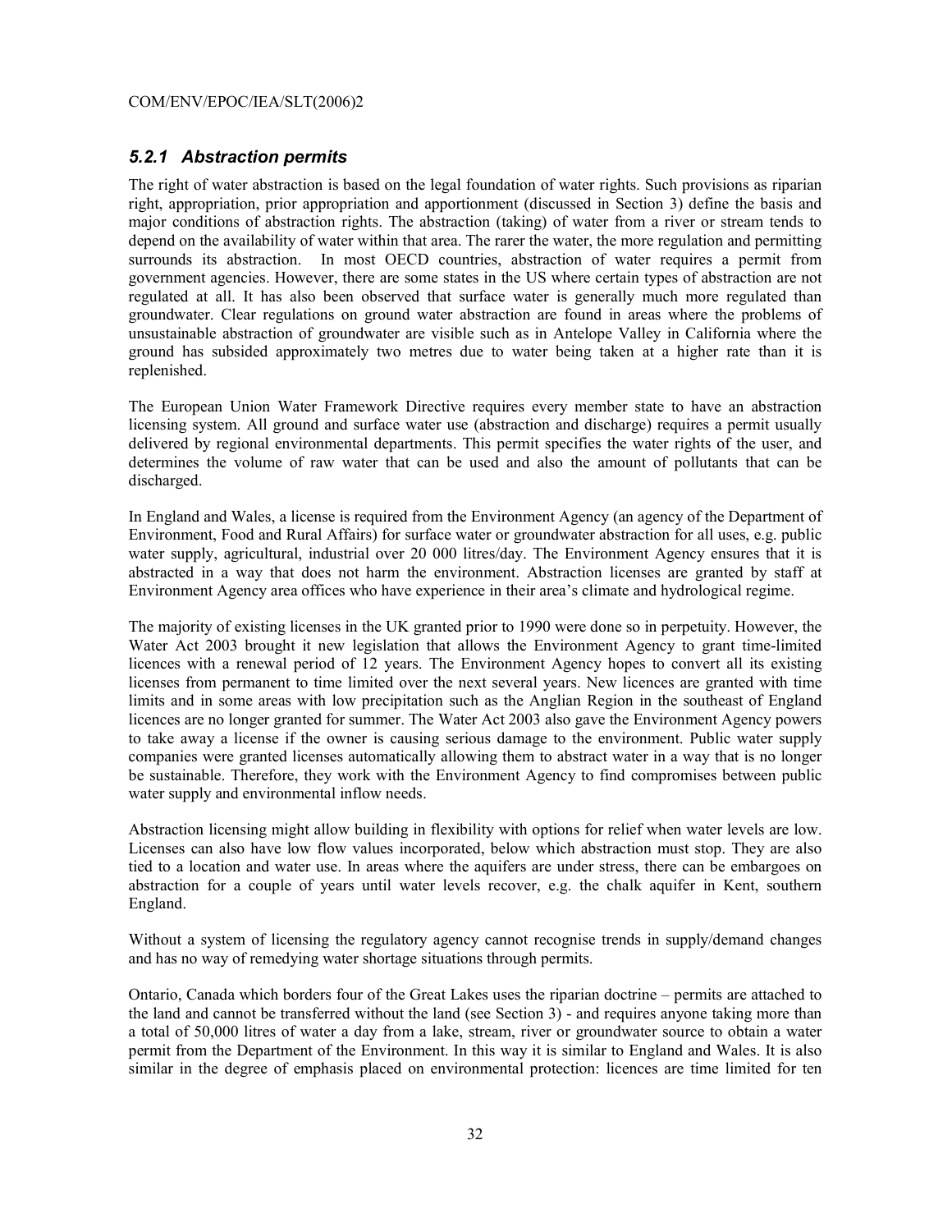### *5.2.1 Abstraction permits*

The right of water abstraction is based on the legal foundation of water rights. Such provisions as riparian right, appropriation, prior appropriation and apportionment (discussed in Section 3) define the basis and major conditions of abstraction rights. The abstraction (taking) of water from a river or stream tends to depend on the availability of water within that area. The rarer the water, the more regulation and permitting surrounds its abstraction. In most OECD countries, abstraction of water requires a permit from government agencies. However, there are some states in the US where certain types of abstraction are not regulated at all. It has also been observed that surface water is generally much more regulated than groundwater. Clear regulations on ground water abstraction are found in areas where the problems of unsustainable abstraction of groundwater are visible such as in Antelope Valley in California where the ground has subsided approximately two metres due to water being taken at a higher rate than it is replenished.

The European Union Water Framework Directive requires every member state to have an abstraction licensing system. All ground and surface water use (abstraction and discharge) requires a permit usually delivered by regional environmental departments. This permit specifies the water rights of the user, and determines the volume of raw water that can be used and also the amount of pollutants that can be discharged.

In England and Wales, a license is required from the Environment Agency (an agency of the Department of Environment, Food and Rural Affairs) for surface water or groundwater abstraction for all uses, e.g. public water supply, agricultural, industrial over 20 000 litres/day. The Environment Agency ensures that it is abstracted in a way that does not harm the environment. Abstraction licenses are granted by staff at Environment Agency area offices who have experience in their area's climate and hydrological regime.

The majority of existing licenses in the UK granted prior to 1990 were done so in perpetuity. However, the Water Act 2003 brought it new legislation that allows the Environment Agency to grant time-limited licences with a renewal period of 12 years. The Environment Agency hopes to convert all its existing licenses from permanent to time limited over the next several years. New licences are granted with time limits and in some areas with low precipitation such as the Anglian Region in the southeast of England licences are no longer granted for summer. The Water Act 2003 also gave the Environment Agency powers to take away a license if the owner is causing serious damage to the environment. Public water supply companies were granted licenses automatically allowing them to abstract water in a way that is no longer be sustainable. Therefore, they work with the Environment Agency to find compromises between public water supply and environmental inflow needs.

Abstraction licensing might allow building in flexibility with options for relief when water levels are low. Licenses can also have low flow values incorporated, below which abstraction must stop. They are also tied to a location and water use. In areas where the aquifers are under stress, there can be embargoes on abstraction for a couple of years until water levels recover, e.g. the chalk aquifer in Kent, southern England.

Without a system of licensing the regulatory agency cannot recognise trends in supply/demand changes and has no way of remedying water shortage situations through permits.

Ontario, Canada which borders four of the Great Lakes uses the riparian doctrine – permits are attached to the land and cannot be transferred without the land (see Section 3) - and requires anyone taking more than a total of 50,000 litres of water a day from a lake, stream, river or groundwater source to obtain a water permit from the Department of the Environment. In this way it is similar to England and Wales. It is also similar in the degree of emphasis placed on environmental protection: licences are time limited for ten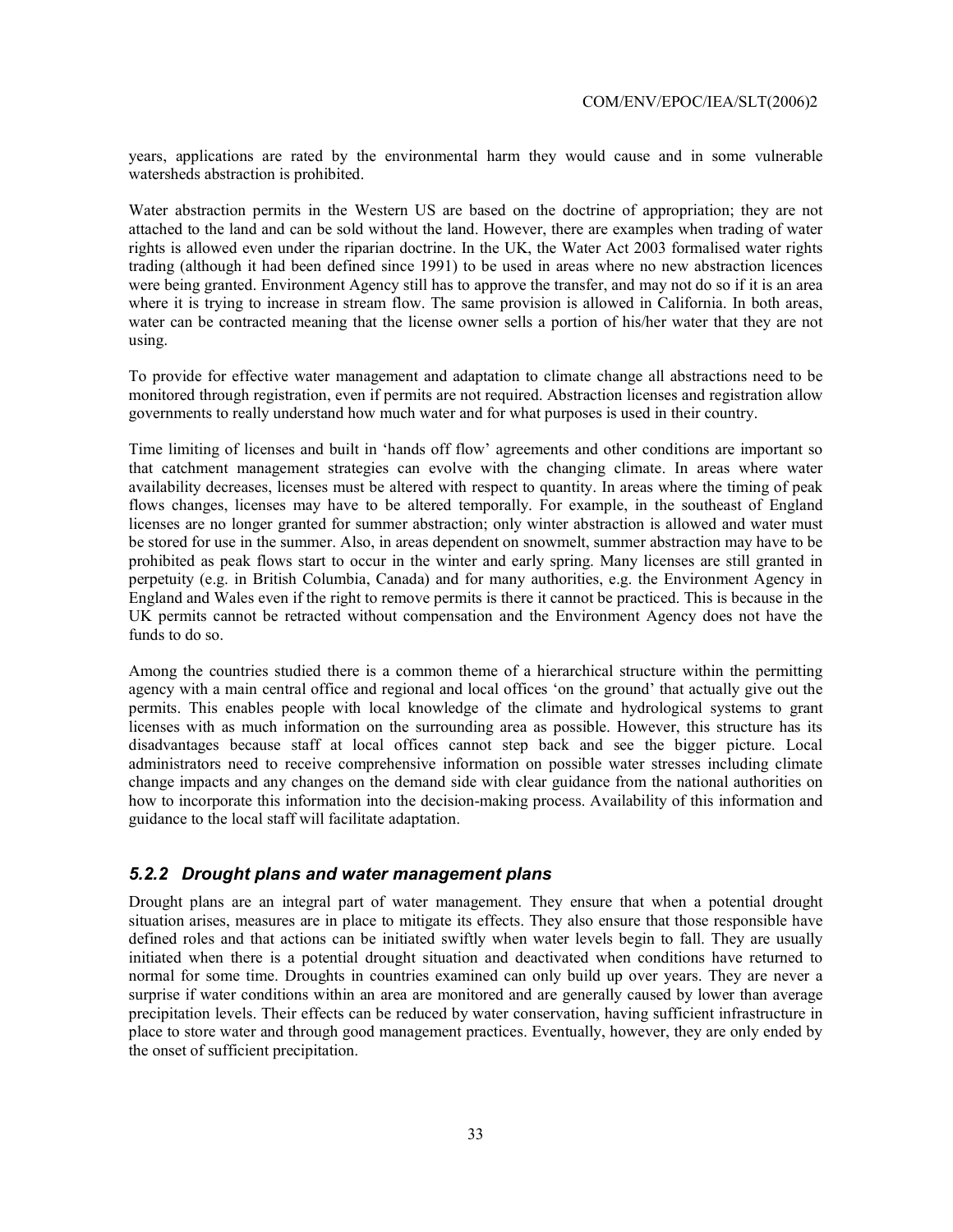years, applications are rated by the environmental harm they would cause and in some vulnerable watersheds abstraction is prohibited.

Water abstraction permits in the Western US are based on the doctrine of appropriation; they are not attached to the land and can be sold without the land. However, there are examples when trading of water rights is allowed even under the riparian doctrine. In the UK, the Water Act 2003 formalised water rights trading (although it had been defined since 1991) to be used in areas where no new abstraction licences were being granted. Environment Agency still has to approve the transfer, and may not do so if it is an area where it is trying to increase in stream flow. The same provision is allowed in California. In both areas, water can be contracted meaning that the license owner sells a portion of his/her water that they are not using.

To provide for effective water management and adaptation to climate change all abstractions need to be monitored through registration, even if permits are not required. Abstraction licenses and registration allow governments to really understand how much water and for what purposes is used in their country.

Time limiting of licenses and built in 'hands off flow' agreements and other conditions are important so that catchment management strategies can evolve with the changing climate. In areas where water availability decreases, licenses must be altered with respect to quantity. In areas where the timing of peak flows changes, licenses may have to be altered temporally. For example, in the southeast of England licenses are no longer granted for summer abstraction; only winter abstraction is allowed and water must be stored for use in the summer. Also, in areas dependent on snowmelt, summer abstraction may have to be prohibited as peak flows start to occur in the winter and early spring. Many licenses are still granted in perpetuity (e.g. in British Columbia, Canada) and for many authorities, e.g. the Environment Agency in England and Wales even if the right to remove permits is there it cannot be practiced. This is because in the UK permits cannot be retracted without compensation and the Environment Agency does not have the funds to do so.

Among the countries studied there is a common theme of a hierarchical structure within the permitting agency with a main central office and regional and local offices 'on the ground' that actually give out the permits. This enables people with local knowledge of the climate and hydrological systems to grant licenses with as much information on the surrounding area as possible. However, this structure has its disadvantages because staff at local offices cannot step back and see the bigger picture. Local administrators need to receive comprehensive information on possible water stresses including climate change impacts and any changes on the demand side with clear guidance from the national authorities on how to incorporate this information into the decision-making process. Availability of this information and guidance to the local staff will facilitate adaptation.

### *5.2.2 Drought plans and water management plans*

Drought plans are an integral part of water management. They ensure that when a potential drought situation arises, measures are in place to mitigate its effects. They also ensure that those responsible have defined roles and that actions can be initiated swiftly when water levels begin to fall. They are usually initiated when there is a potential drought situation and deactivated when conditions have returned to normal for some time. Droughts in countries examined can only build up over years. They are never a surprise if water conditions within an area are monitored and are generally caused by lower than average precipitation levels. Their effects can be reduced by water conservation, having sufficient infrastructure in place to store water and through good management practices. Eventually, however, they are only ended by the onset of sufficient precipitation.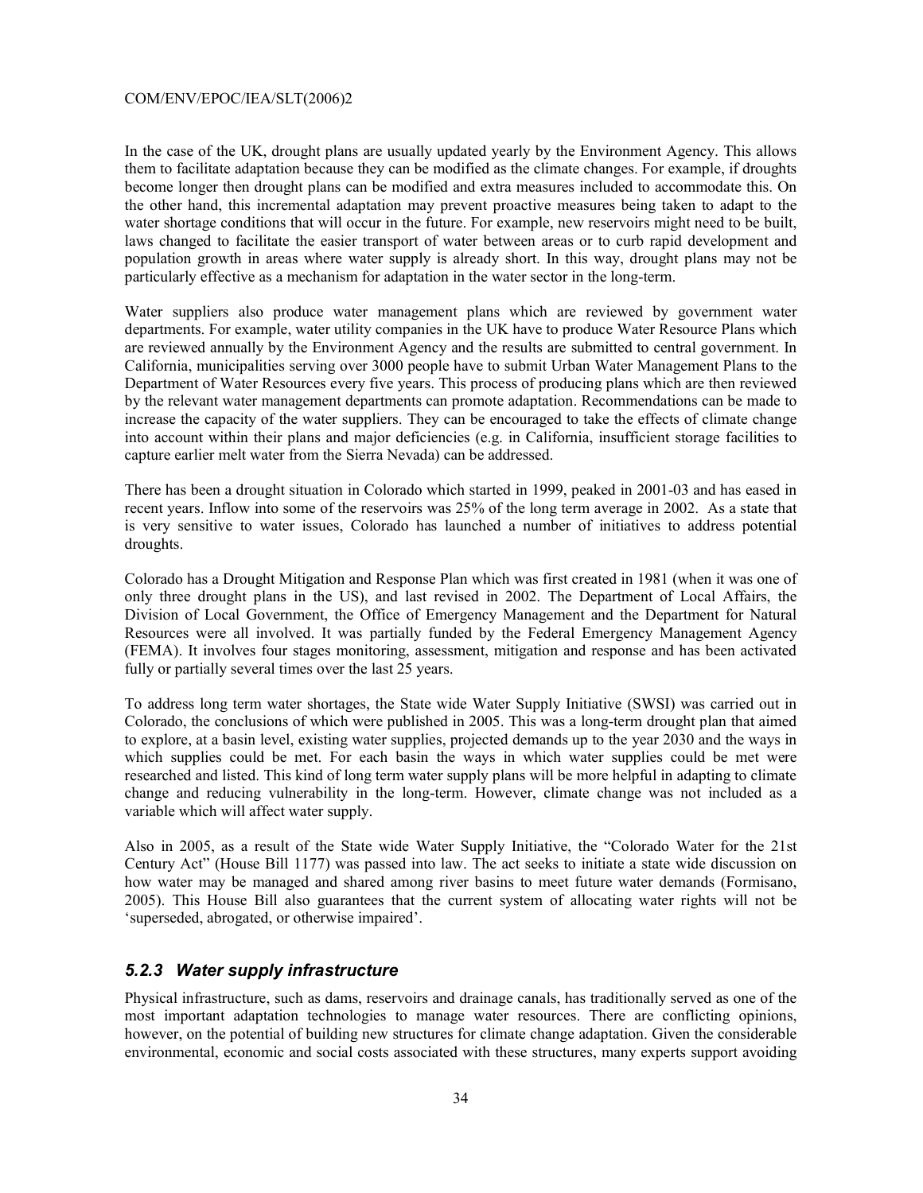In the case of the UK, drought plans are usually updated yearly by the Environment Agency. This allows them to facilitate adaptation because they can be modified as the climate changes. For example, if droughts become longer then drought plans can be modified and extra measures included to accommodate this. On the other hand, this incremental adaptation may prevent proactive measures being taken to adapt to the water shortage conditions that will occur in the future. For example, new reservoirs might need to be built, laws changed to facilitate the easier transport of water between areas or to curb rapid development and population growth in areas where water supply is already short. In this way, drought plans may not be particularly effective as a mechanism for adaptation in the water sector in the long-term.

Water suppliers also produce water management plans which are reviewed by government water departments. For example, water utility companies in the UK have to produce Water Resource Plans which are reviewed annually by the Environment Agency and the results are submitted to central government. In California, municipalities serving over 3000 people have to submit Urban Water Management Plans to the Department of Water Resources every five years. This process of producing plans which are then reviewed by the relevant water management departments can promote adaptation. Recommendations can be made to increase the capacity of the water suppliers. They can be encouraged to take the effects of climate change into account within their plans and major deficiencies (e.g. in California, insufficient storage facilities to capture earlier melt water from the Sierra Nevada) can be addressed.

There has been a drought situation in Colorado which started in 1999, peaked in 2001-03 and has eased in recent years. Inflow into some of the reservoirs was 25% of the long term average in 2002. As a state that is very sensitive to water issues, Colorado has launched a number of initiatives to address potential droughts.

Colorado has a Drought Mitigation and Response Plan which was first created in 1981 (when it was one of only three drought plans in the US), and last revised in 2002. The Department of Local Affairs, the Division of Local Government, the Office of Emergency Management and the Department for Natural Resources were all involved. It was partially funded by the Federal Emergency Management Agency (FEMA). It involves four stages monitoring, assessment, mitigation and response and has been activated fully or partially several times over the last 25 years.

To address long term water shortages, the State wide Water Supply Initiative (SWSI) was carried out in Colorado, the conclusions of which were published in 2005. This was a long-term drought plan that aimed to explore, at a basin level, existing water supplies, projected demands up to the year 2030 and the ways in which supplies could be met. For each basin the ways in which water supplies could be met were researched and listed. This kind of long term water supply plans will be more helpful in adapting to climate change and reducing vulnerability in the long-term. However, climate change was not included as a variable which will affect water supply.

Also in 2005, as a result of the State wide Water Supply Initiative, the "Colorado Water for the 21st Century Act" (House Bill 1177) was passed into law. The act seeks to initiate a state wide discussion on how water may be managed and shared among river basins to meet future water demands (Formisano, 2005). This House Bill also guarantees that the current system of allocating water rights will not be 'superseded, abrogated, or otherwise impaired'.

### *5.2.3 Water supply infrastructure*

Physical infrastructure, such as dams, reservoirs and drainage canals, has traditionally served as one of the most important adaptation technologies to manage water resources. There are conflicting opinions, however, on the potential of building new structures for climate change adaptation. Given the considerable environmental, economic and social costs associated with these structures, many experts support avoiding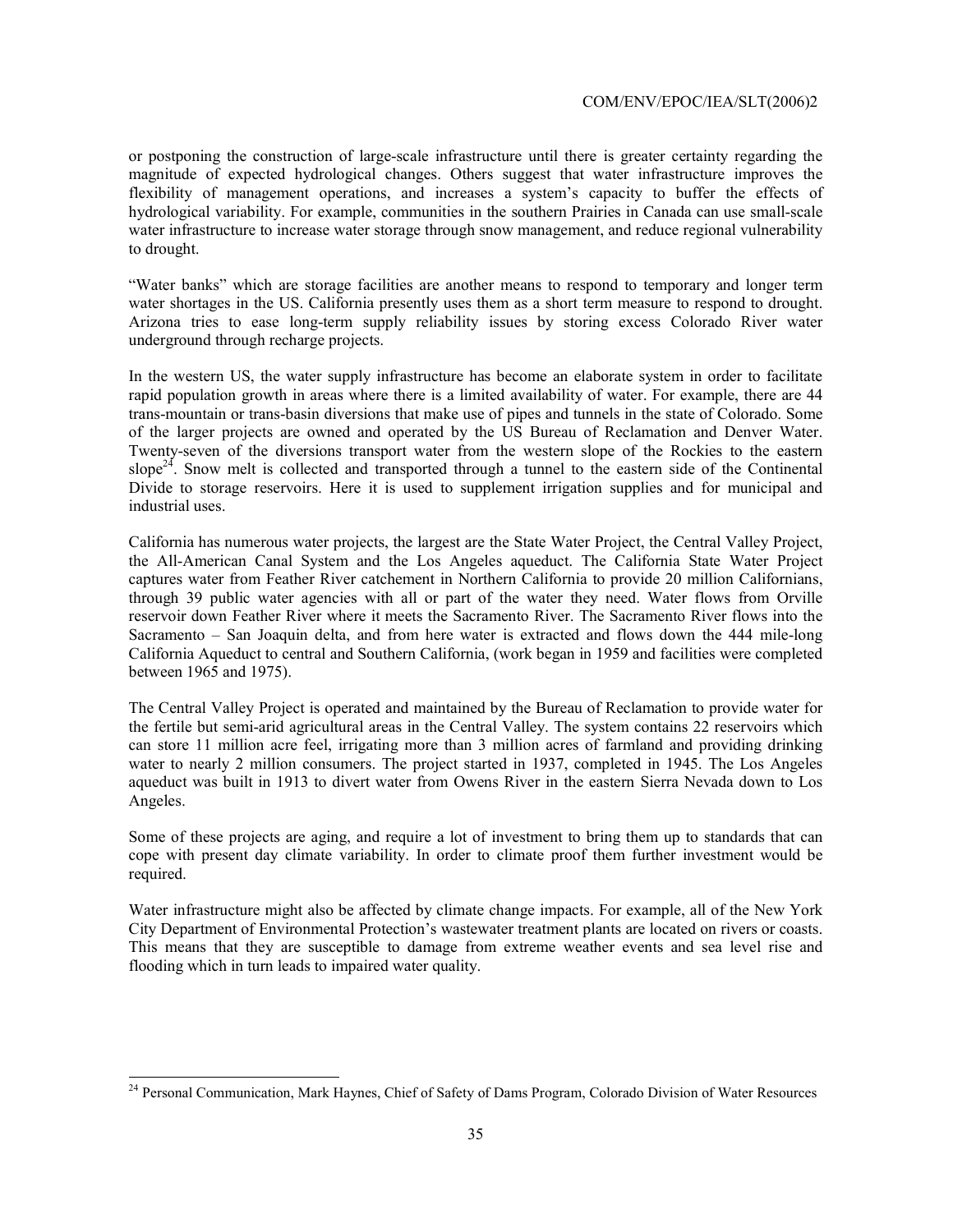or postponing the construction of large-scale infrastructure until there is greater certainty regarding the magnitude of expected hydrological changes. Others suggest that water infrastructure improves the flexibility of management operations, and increases a system's capacity to buffer the effects of hydrological variability. For example, communities in the southern Prairies in Canada can use small-scale water infrastructure to increase water storage through snow management, and reduce regional vulnerability to drought.

"Water banks" which are storage facilities are another means to respond to temporary and longer term water shortages in the US. California presently uses them as a short term measure to respond to drought. Arizona tries to ease long-term supply reliability issues by storing excess Colorado River water underground through recharge projects.

In the western US, the water supply infrastructure has become an elaborate system in order to facilitate rapid population growth in areas where there is a limited availability of water. For example, there are 44 trans-mountain or trans-basin diversions that make use of pipes and tunnels in the state of Colorado. Some of the larger projects are owned and operated by the US Bureau of Reclamation and Denver Water. Twenty-seven of the diversions transport water from the western slope of the Rockies to the eastern slope[24]. Snow melt is collected and transported through a tunnel to the eastern side of the Continental Divide to storage reservoirs. Here it is used to supplement irrigation supplies and for municipal and industrial uses.

California has numerous water projects, the largest are the State Water Project, the Central Valley Project, the All-American Canal System and the Los Angeles aqueduct. The California State Water Project captures water from Feather River catchement in Northern California to provide 20 million Californians, through 39 public water agencies with all or part of the water they need. Water flows from Orville reservoir down Feather River where it meets the Sacramento River. The Sacramento River flows into the Sacramento – San Joaquin delta, and from here water is extracted and flows down the 444 mile-long California Aqueduct to central and Southern California, (work began in 1959 and facilities were completed between 1965 and 1975).

The Central Valley Project is operated and maintained by the Bureau of Reclamation to provide water for the fertile but semi-arid agricultural areas in the Central Valley. The system contains 22 reservoirs which can store 11 million acre feel, irrigating more than 3 million acres of farmland and providing drinking water to nearly 2 million consumers. The project started in 1937, completed in 1945. The Los Angeles aqueduct was built in 1913 to divert water from Owens River in the eastern Sierra Nevada down to Los Angeles.

Some of these projects are aging, and require a lot of investment to bring them up to standards that can cope with present day climate variability. In order to climate proof them further investment would be required.

Water infrastructure might also be affected by climate change impacts. For example, all of the New York City Department of Environmental Protection's wastewater treatment plants are located on rivers or coasts. This means that they are susceptible to damage from extreme weather events and sea level rise and flooding which in turn leads to impaired water quality.

---

[24] Personal Communication, Mark Haynes, Chief of Safety of Dams Program, Colorado Division of Water Resources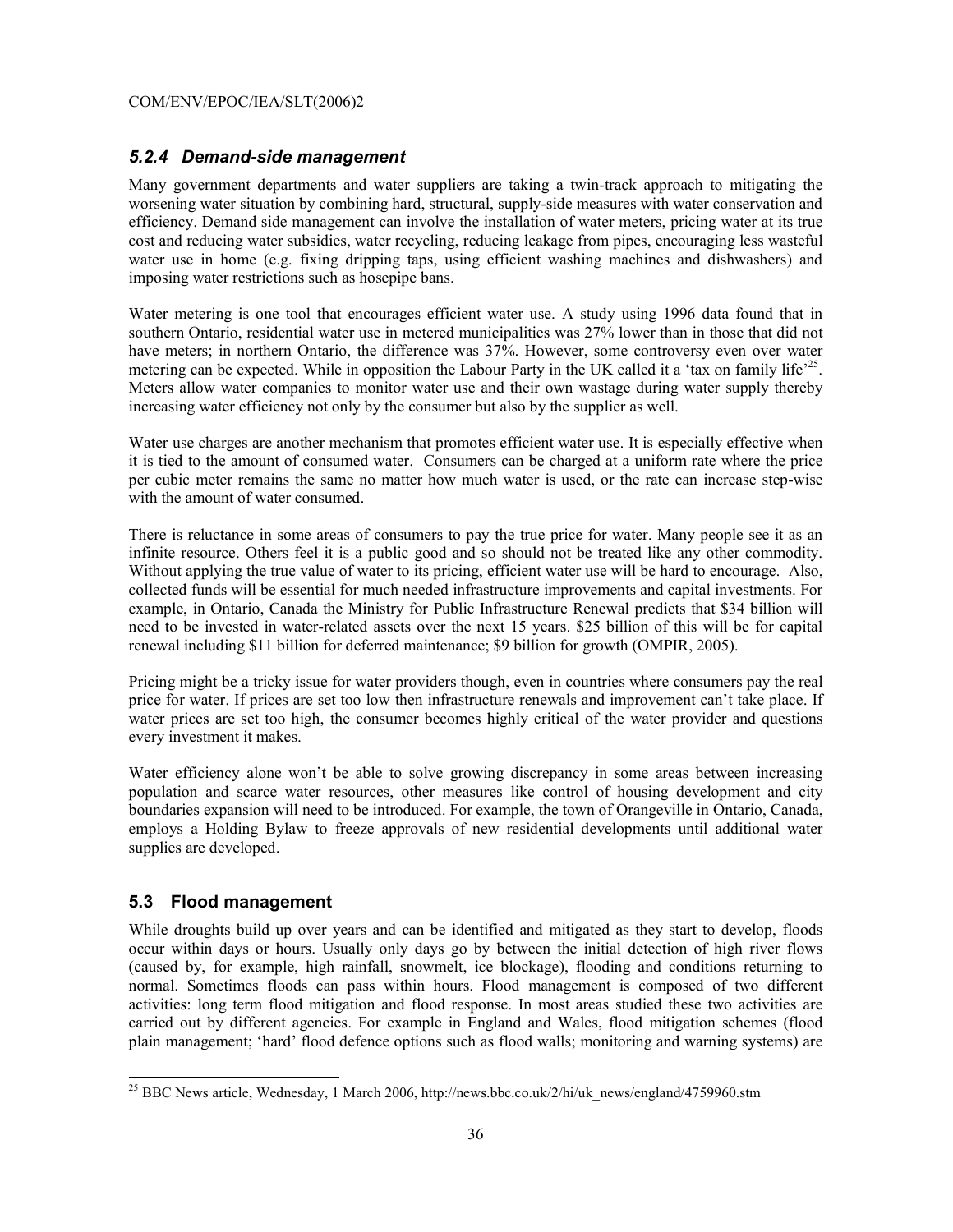### *5.2.4 Demand-side management*

Many government departments and water suppliers are taking a twin-track approach to mitigating the worsening water situation by combining hard, structural, supply-side measures with water conservation and efficiency. Demand side management can involve the installation of water meters, pricing water at its true cost and reducing water subsidies, water recycling, reducing leakage from pipes, encouraging less wasteful water use in home (e.g. fixing dripping taps, using efficient washing machines and dishwashers) and imposing water restrictions such as hosepipe bans.

Water metering is one tool that encourages efficient water use. A study using 1996 data found that in southern Ontario, residential water use in metered municipalities was 27% lower than in those that did not have meters; in northern Ontario, the difference was 37%. However, some controversy even over water metering can be expected. While in opposition the Labour Party in the UK called it a 'tax on family life'[25]. Meters allow water companies to monitor water use and their own wastage during water supply thereby increasing water efficiency not only by the consumer but also by the supplier as well.

Water use charges are another mechanism that promotes efficient water use. It is especially effective when it is tied to the amount of consumed water. Consumers can be charged at a uniform rate where the price per cubic meter remains the same no matter how much water is used, or the rate can increase step-wise with the amount of water consumed.

There is reluctance in some areas of consumers to pay the true price for water. Many people see it as an infinite resource. Others feel it is a public good and so should not be treated like any other commodity. Without applying the true value of water to its pricing, efficient water use will be hard to encourage. Also, collected funds will be essential for much needed infrastructure improvements and capital investments. For example, in Ontario, Canada the Ministry for Public Infrastructure Renewal predicts that $34 billion will need to be invested in water-related assets over the next 15 years. $25 billion of this will be for capital renewal including $11 billion for deferred maintenance; $9 billion for growth (OMPIR, 2005).

Pricing might be a tricky issue for water providers though, even in countries where consumers pay the real price for water. If prices are set too low then infrastructure renewals and improvement can't take place. If water prices are set too high, the consumer becomes highly critical of the water provider and questions every investment it makes.

Water efficiency alone won't be able to solve growing discrepancy in some areas between increasing population and scarce water resources, other measures like control of housing development and city boundaries expansion will need to be introduced. For example, the town of Orangeville in Ontario, Canada, employs a Holding Bylaw to freeze approvals of new residential developments until additional water supplies are developed.

## 5.3 Flood management

While droughts build up over years and can be identified and mitigated as they start to develop, floods occur within days or hours. Usually only days go by between the initial detection of high river flows (caused by, for example, high rainfall, snowmelt, ice blockage), flooding and conditions returning to normal. Sometimes floods can pass within hours. Flood management is composed of two different activities: long term flood mitigation and flood response. In most areas studied these two activities are carried out by different agencies. For example in England and Wales, flood mitigation schemes (flood plain management; 'hard' flood defence options such as flood walls; monitoring and warning systems) are

---

[25] BBC News article, Wednesday, 1 March 2006, http://news.bbc.co.uk/2/hi/uk_news/england/4759960.stm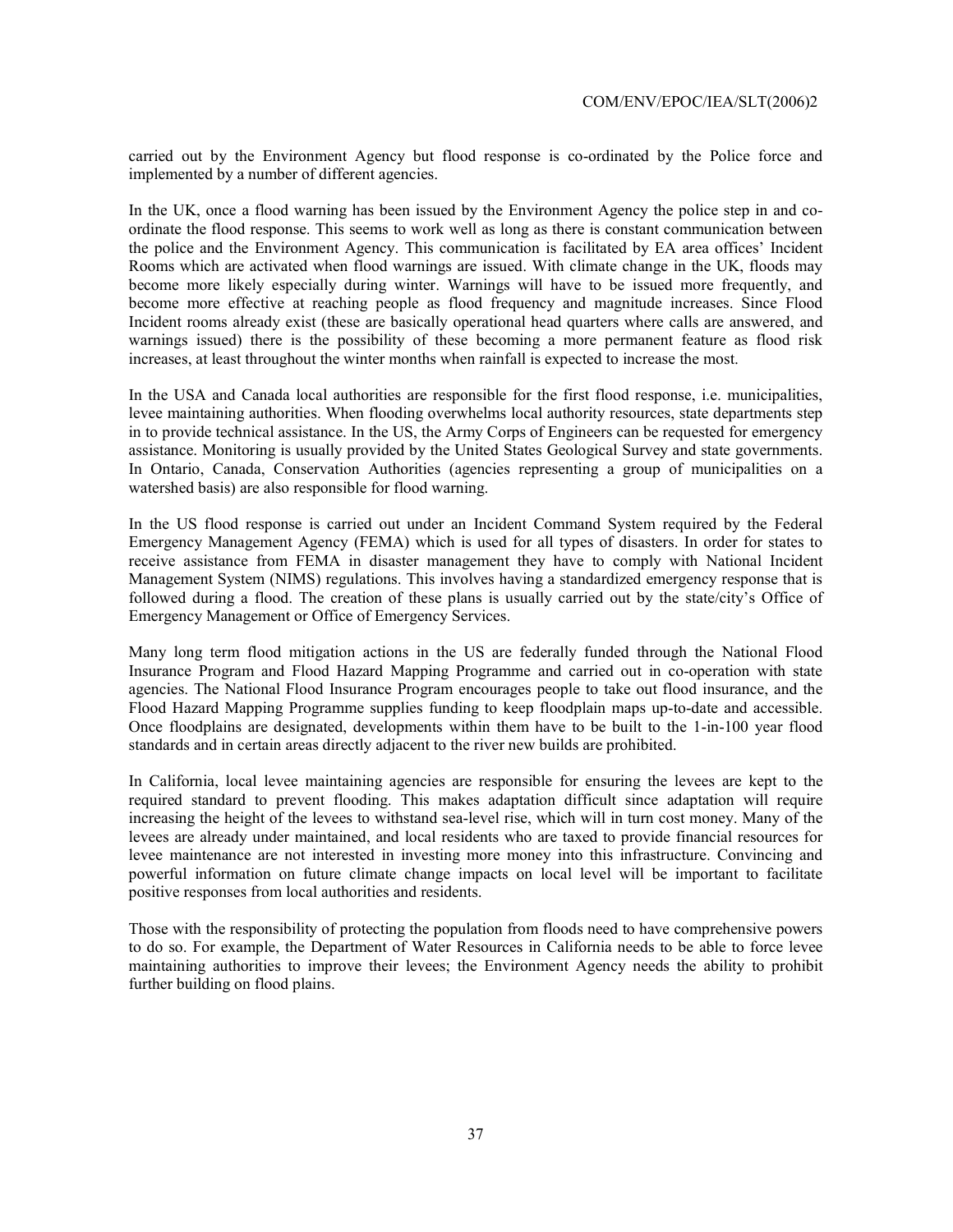carried out by the Environment Agency but flood response is co-ordinated by the Police force and implemented by a number of different agencies.

In the UK, once a flood warning has been issued by the Environment Agency the police step in and co-ordinate the flood response. This seems to work well as long as there is constant communication between the police and the Environment Agency. This communication is facilitated by EA area offices' Incident Rooms which are activated when flood warnings are issued. With climate change in the UK, floods may become more likely especially during winter. Warnings will have to be issued more frequently, and become more effective at reaching people as flood frequency and magnitude increases. Since Flood Incident rooms already exist (these are basically operational head quarters where calls are answered, and warnings issued) there is the possibility of these becoming a more permanent feature as flood risk increases, at least throughout the winter months when rainfall is expected to increase the most.

In the USA and Canada local authorities are responsible for the first flood response, i.e. municipalities, levee maintaining authorities. When flooding overwhelms local authority resources, state departments step in to provide technical assistance. In the US, the Army Corps of Engineers can be requested for emergency assistance. Monitoring is usually provided by the United States Geological Survey and state governments. In Ontario, Canada, Conservation Authorities (agencies representing a group of municipalities on a watershed basis) are also responsible for flood warning.

In the US flood response is carried out under an Incident Command System required by the Federal Emergency Management Agency (FEMA) which is used for all types of disasters. In order for states to receive assistance from FEMA in disaster management they have to comply with National Incident Management System (NIMS) regulations. This involves having a standardized emergency response that is followed during a flood. The creation of these plans is usually carried out by the state/city's Office of Emergency Management or Office of Emergency Services.

Many long term flood mitigation actions in the US are federally funded through the National Flood Insurance Program and Flood Hazard Mapping Programme and carried out in co-operation with state agencies. The National Flood Insurance Program encourages people to take out flood insurance, and the Flood Hazard Mapping Programme supplies funding to keep floodplain maps up-to-date and accessible. Once floodplains are designated, developments within them have to be built to the 1-in-100 year flood standards and in certain areas directly adjacent to the river new builds are prohibited.

In California, local levee maintaining agencies are responsible for ensuring the levees are kept to the required standard to prevent flooding. This makes adaptation difficult since adaptation will require increasing the height of the levees to withstand sea-level rise, which will in turn cost money. Many of the levees are already under maintained, and local residents who are taxed to provide financial resources for levee maintenance are not interested in investing more money into this infrastructure. Convincing and powerful information on future climate change impacts on local level will be important to facilitate positive responses from local authorities and residents.

Those with the responsibility of protecting the population from floods need to have comprehensive powers to do so. For example, the Department of Water Resources in California needs to be able to force levee maintaining authorities to improve their levees; the Environment Agency needs the ability to prohibit further building on flood plains.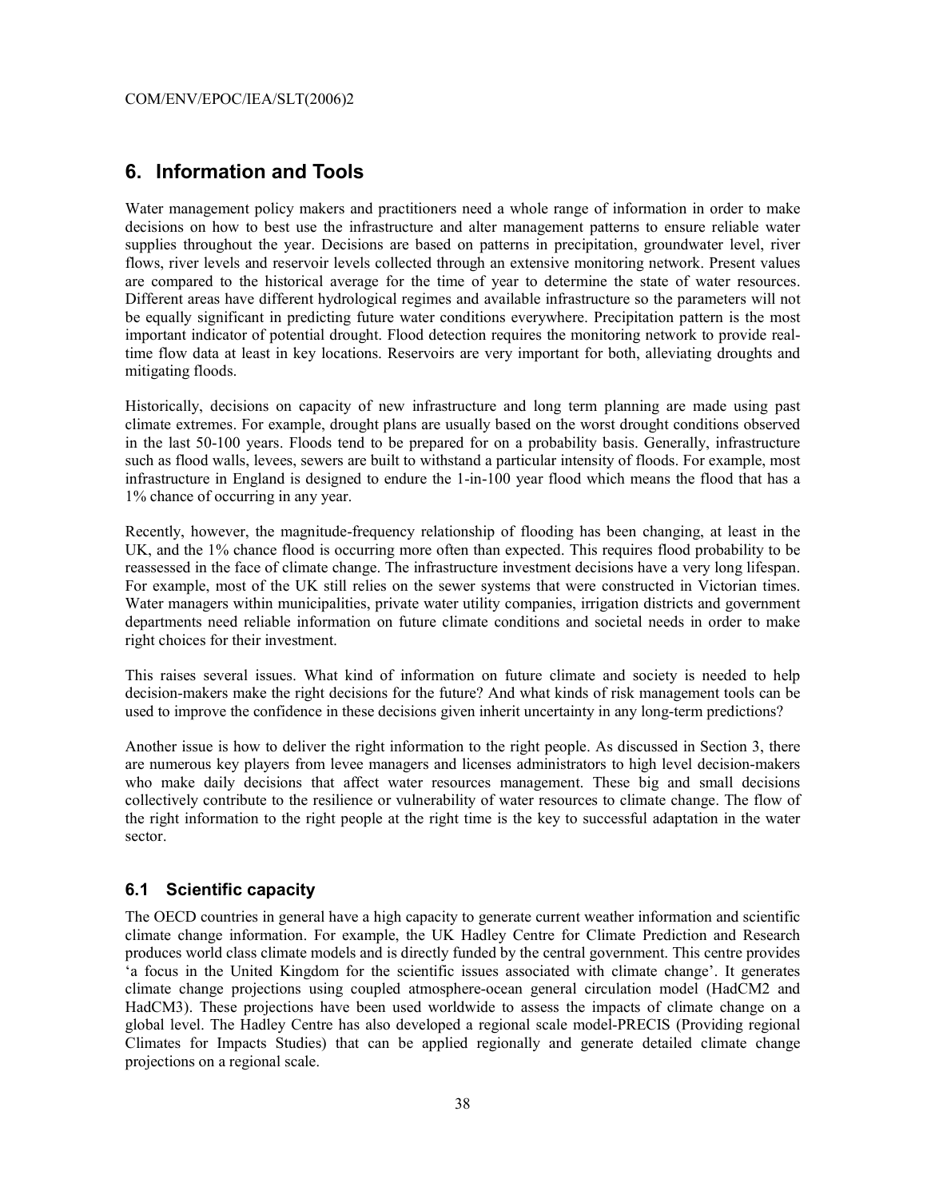# 6. Information and Tools

Water management policy makers and practitioners need a whole range of information in order to make decisions on how to best use the infrastructure and alter management patterns to ensure reliable water supplies throughout the year. Decisions are based on patterns in precipitation, groundwater level, river flows, river levels and reservoir levels collected through an extensive monitoring network. Present values are compared to the historical average for the time of year to determine the state of water resources. Different areas have different hydrological regimes and available infrastructure so the parameters will not be equally significant in predicting future water conditions everywhere. Precipitation pattern is the most important indicator of potential drought. Flood detection requires the monitoring network to provide real-time flow data at least in key locations. Reservoirs are very important for both, alleviating droughts and mitigating floods.

Historically, decisions on capacity of new infrastructure and long term planning are made using past climate extremes. For example, drought plans are usually based on the worst drought conditions observed in the last 50-100 years. Floods tend to be prepared for on a probability basis. Generally, infrastructure such as flood walls, levees, sewers are built to withstand a particular intensity of floods. For example, most infrastructure in England is designed to endure the 1-in-100 year flood which means the flood that has a 1% chance of occurring in any year.

Recently, however, the magnitude-frequency relationship of flooding has been changing, at least in the UK, and the 1% chance flood is occurring more often than expected. This requires flood probability to be reassessed in the face of climate change. The infrastructure investment decisions have a very long lifespan. For example, most of the UK still relies on the sewer systems that were constructed in Victorian times. Water managers within municipalities, private water utility companies, irrigation districts and government departments need reliable information on future climate conditions and societal needs in order to make right choices for their investment.

This raises several issues. What kind of information on future climate and society is needed to help decision-makers make the right decisions for the future? And what kinds of risk management tools can be used to improve the confidence in these decisions given inherit uncertainty in any long-term predictions?

Another issue is how to deliver the right information to the right people. As discussed in Section 3, there are numerous key players from levee managers and licenses administrators to high level decision-makers who make daily decisions that affect water resources management. These big and small decisions collectively contribute to the resilience or vulnerability of water resources to climate change. The flow of the right information to the right people at the right time is the key to successful adaptation in the water sector.

## 6.1 Scientific capacity

The OECD countries in general have a high capacity to generate current weather information and scientific climate change information. For example, the UK Hadley Centre for Climate Prediction and Research produces world class climate models and is directly funded by the central government. This centre provides 'a focus in the United Kingdom for the scientific issues associated with climate change'. It generates climate change projections using coupled atmosphere-ocean general circulation model (HadCM2 and HadCM3). These projections have been used worldwide to assess the impacts of climate change on a global level. The Hadley Centre has also developed a regional scale model-PRECIS (Providing regional Climates for Impacts Studies) that can be applied regionally and generate detailed climate change projections on a regional scale.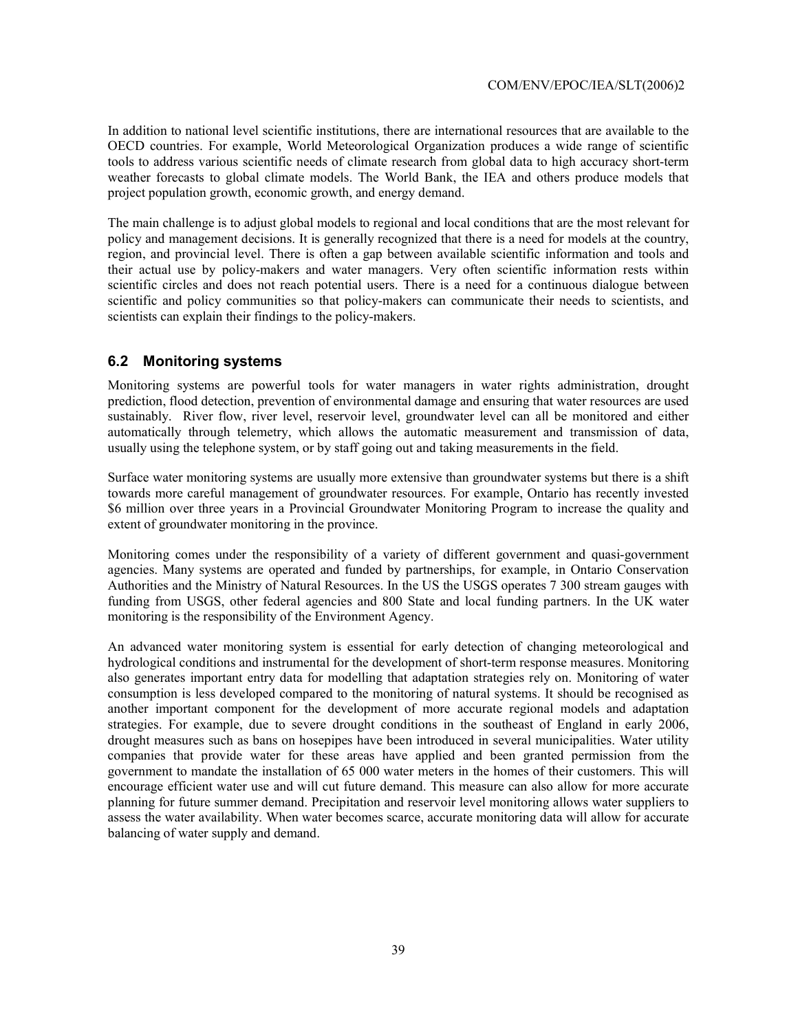In addition to national level scientific institutions, there are international resources that are available to the OECD countries. For example, World Meteorological Organization produces a wide range of scientific tools to address various scientific needs of climate research from global data to high accuracy short-term weather forecasts to global climate models. The World Bank, the IEA and others produce models that project population growth, economic growth, and energy demand.

The main challenge is to adjust global models to regional and local conditions that are the most relevant for policy and management decisions. It is generally recognized that there is a need for models at the country, region, and provincial level. There is often a gap between available scientific information and tools and their actual use by policy-makers and water managers. Very often scientific information rests within scientific circles and does not reach potential users. There is a need for a continuous dialogue between scientific and policy communities so that policy-makers can communicate their needs to scientists, and scientists can explain their findings to the policy-makers.

## 6.2 Monitoring systems

Monitoring systems are powerful tools for water managers in water rights administration, drought prediction, flood detection, prevention of environmental damage and ensuring that water resources are used sustainably. River flow, river level, reservoir level, groundwater level can all be monitored and either automatically through telemetry, which allows the automatic measurement and transmission of data, usually using the telephone system, or by staff going out and taking measurements in the field.

Surface water monitoring systems are usually more extensive than groundwater systems but there is a shift towards more careful management of groundwater resources. For example, Ontario has recently invested $6 million over three years in a Provincial Groundwater Monitoring Program to increase the quality and extent of groundwater monitoring in the province.

Monitoring comes under the responsibility of a variety of different government and quasi-government agencies. Many systems are operated and funded by partnerships, for example, in Ontario Conservation Authorities and the Ministry of Natural Resources. In the US the USGS operates 7 300 stream gauges with funding from USGS, other federal agencies and 800 State and local funding partners. In the UK water monitoring is the responsibility of the Environment Agency.

An advanced water monitoring system is essential for early detection of changing meteorological and hydrological conditions and instrumental for the development of short-term response measures. Monitoring also generates important entry data for modelling that adaptation strategies rely on. Monitoring of water consumption is less developed compared to the monitoring of natural systems. It should be recognised as another important component for the development of more accurate regional models and adaptation strategies. For example, due to severe drought conditions in the southeast of England in early 2006, drought measures such as bans on hosepipes have been introduced in several municipalities. Water utility companies that provide water for these areas have applied and been granted permission from the government to mandate the installation of 65 000 water meters in the homes of their customers. This will encourage efficient water use and will cut future demand. This measure can also allow for more accurate planning for future summer demand. Precipitation and reservoir level monitoring allows water suppliers to assess the water availability. When water becomes scarce, accurate monitoring data will allow for accurate balancing of water supply and demand.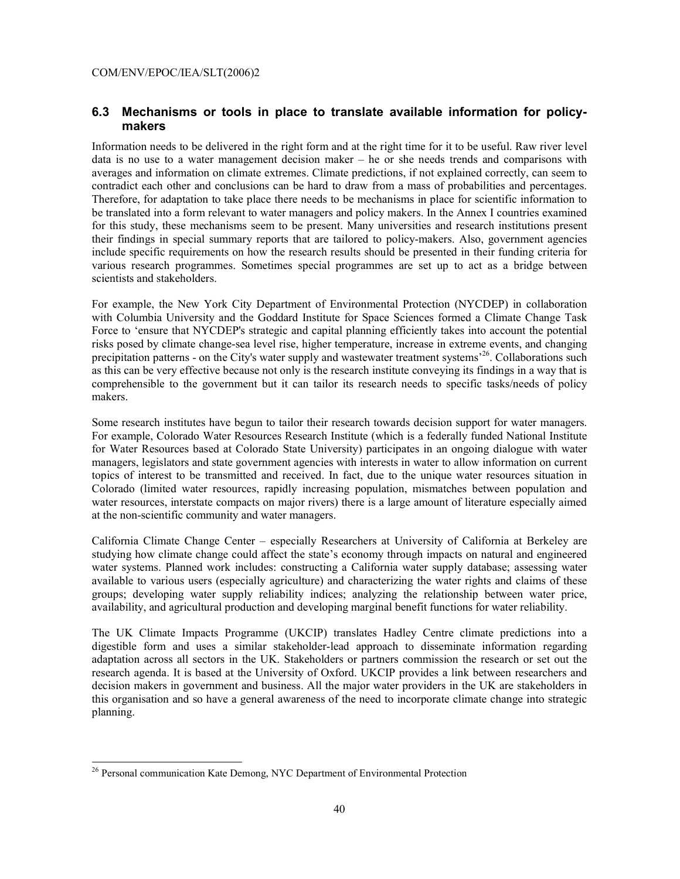## 6.3 Mechanisms or tools in place to translate available information for policy-makers

Information needs to be delivered in the right form and at the right time for it to be useful. Raw river level data is no use to a water management decision maker – he or she needs trends and comparisons with averages and information on climate extremes. Climate predictions, if not explained correctly, can seem to contradict each other and conclusions can be hard to draw from a mass of probabilities and percentages. Therefore, for adaptation to take place there needs to be mechanisms in place for scientific information to be translated into a form relevant to water managers and policy makers. In the Annex I countries examined for this study, these mechanisms seem to be present. Many universities and research institutions present their findings in special summary reports that are tailored to policy-makers. Also, government agencies include specific requirements on how the research results should be presented in their funding criteria for various research programmes. Sometimes special programmes are set up to act as a bridge between scientists and stakeholders.

For example, the New York City Department of Environmental Protection (NYCDEP) in collaboration with Columbia University and the Goddard Institute for Space Sciences formed a Climate Change Task Force to 'ensure that NYCDEP's strategic and capital planning efficiently takes into account the potential risks posed by climate change-sea level rise, higher temperature, increase in extreme events, and changing precipitation patterns - on the City's water supply and wastewater treatment systems'[26]. Collaborations such as this can be very effective because not only is the research institute conveying its findings in a way that is comprehensible to the government but it can tailor its research needs to specific tasks/needs of policy makers.

Some research institutes have begun to tailor their research towards decision support for water managers. For example, Colorado Water Resources Research Institute (which is a federally funded National Institute for Water Resources based at Colorado State University) participates in an ongoing dialogue with water managers, legislators and state government agencies with interests in water to allow information on current topics of interest to be transmitted and received. In fact, due to the unique water resources situation in Colorado (limited water resources, rapidly increasing population, mismatches between population and water resources, interstate compacts on major rivers) there is a large amount of literature especially aimed at the non-scientific community and water managers.

California Climate Change Center – especially Researchers at University of California at Berkeley are studying how climate change could affect the state's economy through impacts on natural and engineered water systems. Planned work includes: constructing a California water supply database; assessing water available to various users (especially agriculture) and characterizing the water rights and claims of these groups; developing water supply reliability indices; analyzing the relationship between water price, availability, and agricultural production and developing marginal benefit functions for water reliability.

The UK Climate Impacts Programme (UKCIP) translates Hadley Centre climate predictions into a digestible form and uses a similar stakeholder-lead approach to disseminate information regarding adaptation across all sectors in the UK. Stakeholders or partners commission the research or set out the research agenda. It is based at the University of Oxford. UKCIP provides a link between researchers and decision makers in government and business. All the major water providers in the UK are stakeholders in this organisation and so have a general awareness of the need to incorporate climate change into strategic planning.

---

[26] Personal communication Kate Demong, NYC Department of Environmental Protection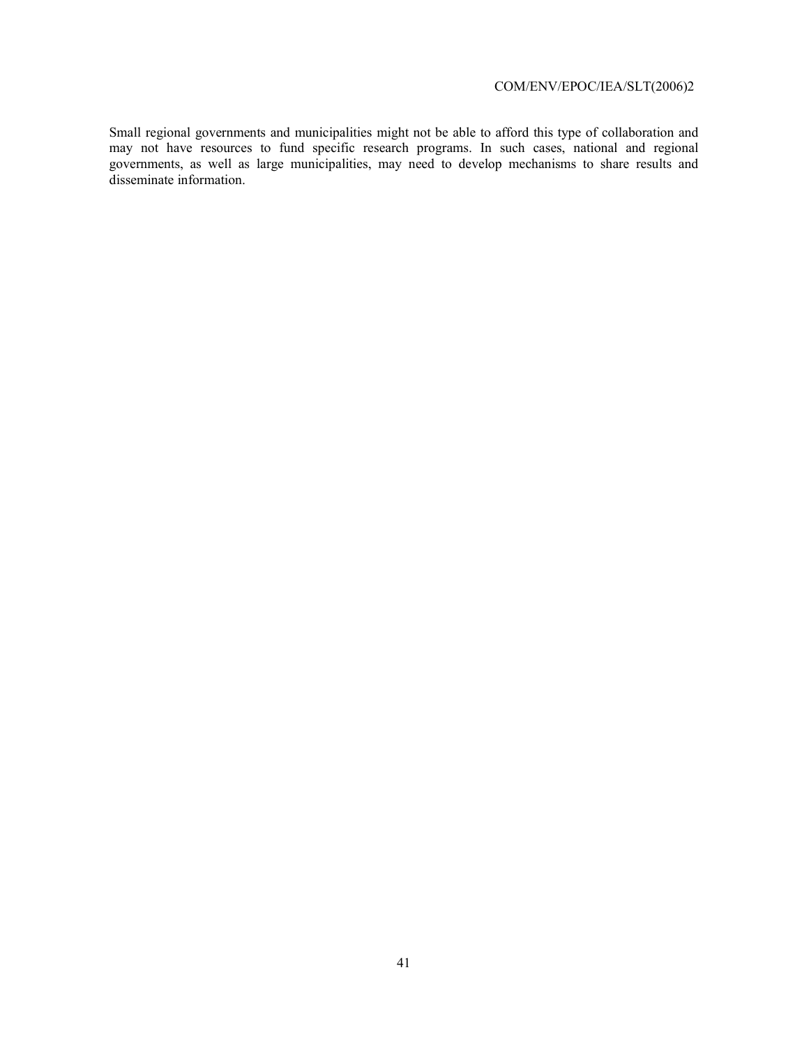Small regional governments and municipalities might not be able to afford this type of collaboration and may not have resources to fund specific research programs. In such cases, national and regional governments, as well as large municipalities, may need to develop mechanisms to share results and disseminate information.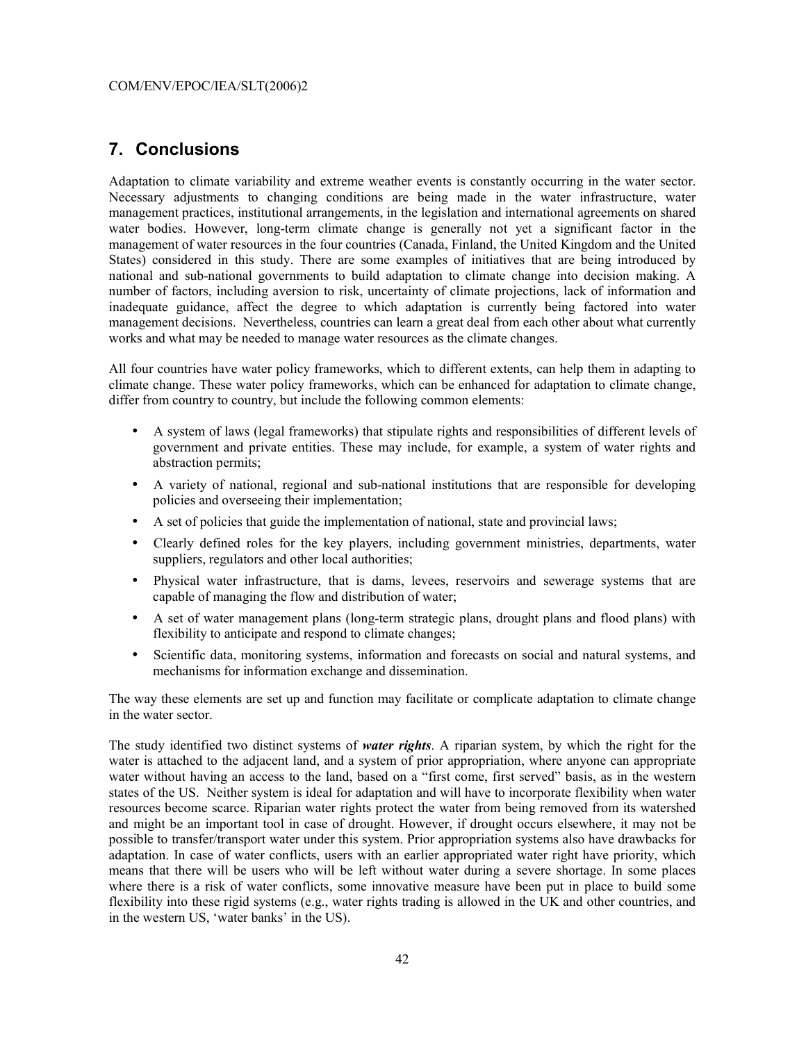## 7. Conclusions

Adaptation to climate variability and extreme weather events is constantly occurring in the water sector. Necessary adjustments to changing conditions are being made in the water infrastructure, water management practices, institutional arrangements, in the legislation and international agreements on shared water bodies. However, long-term climate change is generally not yet a significant factor in the management of water resources in the four countries (Canada, Finland, the United Kingdom and the United States) considered in this study. There are some examples of initiatives that are being introduced by national and sub-national governments to build adaptation to climate change into decision making. A number of factors, including aversion to risk, uncertainty of climate projections, lack of information and inadequate guidance, affect the degree to which adaptation is currently being factored into water management decisions. Nevertheless, countries can learn a great deal from each other about what currently works and what may be needed to manage water resources as the climate changes.

All four countries have water policy frameworks, which to different extents, can help them in adapting to climate change. These water policy frameworks, which can be enhanced for adaptation to climate change, differ from country to country, but include the following common elements:

- A system of laws (legal frameworks) that stipulate rights and responsibilities of different levels of government and private entities. These may include, for example, a system of water rights and abstraction permits;
- A variety of national, regional and sub-national institutions that are responsible for developing policies and overseeing their implementation;
- A set of policies that guide the implementation of national, state and provincial laws;
- Clearly defined roles for the key players, including government ministries, departments, water suppliers, regulators and other local authorities;
- Physical water infrastructure, that is dams, levees, reservoirs and sewerage systems that are capable of managing the flow and distribution of water;
- A set of water management plans (long-term strategic plans, drought plans and flood plans) with flexibility to anticipate and respond to climate changes;
- Scientific data, monitoring systems, information and forecasts on social and natural systems, and mechanisms for information exchange and dissemination.

The way these elements are set up and function may facilitate or complicate adaptation to climate change in the water sector.

The study identified two distinct systems of ***water rights***. A riparian system, by which the right for the water is attached to the adjacent land, and a system of prior appropriation, where anyone can appropriate water without having an access to the land, based on a "first come, first served" basis, as in the western states of the US. Neither system is ideal for adaptation and will have to incorporate flexibility when water resources become scarce. Riparian water rights protect the water from being removed from its watershed and might be an important tool in case of drought. However, if drought occurs elsewhere, it may not be possible to transfer/transport water under this system. Prior appropriation systems also have drawbacks for adaptation. In case of water conflicts, users with an earlier appropriated water right have priority, which means that there will be users who will be left without water during a severe shortage. In some places where there is a risk of water conflicts, some innovative measure have been put in place to build some flexibility into these rigid systems (e.g., water rights trading is allowed in the UK and other countries, and in the western US, 'water banks' in the US).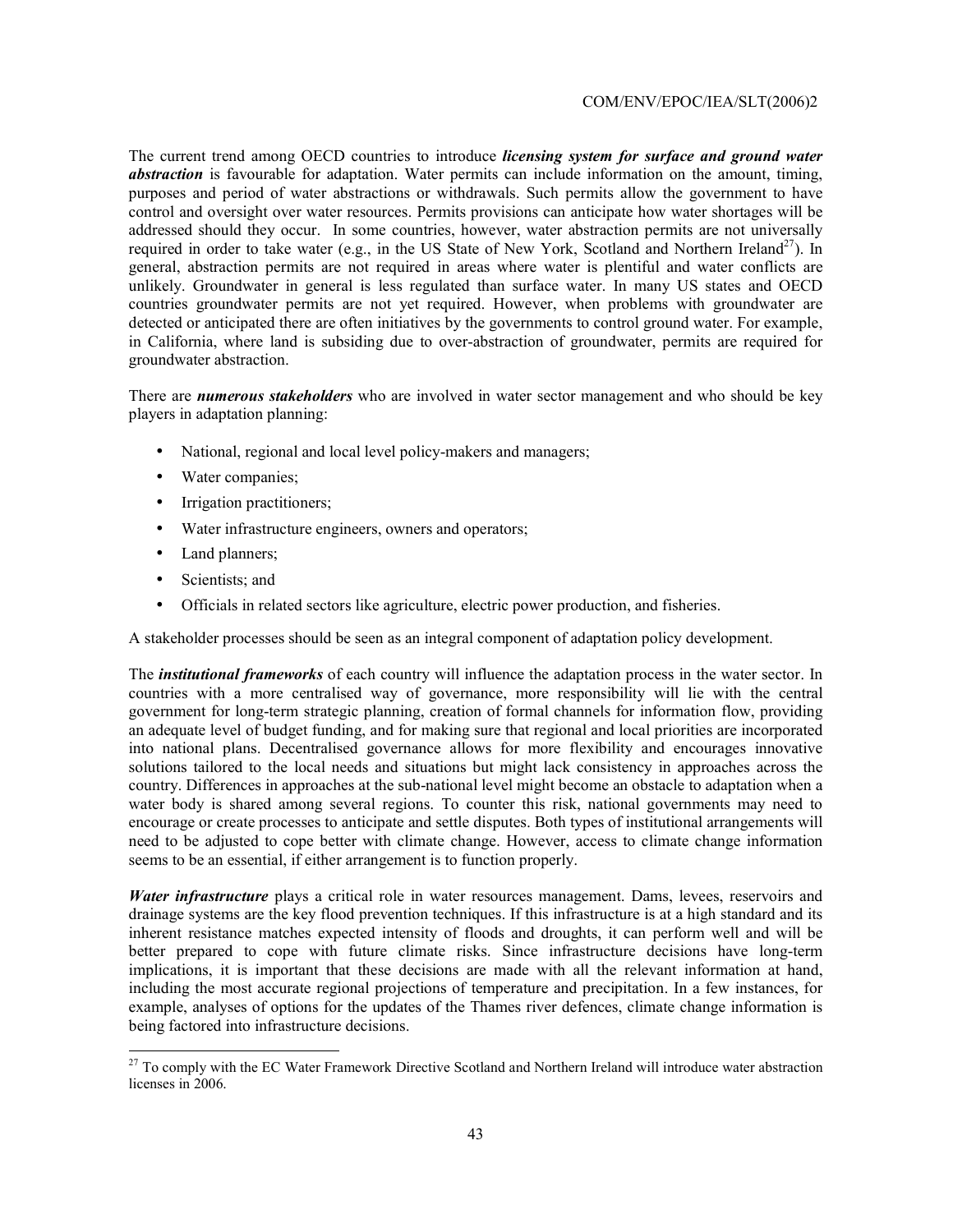The current trend among OECD countries to introduce ***licensing system for surface and ground water abstraction*** is favourable for adaptation. Water permits can include information on the amount, timing, purposes and period of water abstractions or withdrawals. Such permits allow the government to have control and oversight over water resources. Permits provisions can anticipate how water shortages will be addressed should they occur. In some countries, however, water abstraction permits are not universally required in order to take water (e.g., in the US State of New York, Scotland and Northern Ireland[27]). In general, abstraction permits are not required in areas where water is plentiful and water conflicts are unlikely. Groundwater in general is less regulated than surface water. In many US states and OECD countries groundwater permits are not yet required. However, when problems with groundwater are detected or anticipated there are often initiatives by the governments to control ground water. For example, in California, where land is subsiding due to over-abstraction of groundwater, permits are required for groundwater abstraction.

There are ***numerous stakeholders*** who are involved in water sector management and who should be key players in adaptation planning:

- National, regional and local level policy-makers and managers;
- Water companies;
- Irrigation practitioners;
- Water infrastructure engineers, owners and operators;
- Land planners;
- Scientists; and
- Officials in related sectors like agriculture, electric power production, and fisheries.

A stakeholder processes should be seen as an integral component of adaptation policy development.

The ***institutional frameworks*** of each country will influence the adaptation process in the water sector. In countries with a more centralised way of governance, more responsibility will lie with the central government for long-term strategic planning, creation of formal channels for information flow, providing an adequate level of budget funding, and for making sure that regional and local priorities are incorporated into national plans. Decentralised governance allows for more flexibility and encourages innovative solutions tailored to the local needs and situations but might lack consistency in approaches across the country. Differences in approaches at the sub-national level might become an obstacle to adaptation when a water body is shared among several regions. To counter this risk, national governments may need to encourage or create processes to anticipate and settle disputes. Both types of institutional arrangements will need to be adjusted to cope better with climate change. However, access to climate change information seems to be an essential, if either arrangement is to function properly.

***Water infrastructure*** plays a critical role in water resources management. Dams, levees, reservoirs and drainage systems are the key flood prevention techniques. If this infrastructure is at a high standard and its inherent resistance matches expected intensity of floods and droughts, it can perform well and will be better prepared to cope with future climate risks. Since infrastructure decisions have long-term implications, it is important that these decisions are made with all the relevant information at hand, including the most accurate regional projections of temperature and precipitation. In a few instances, for example, analyses of options for the updates of the Thames river defences, climate change information is being factored into infrastructure decisions.

[27] To comply with the EC Water Framework Directive Scotland and Northern Ireland will introduce water abstraction licenses in 2006.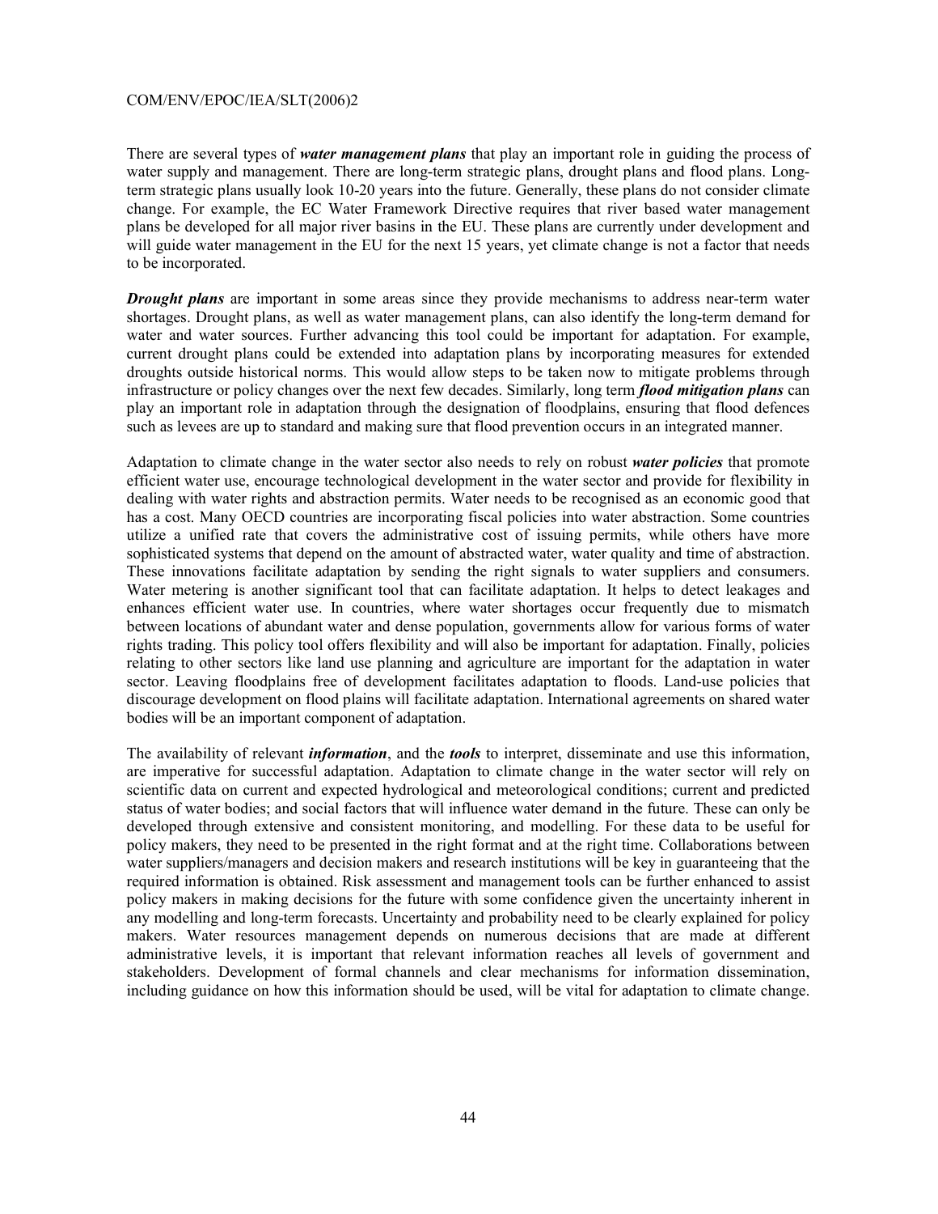There are several types of ***water management plans*** that play an important role in guiding the process of water supply and management. There are long-term strategic plans, drought plans and flood plans. Long-term strategic plans usually look 10-20 years into the future. Generally, these plans do not consider climate change. For example, the EC Water Framework Directive requires that river based water management plans be developed for all major river basins in the EU. These plans are currently under development and will guide water management in the EU for the next 15 years, yet climate change is not a factor that needs to be incorporated.

***Drought plans*** are important in some areas since they provide mechanisms to address near-term water shortages. Drought plans, as well as water management plans, can also identify the long-term demand for water and water sources. Further advancing this tool could be important for adaptation. For example, current drought plans could be extended into adaptation plans by incorporating measures for extended droughts outside historical norms. This would allow steps to be taken now to mitigate problems through infrastructure or policy changes over the next few decades. Similarly, long term ***flood mitigation plans*** can play an important role in adaptation through the designation of floodplains, ensuring that flood defences such as levees are up to standard and making sure that flood prevention occurs in an integrated manner.

Adaptation to climate change in the water sector also needs to rely on robust ***water policies*** that promote efficient water use, encourage technological development in the water sector and provide for flexibility in dealing with water rights and abstraction permits. Water needs to be recognised as an economic good that has a cost. Many OECD countries are incorporating fiscal policies into water abstraction. Some countries utilize a unified rate that covers the administrative cost of issuing permits, while others have more sophisticated systems that depend on the amount of abstracted water, water quality and time of abstraction. These innovations facilitate adaptation by sending the right signals to water suppliers and consumers. Water metering is another significant tool that can facilitate adaptation. It helps to detect leakages and enhances efficient water use. In countries, where water shortages occur frequently due to mismatch between locations of abundant water and dense population, governments allow for various forms of water rights trading. This policy tool offers flexibility and will also be important for adaptation. Finally, policies relating to other sectors like land use planning and agriculture are important for the adaptation in water sector. Leaving floodplains free of development facilitates adaptation to floods. Land-use policies that discourage development on flood plains will facilitate adaptation. International agreements on shared water bodies will be an important component of adaptation.

The availability of relevant ***information***, and the ***tools*** to interpret, disseminate and use this information, are imperative for successful adaptation. Adaptation to climate change in the water sector will rely on scientific data on current and expected hydrological and meteorological conditions; current and predicted status of water bodies; and social factors that will influence water demand in the future. These can only be developed through extensive and consistent monitoring, and modelling. For these data to be useful for policy makers, they need to be presented in the right format and at the right time. Collaborations between water suppliers/managers and decision makers and research institutions will be key in guaranteeing that the required information is obtained. Risk assessment and management tools can be further enhanced to assist policy makers in making decisions for the future with some confidence given the uncertainty inherent in any modelling and long-term forecasts. Uncertainty and probability need to be clearly explained for policy makers. Water resources management depends on numerous decisions that are made at different administrative levels, it is important that relevant information reaches all levels of government and stakeholders. Development of formal channels and clear mechanisms for information dissemination, including guidance on how this information should be used, will be vital for adaptation to climate change.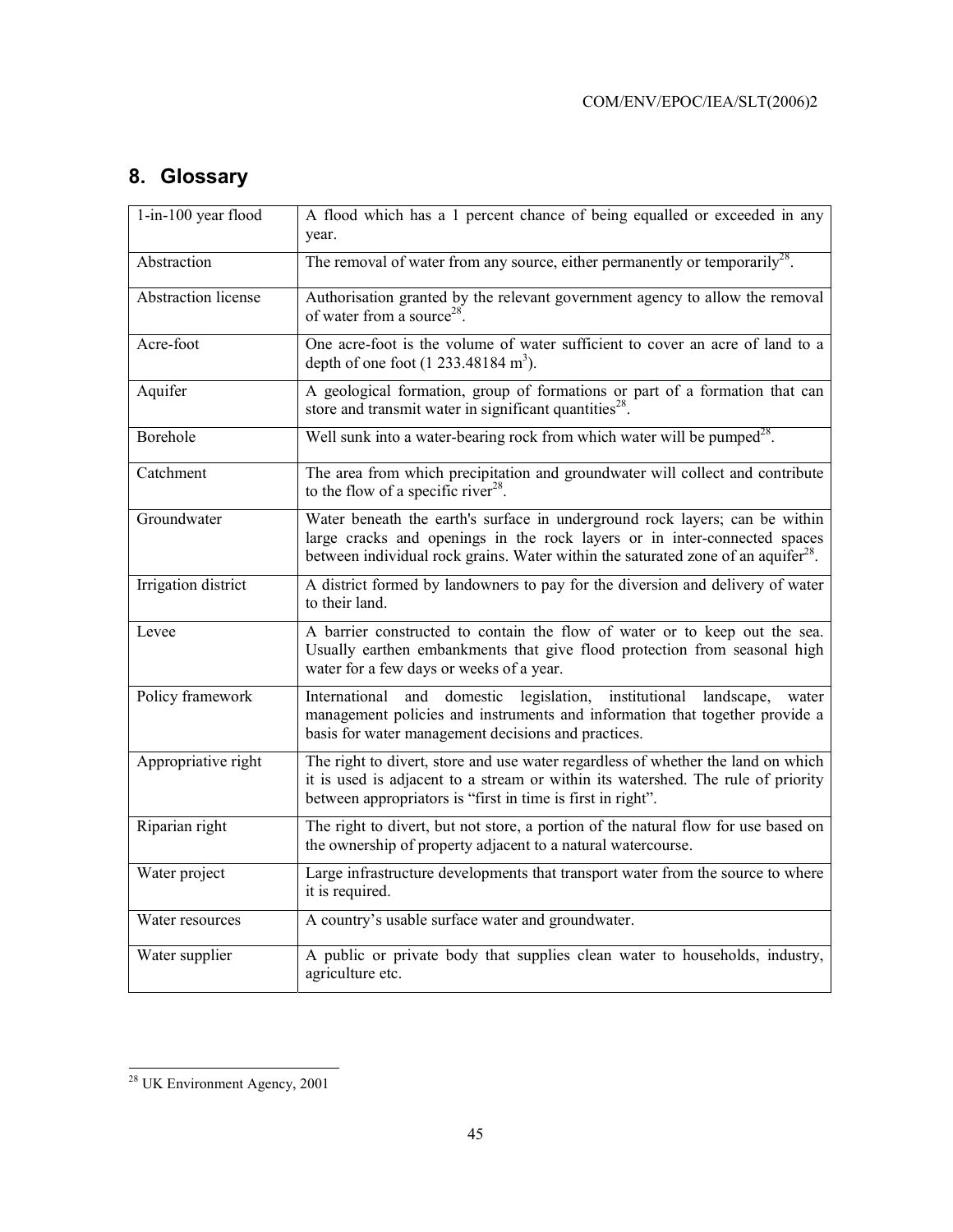## 8. Glossary

| Term | Definition |
|---|---|
| 1-in-100 year flood | A flood which has a 1 percent chance of being equalled or exceeded in any year. |
| Abstraction | The removal of water from any source, either permanently or temporarily[28]. |
| Abstraction license | Authorisation granted by the relevant government agency to allow the removal of water from a source[28]. |
| Acre-foot | One acre-foot is the volume of water sufficient to cover an acre of land to a depth of one foot (1 233.48184 $m^3$). |
| Aquifer | A geological formation, group of formations or part of a formation that can store and transmit water in significant quantities[28]. |
| Borehole | Well sunk into a water-bearing rock from which water will be pumped[28]. |
| Catchment | The area from which precipitation and groundwater will collect and contribute to the flow of a specific river[28]. |
| Groundwater | Water beneath the earth's surface in underground rock layers; can be within large cracks and openings in the rock layers or in inter-connected spaces between individual rock grains. Water within the saturated zone of an aquifer[28]. |
| Irrigation district | A district formed by landowners to pay for the diversion and delivery of water to their land. |
| Levee | A barrier constructed to contain the flow of water or to keep out the sea. Usually earthen embankments that give flood protection from seasonal high water for a few days or weeks of a year. |
| Policy framework | International and domestic legislation, institutional landscape, water management policies and instruments and information that together provide a basis for water management decisions and practices. |
| Appropriative right | The right to divert, store and use water regardless of whether the land on which it is used is adjacent to a stream or within its watershed. The rule of priority between appropriators is "first in time is first in right". |
| Riparian right | The right to divert, but not store, a portion of the natural flow for use based on the ownership of property adjacent to a natural watercourse. |
| Water project | Large infrastructure developments that transport water from the source to where it is required. |
| Water resources | A country's usable surface water and groundwater. |
| Water supplier | A public or private body that supplies clean water to households, industry, agriculture etc. |

[28] UK Environment Agency, 2001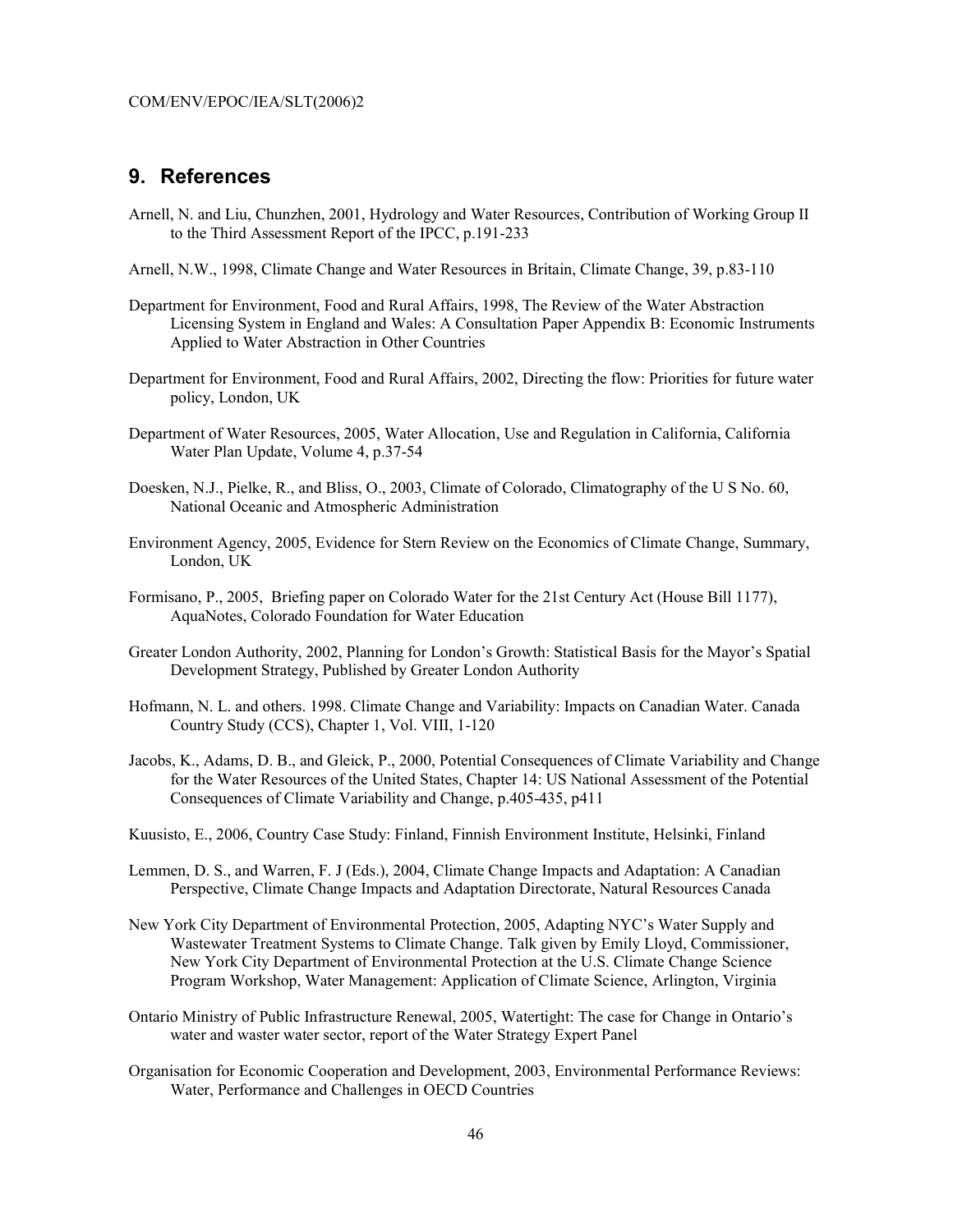## 9. References

Arnell, N. and Liu, Chunzhen, 2001, Hydrology and Water Resources, Contribution of Working Group II to the Third Assessment Report of the IPCC, p.191-233

Arnell, N.W., 1998, Climate Change and Water Resources in Britain, Climate Change, 39, p.83-110

Department for Environment, Food and Rural Affairs, 1998, The Review of the Water Abstraction Licensing System in England and Wales: A Consultation Paper Appendix B: Economic Instruments Applied to Water Abstraction in Other Countries

Department for Environment, Food and Rural Affairs, 2002, Directing the flow: Priorities for future water policy, London, UK

Department of Water Resources, 2005, Water Allocation, Use and Regulation in California, California Water Plan Update, Volume 4, p.37-54

Doesken, N.J., Pielke, R., and Bliss, O., 2003, Climate of Colorado, Climatography of the U S No. 60, National Oceanic and Atmospheric Administration

Environment Agency, 2005, Evidence for Stern Review on the Economics of Climate Change, Summary, London, UK

Formisano, P., 2005, Briefing paper on Colorado Water for the 21st Century Act (House Bill 1177), AquaNotes, Colorado Foundation for Water Education

Greater London Authority, 2002, Planning for London's Growth: Statistical Basis for the Mayor's Spatial Development Strategy, Published by Greater London Authority

Hofmann, N. L. and others. 1998. Climate Change and Variability: Impacts on Canadian Water. Canada Country Study (CCS), Chapter 1, Vol. VIII, 1-120

Jacobs, K., Adams, D. B., and Gleick, P., 2000, Potential Consequences of Climate Variability and Change for the Water Resources of the United States, Chapter 14: US National Assessment of the Potential Consequences of Climate Variability and Change, p.405-435, p411

Kuusisto, E., 2006, Country Case Study: Finland, Finnish Environment Institute, Helsinki, Finland

Lemmen, D. S., and Warren, F. J (Eds.), 2004, Climate Change Impacts and Adaptation: A Canadian Perspective, Climate Change Impacts and Adaptation Directorate, Natural Resources Canada

New York City Department of Environmental Protection, 2005, Adapting NYC's Water Supply and Wastewater Treatment Systems to Climate Change. Talk given by Emily Lloyd, Commissioner, New York City Department of Environmental Protection at the U.S. Climate Change Science Program Workshop, Water Management: Application of Climate Science, Arlington, Virginia

Ontario Ministry of Public Infrastructure Renewal, 2005, Watertight: The case for Change in Ontario's water and waster water sector, report of the Water Strategy Expert Panel

Organisation for Economic Cooperation and Development, 2003, Environmental Performance Reviews: Water, Performance and Challenges in OECD Countries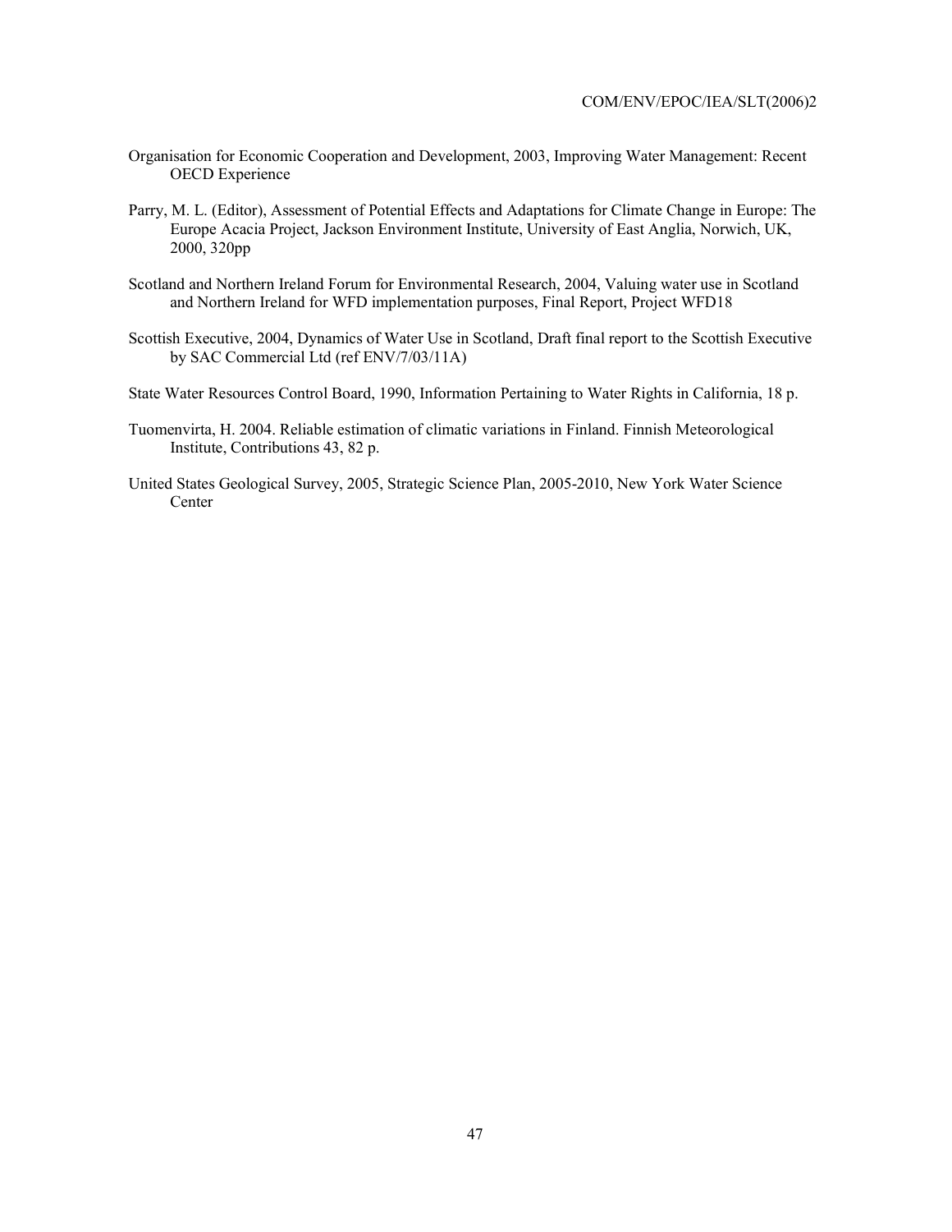Organisation for Economic Cooperation and Development, 2003, Improving Water Management: Recent OECD Experience

Parry, M. L. (Editor), Assessment of Potential Effects and Adaptations for Climate Change in Europe: The Europe Acacia Project, Jackson Environment Institute, University of East Anglia, Norwich, UK, 2000, 320pp

Scotland and Northern Ireland Forum for Environmental Research, 2004, Valuing water use in Scotland and Northern Ireland for WFD implementation purposes, Final Report, Project WFD18

Scottish Executive, 2004, Dynamics of Water Use in Scotland, Draft final report to the Scottish Executive by SAC Commercial Ltd (ref ENV/7/03/11A)

State Water Resources Control Board, 1990, Information Pertaining to Water Rights in California, 18 p.

Tuomenvirta, H. 2004. Reliable estimation of climatic variations in Finland. Finnish Meteorological Institute, Contributions 43, 82 p.

United States Geological Survey, 2005, Strategic Science Plan, 2005-2010, New York Water Science Center